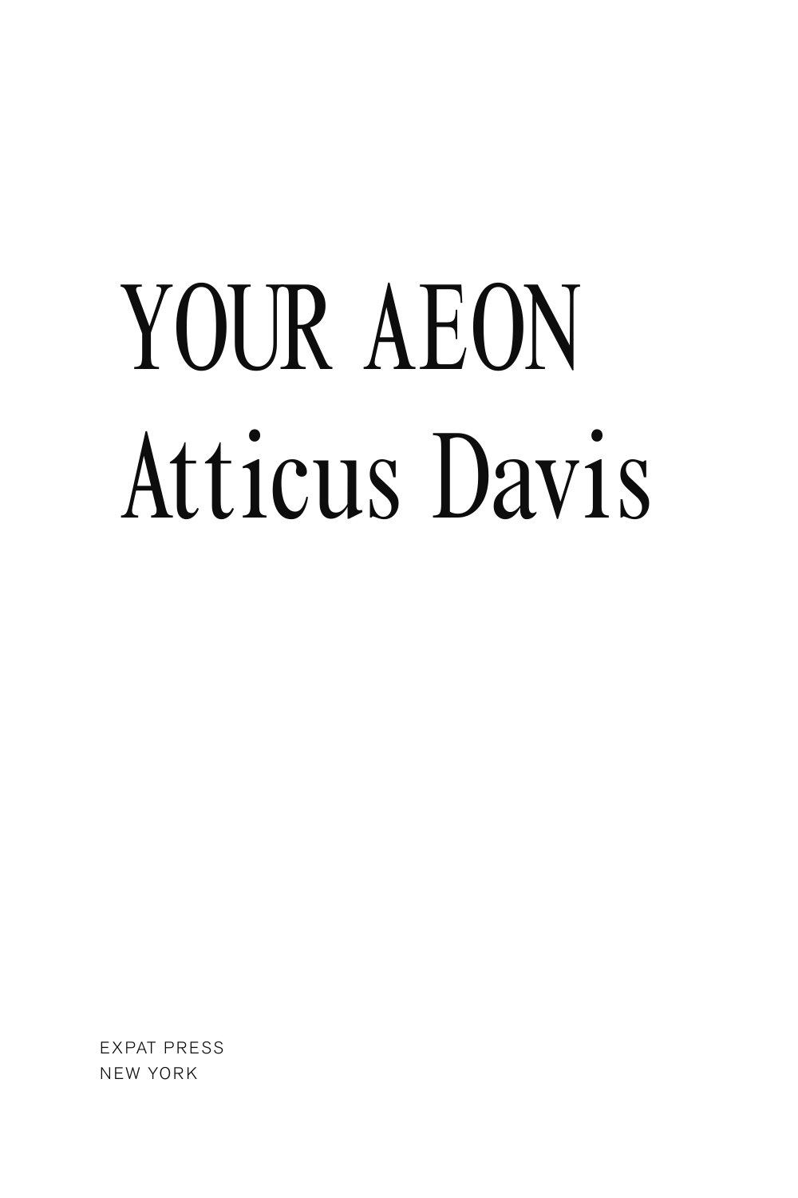# YOUR AEON

## Atticus Davis

EXPAT PRESS
NEW YORK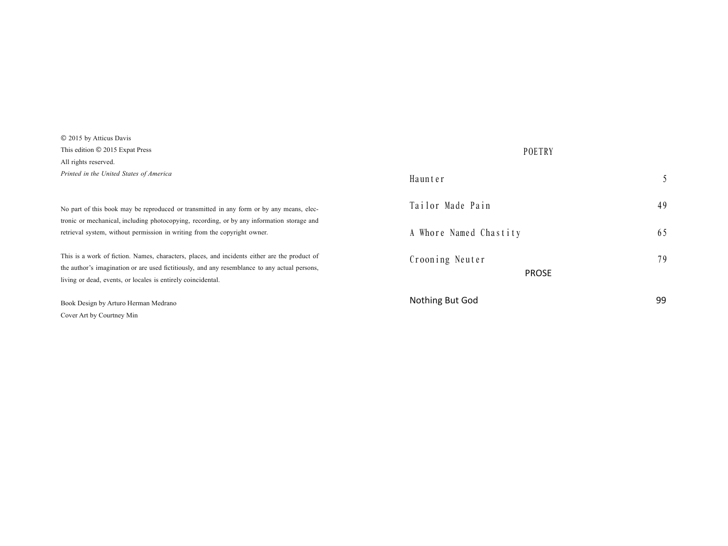© 2015 by Atticus Davis
This edition © 2015 Expat Press
All rights reserved.
*Printed in the United States of America*

No part of this book may be reproduced or transmitted in any form or by any means, electronic or mechanical, including photocopying, recording, or by any information storage and retrieval system, without permission in writing from the copyright owner.

This is a work of fiction. Names, characters, places, and incidents either are the product of the author's imagination or are used fictitiously, and any resemblance to any actual persons, living or dead, events, or locales is entirely coincidental.

Book Design by Arturo Herman Medrano
Cover Art by Courtney Min

## POETRY

| | |
|---|---|
| Haunter | 5 |
| Tailor Made Pain | 49 |
| A Whore Named Chastity | 65 |
| Crooning Neuter | 79 |

## PROSE

| | |
|---|---|
| Nothing But God | 99 |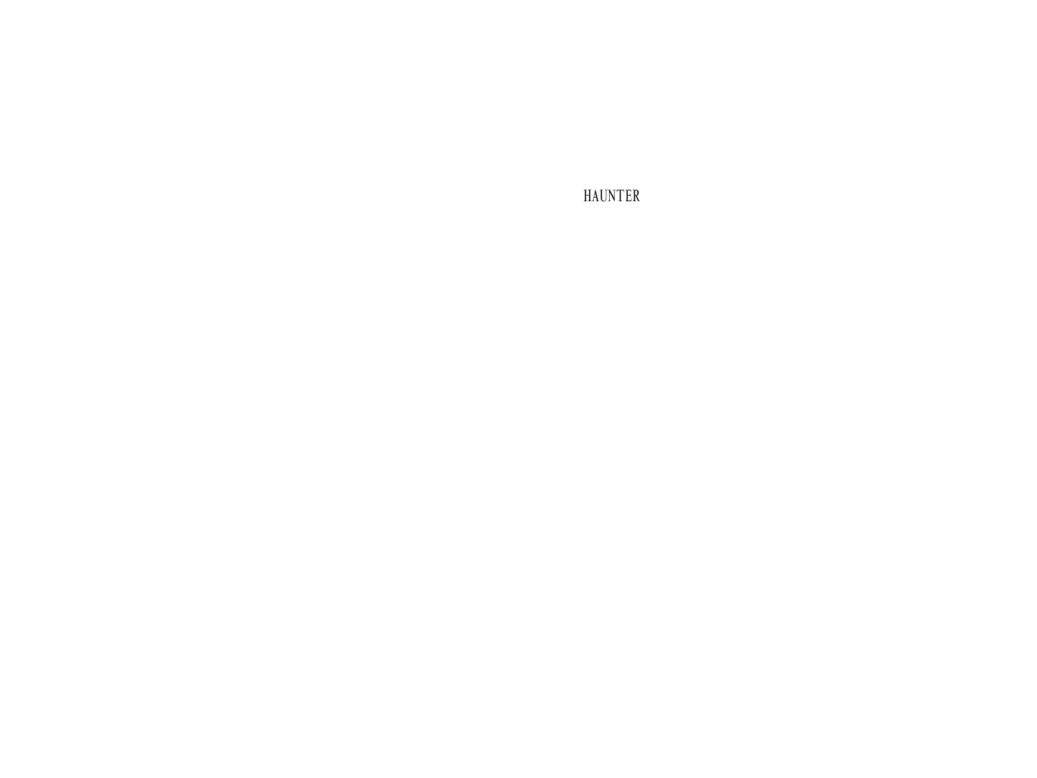# HAUNTER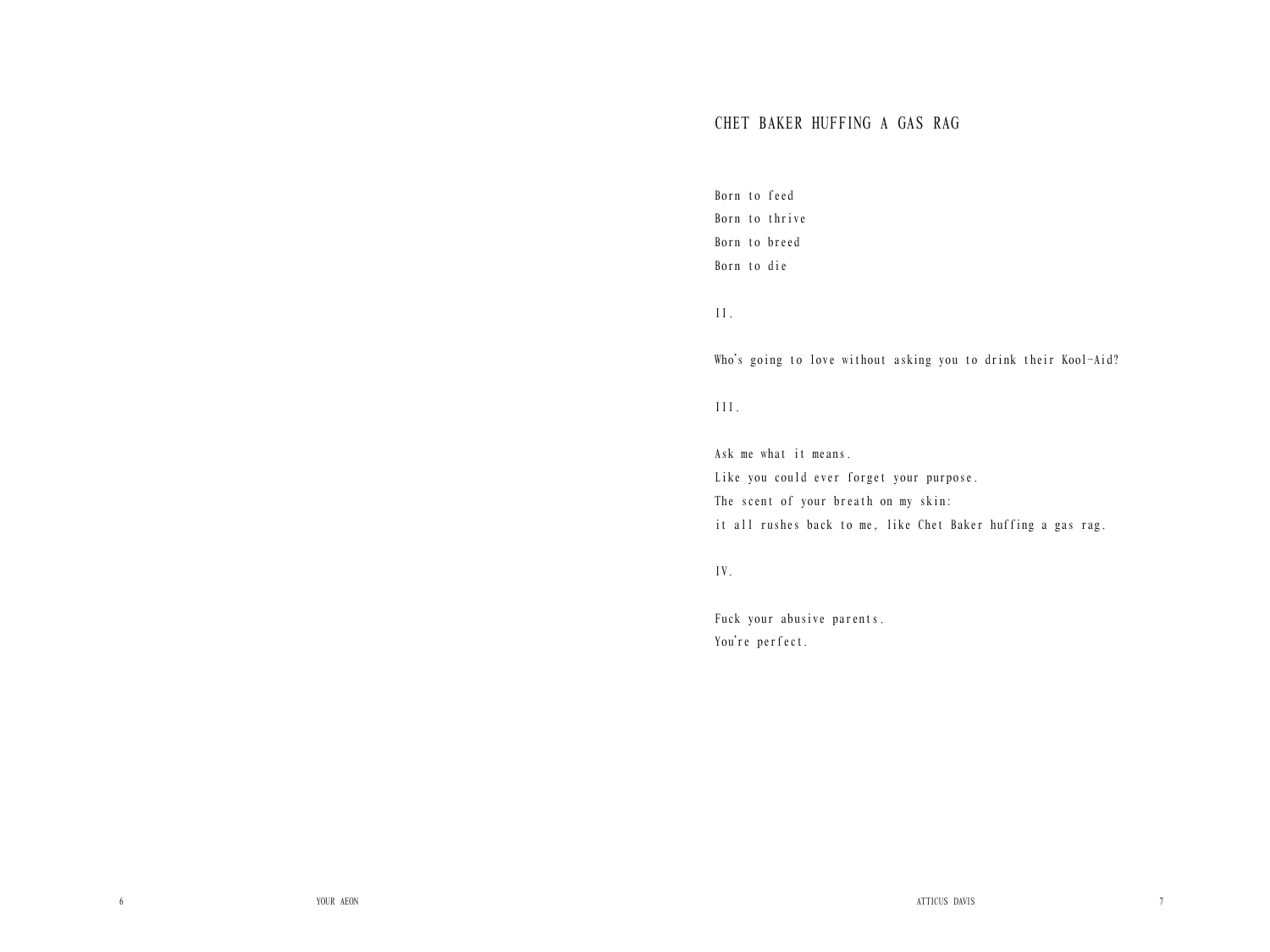## CHET BAKER HUFFING A GAS RAG

Born to feed  
Born to thrive  
Born to breed  
Born to die

II.

Who's going to love without asking you to drink their Kool-Aid?

III.

Ask me what it means.  
Like you could ever forget your purpose.  
The scent of your breath on my skin:  
it all rushes back to me, like Chet Baker huffing a gas rag.

IV.

Fuck your abusive parents.  
You're perfect.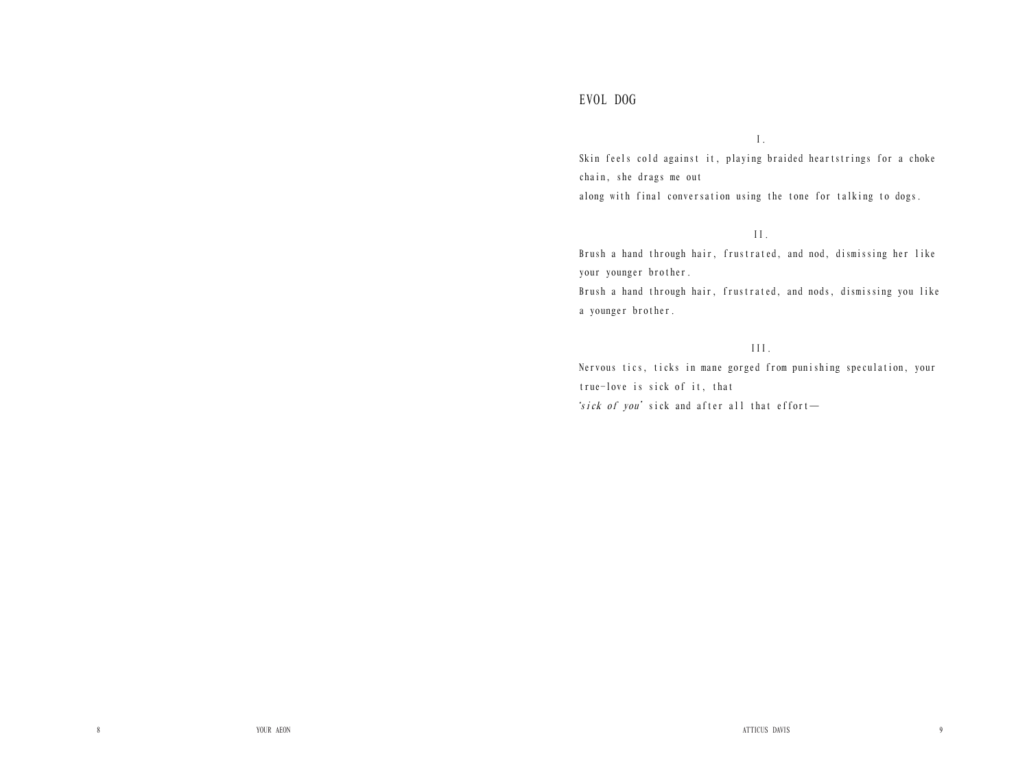# EVOL DOG

I.

Skin feels cold against it, playing braided heartstrings for a choke chain, she drags me out
along with final conversation using the tone for talking to dogs.

II.

Brush a hand through hair, frustrated, and nod, dismissing her like your younger brother.
Brush a hand through hair, frustrated, and nods, dismissing you like a younger brother.

III.

Nervous tics, ticks in mane gorged from punishing speculation, your true-love is sick of it, that
'*sick of you*' sick and after all that effort—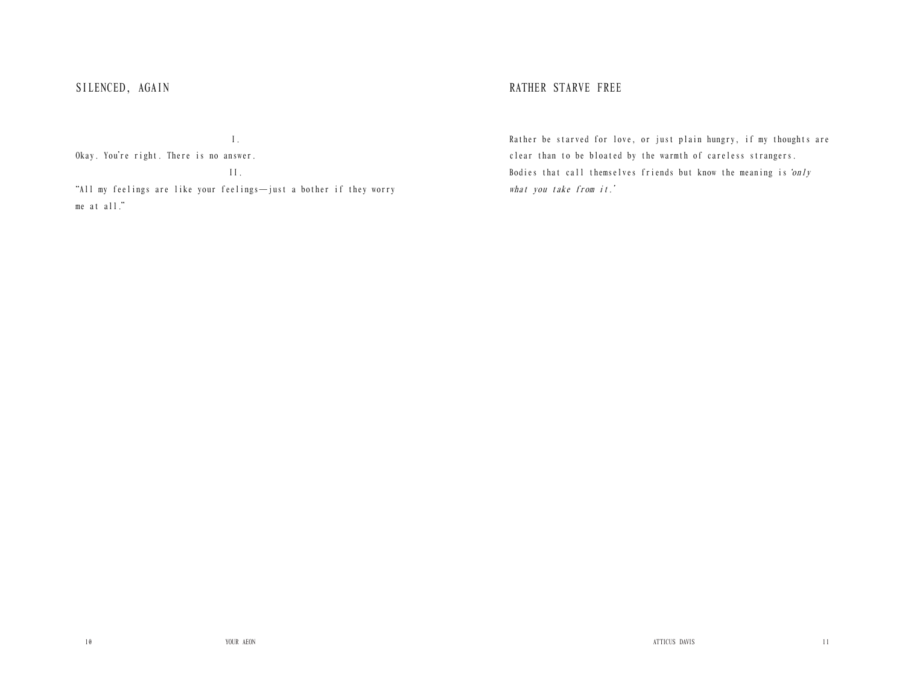## SILENCED, AGAIN

I.

Okay. You're right. There is no answer.

II.

"All my feelings are like your feelings—just a bother if they worry me at all."

## RATHER STARVE FREE

Rather be starved for love, or just plain hungry, if my thoughts are clear than to be bloated by the warmth of careless strangers. Bodies that call themselves friends but know the meaning is '*only what you take from it*.'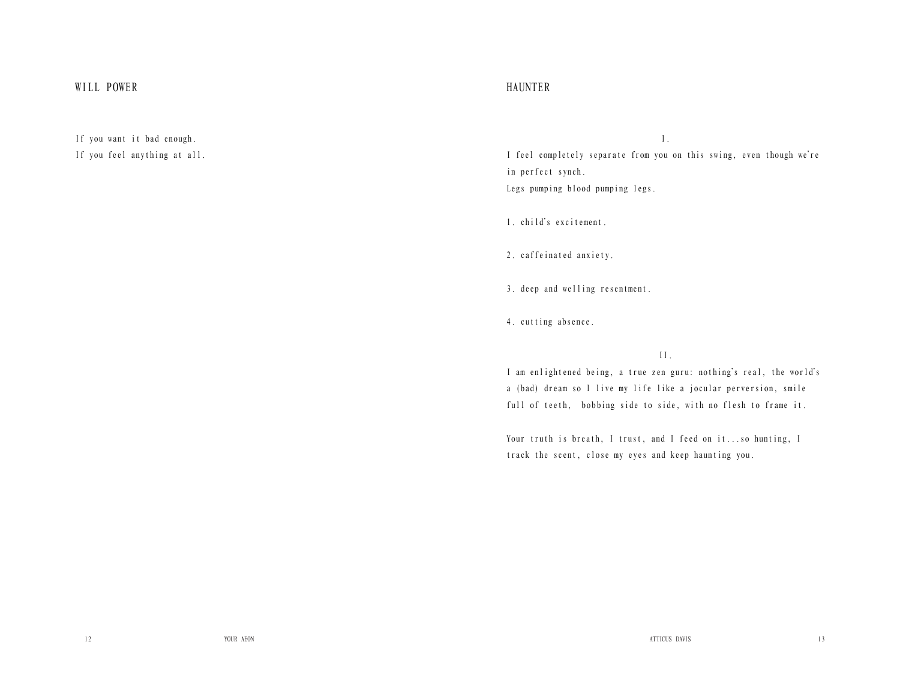## WILL POWER

If you want it bad enough.
If you feel anything at all.

## HAUNTER

I.

I feel completely separate from you on this swing, even though we're in perfect synch.
Legs pumping blood pumping legs.

1. child's excitement.

2. caffeinated anxiety.

3. deep and welling resentment.

4. cutting absence.

II.

I am enlightened being, a true zen guru: nothing's real, the world's a (bad) dream so I live my life like a jocular perversion, smile full of teeth, bobbing side to side, with no flesh to frame it.

Your truth is breath, I trust, and I feed on it...so hunting, I track the scent, close my eyes and keep haunting you.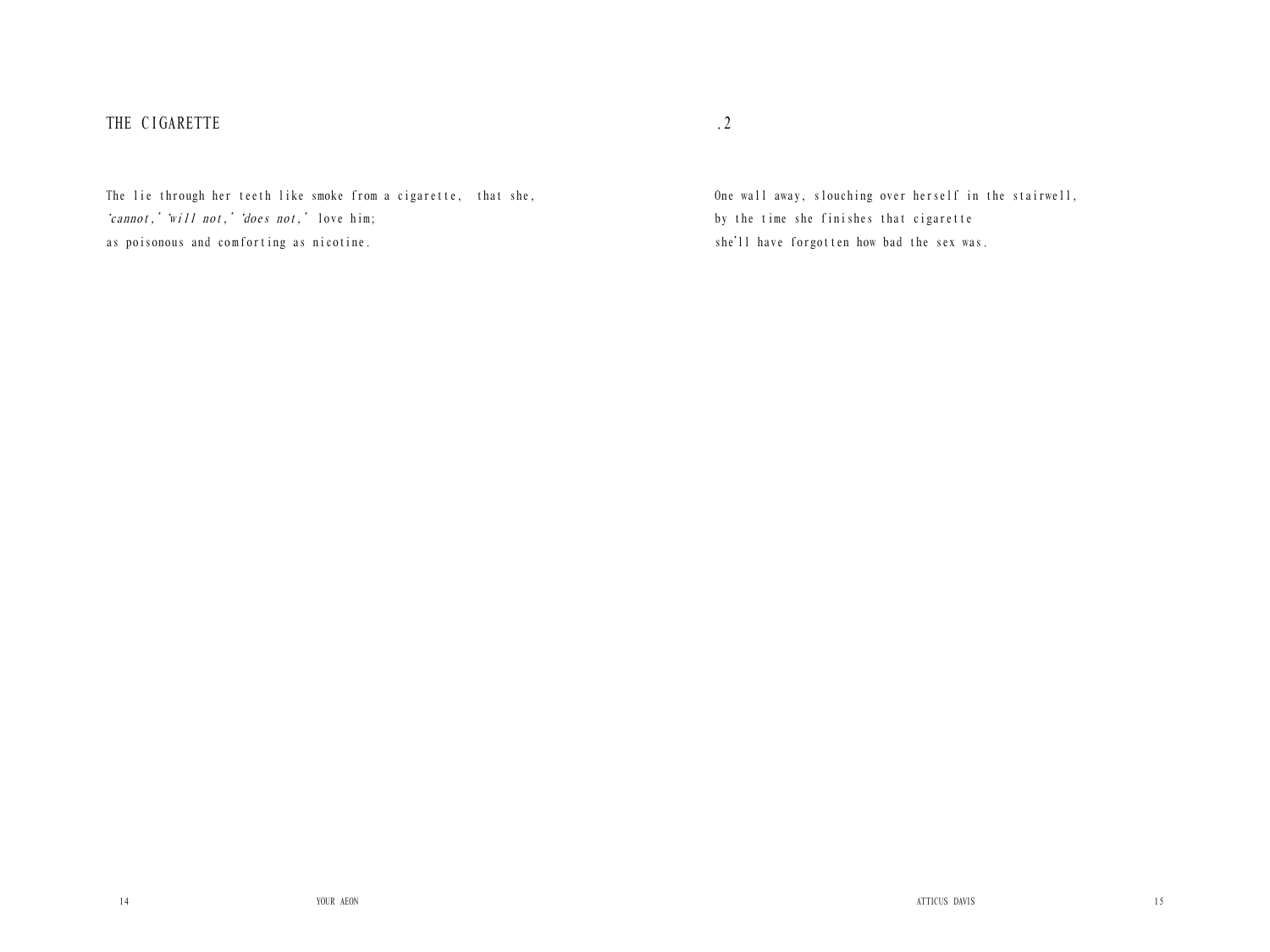## THE CIGARETTE

The lie through her teeth like smoke from a cigarette, that she,
*'cannot,' 'will not,' 'does not,'* love him;
as poisonous and comforting as nicotine.

## .2

One wall away, slouching over herself in the stairwell,
by the time she finishes that cigarette
she'll have forgotten how bad the sex was.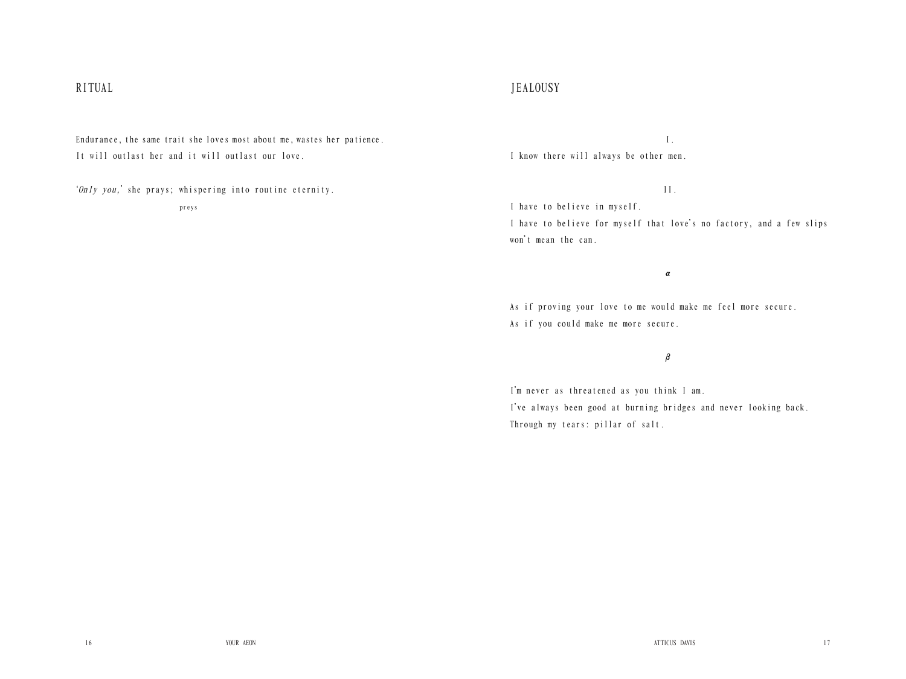## RITUAL

Endurance, the same trait she loves most about me, wastes her patience.
It will outlast her and it will outlast our love.

'*Only you,*' she prays; whispering into routine eternity.
preys

## JEALOUSY

I.

I know there will always be other men.

II.

I have to believe in myself.
I have to believe for myself that love's no factory, and a few slips won't mean the can.

*α*

As if proving your love to me would make me feel more secure.
As if you could make me more secure.

*β*

I'm never as threatened as you think I am.
I've always been good at burning bridges and never looking back.
Through my tears: pillar of salt.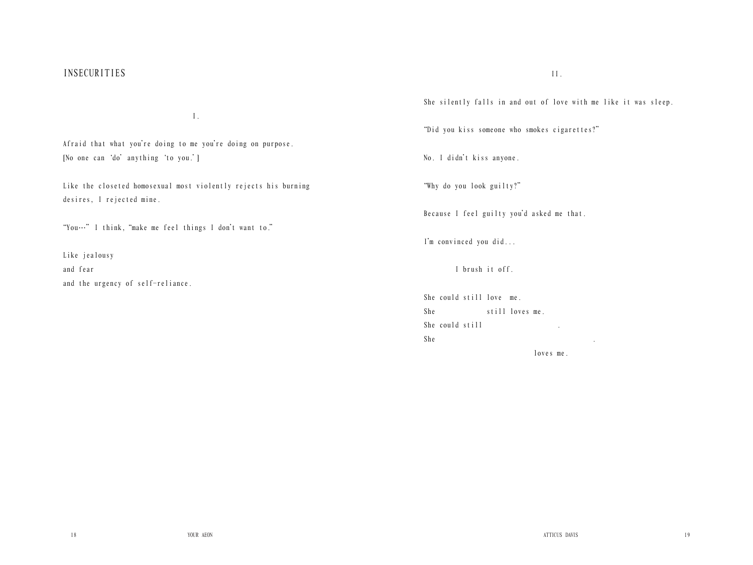# INSECURITIES

I.

Afraid that what you're doing to me you're doing on purpose.
[No one can 'do' anything 'to you.']

Like the closeted homosexual most violently rejects his burning desires, I rejected mine.

"You…" I think, "make me feel things I don't want to."

Like jealousy
and fear
and the urgency of self-reliance.

II.

She silently falls in and out of love with me like it was sleep.

"Did you kiss someone who smokes cigarettes?"

No. I didn't kiss anyone.

"Why do you look guilty?"

Because I feel guilty you'd asked me that.

I'm convinced you did...

I brush it off.

She could still love me.
She still loves me.
She could still .
She .
loves me.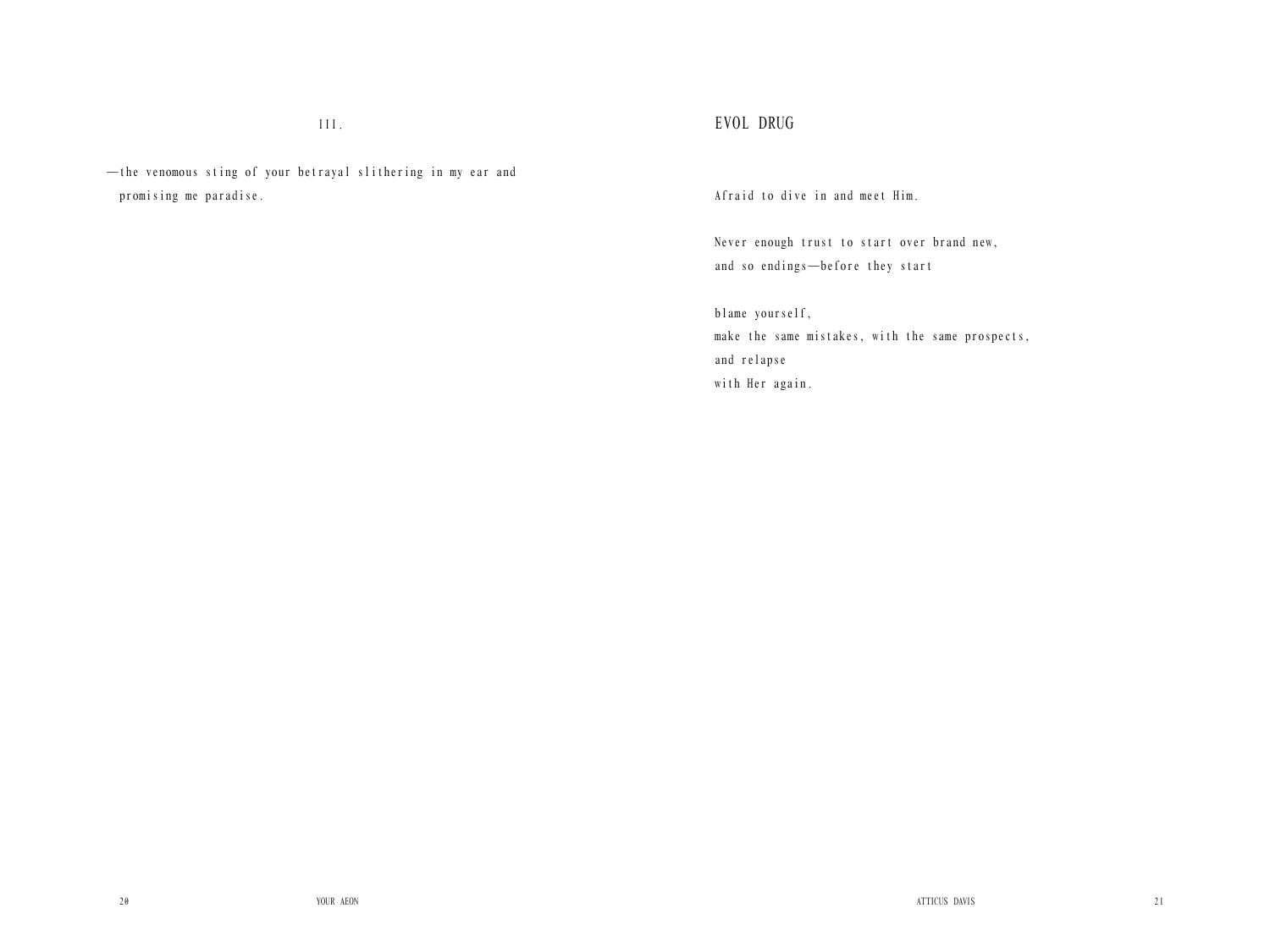III.

—the venomous sting of your betrayal slithering in my ear and promising me paradise.

## EVOL DRUG

Afraid to dive in and meet Him.

Never enough trust to start over brand new,  
and so endings—before they start

blame yourself,  
make the same mistakes, with the same prospects,  
and relapse  
with Her again.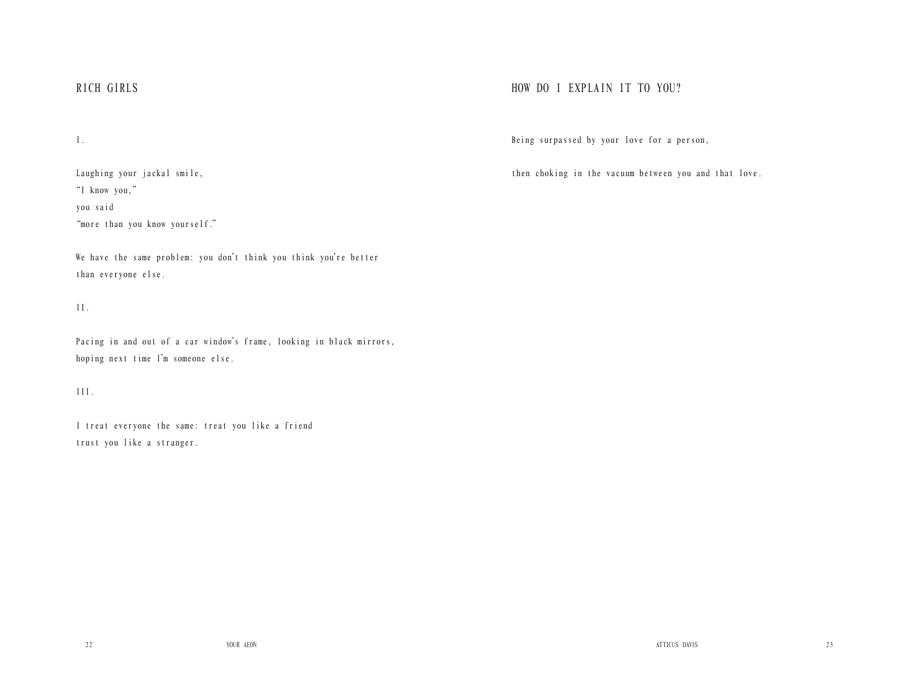## RICH GIRLS

I.

Laughing your jackal smile,
"I know you,"
you said
"more than you know yourself."

We have the same problem: you don't think you think you're better
than everyone else.

II.

Pacing in and out of a car window's frame, looking in black mirrors,
hoping next time I'm someone else.

III.

I treat everyone the same: treat you like a friend
trust you like a stranger.

## HOW DO I EXPLAIN IT TO YOU?

Being surpassed by your love for a person,

then choking in the vacuum between you and that love.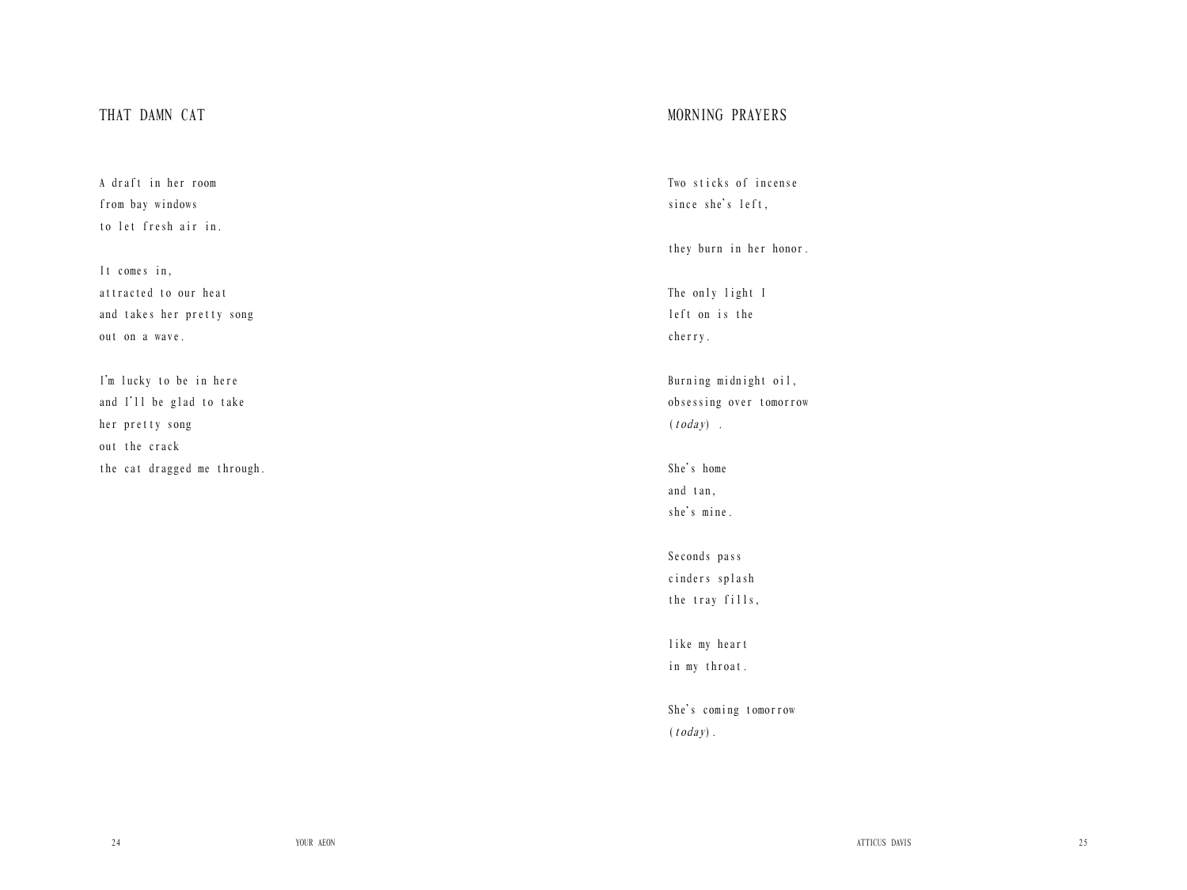## THAT DAMN CAT

A draft in her room  
from bay windows  
to let fresh air in.

It comes in,  
attracted to our heat  
and takes her pretty song  
out on a wave.

I'm lucky to be in here  
and I'll be glad to take  
her pretty song  
out the crack  
the cat dragged me through.

## MORNING PRAYERS

Two sticks of incense  
since she's left,

they burn in her honor.

The only light I  
left on is the  
cherry.

Burning midnight oil,  
obsessing over tomorrow  
(*today*) .

She's home  
and tan,  
she's mine.

Seconds pass  
cinders splash  
the tray fills,

like my heart  
in my throat.

She's coming tomorrow  
(*today*).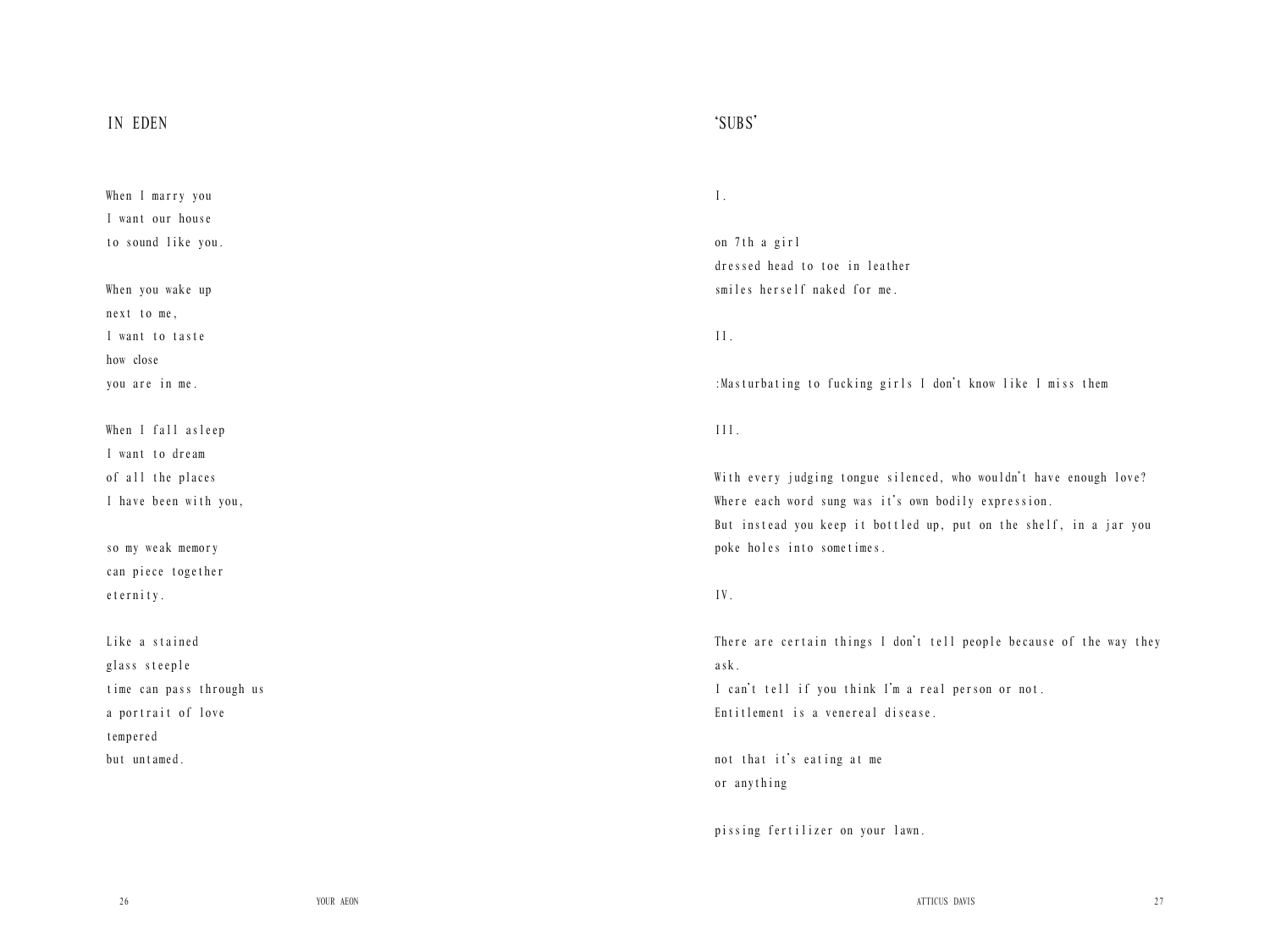## IN EDEN

When I marry you
I want our house
to sound like you.

When you wake up
next to me,
I want to taste
how close
you are in me.

When I fall asleep
I want to dream
of all the places
I have been with you,

so my weak memory
can piece together
eternity.

Like a stained
glass steeple
time can pass through us
a portrait of love
tempered
but untamed.

## 'SUBS'

I.

on 7th a girl
dressed head to toe in leather
smiles herself naked for me.

II.

:Masturbating to fucking girls I don't know like I miss them

III.

With every judging tongue silenced, who wouldn't have enough love?
Where each word sung was it's own bodily expression.
But instead you keep it bottled up, put on the shelf, in a jar you poke holes into sometimes.

IV.

There are certain things I don't tell people because of the way they ask.
I can't tell if you think I'm a real person or not.
Entitlement is a venereal disease.

not that it's eating at me
or anything

pissing fertilizer on your lawn.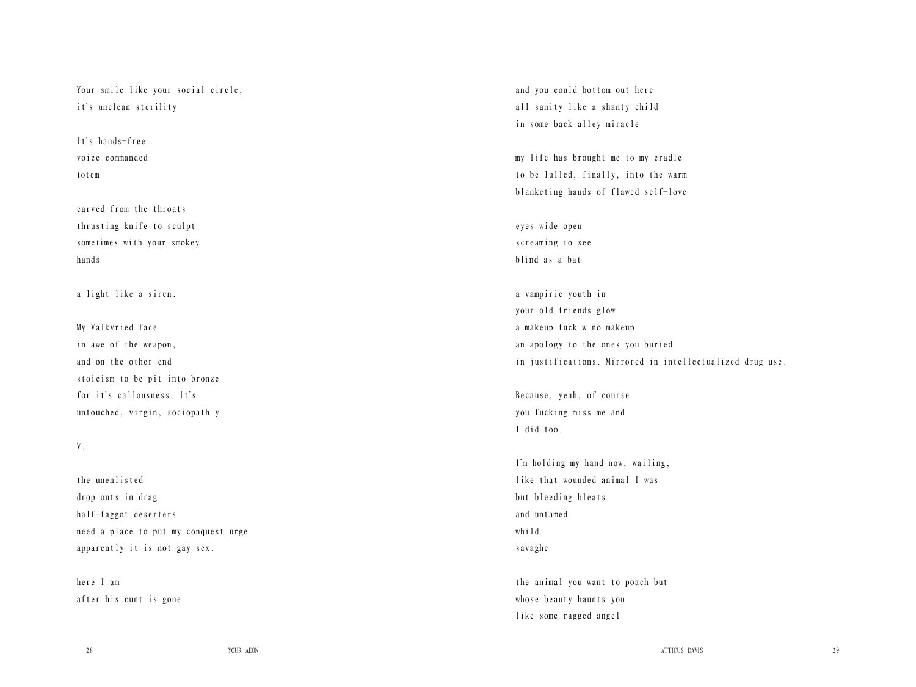Your smile like your social circle,
it's unclean sterility

It's hands-free
voice commanded
totem

carved from the throats
thrusting knife to sculpt
sometimes with your smokey
hands

a light like a siren.

My Valkyried face
in awe of the weapon,
and on the other end
stoicism to be pit into bronze
for it's callousness. It's
untouched, virgin, sociopath y.

V.

the unenlisted
drop outs in drag
half-faggot deserters
need a place to put my conquest urge
apparently it is not gay sex.

here I am
after his cunt is gone

and you could bottom out here
all sanity like a shanty child
in some back alley miracle

my life has brought me to my cradle
to be lulled, finally, into the warm
blanketing hands of flawed self-love

eyes wide open
screaming to see
blind as a bat

a vampiric youth in
your old friends glow
a makeup fuck w no makeup
an apology to the ones you buried
in justifications. Mirrored in intellectualized drug use.

Because, yeah, of course
you fucking miss me and
I did too.

I'm holding my hand now, wailing,
like that wounded animal I was
but bleeding bleats
and untamed
whild
savaghe

the animal you want to poach but
whose beauty haunts you
like some ragged angel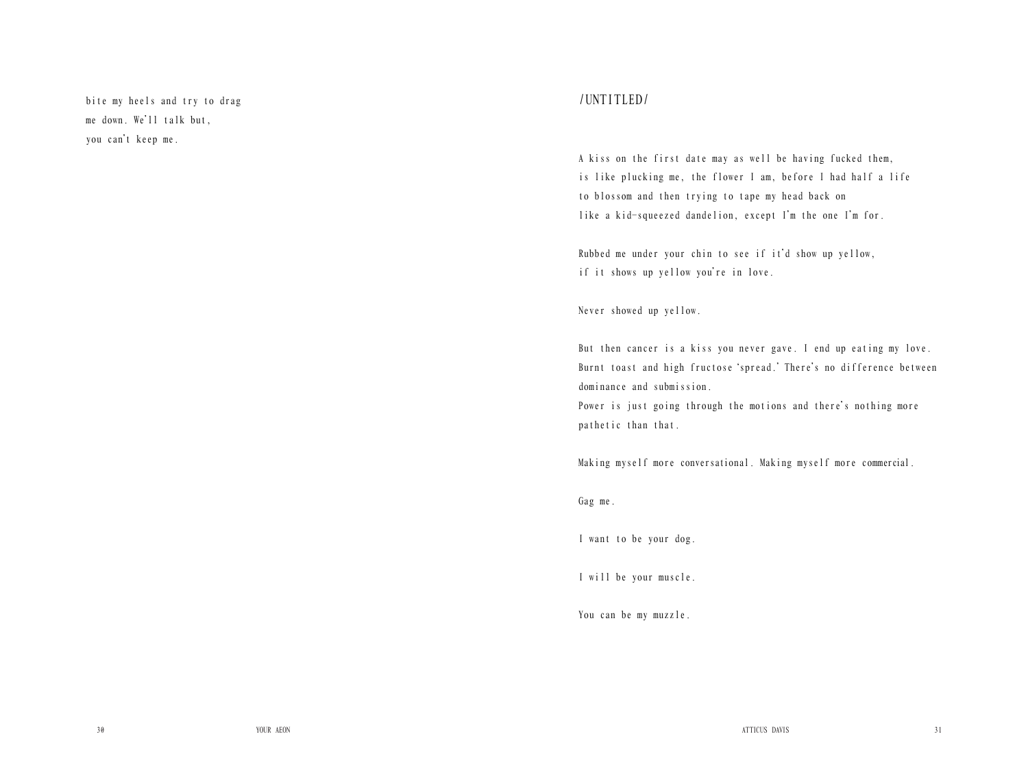bite my heels and try to drag
me down. We'll talk but,
you can't keep me.

## /UNTITLED/

A kiss on the first date may as well be having fucked them,
is like plucking me, the flower I am, before I had half a life
to blossom and then trying to tape my head back on
like a kid-squeezed dandelion, except I'm the one I'm for.

Rubbed me under your chin to see if it'd show up yellow,
if it shows up yellow you're in love.

Never showed up yellow.

But then cancer is a kiss you never gave. I end up eating my love.
Burnt toast and high fructose 'spread.' There's no difference between
dominance and submission.
Power is just going through the motions and there's nothing more
pathetic than that.

Making myself more conversational. Making myself more commercial.

Gag me.

I want to be your dog.

I will be your muscle.

You can be my muzzle.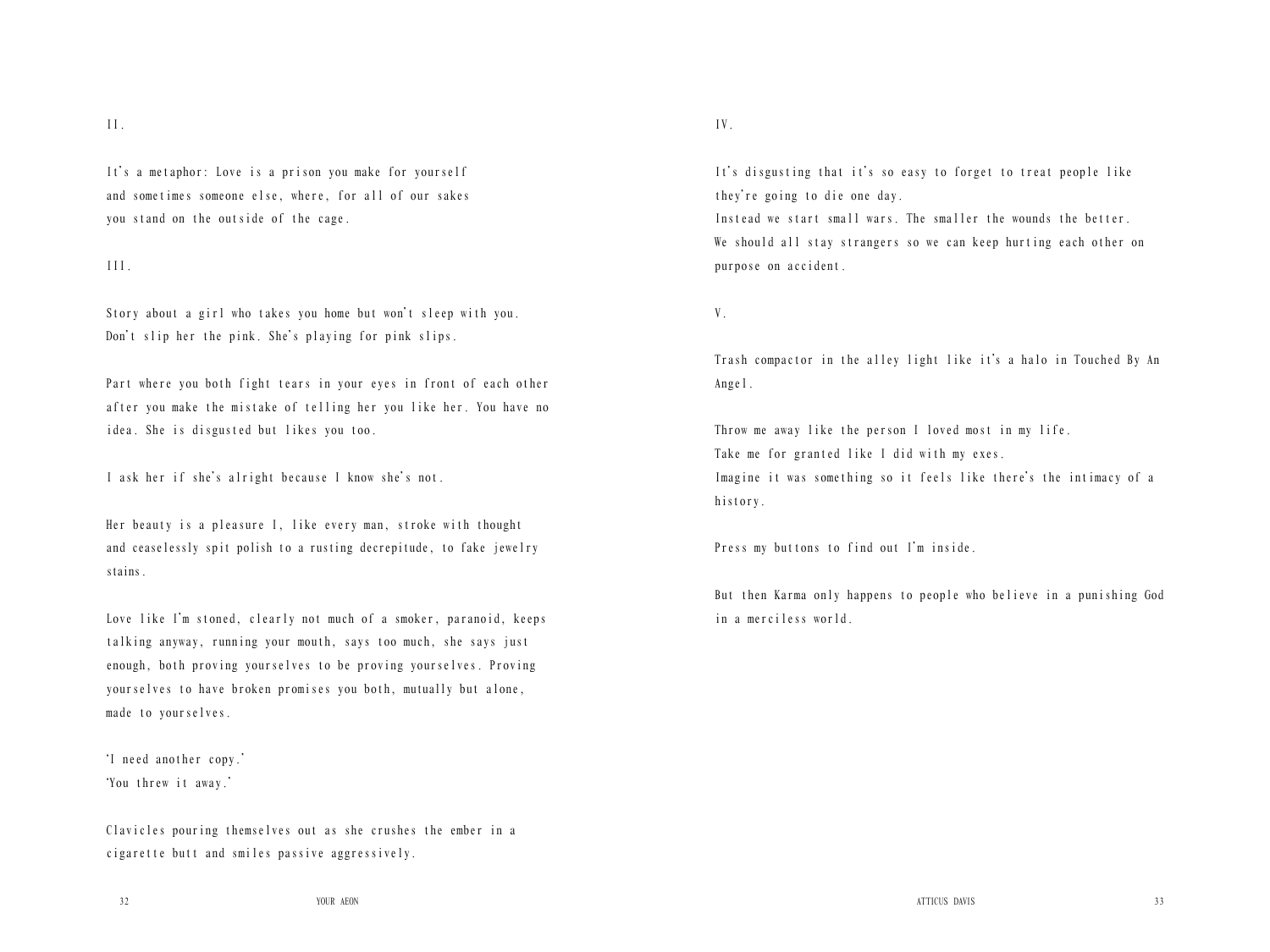II.

It's a metaphor: Love is a prison you make for yourself
and sometimes someone else, where, for all of our sakes
you stand on the outside of the cage.

III.

Story about a girl who takes you home but won't sleep with you.
Don't slip her the pink. She's playing for pink slips.

Part where you both fight tears in your eyes in front of each other after you make the mistake of telling her you like her. You have no idea. She is disgusted but likes you too.

I ask her if she's alright because I know she's not.

Her beauty is a pleasure I, like every man, stroke with thought
and ceaselessly spit polish to a rusting decrepitude, to fake jewelry stains.

Love like I'm stoned, clearly not much of a smoker, paranoid, keeps talking anyway, running your mouth, says too much, she says just enough, both proving yourselves to be proving yourselves. Proving yourselves to have broken promises you both, mutually but alone, made to yourselves.

'I need another copy.'
'You threw it away.'

Clavicles pouring themselves out as she crushes the ember in a cigarette butt and smiles passive aggressively.

IV.

It's disgusting that it's so easy to forget to treat people like they're going to die one day.
Instead we start small wars. The smaller the wounds the better.
We should all stay strangers so we can keep hurting each other on purpose on accident.

V.

Trash compactor in the alley light like it's a halo in Touched By An Angel.

Throw me away like the person I loved most in my life.
Take me for granted like I did with my exes.
Imagine it was something so it feels like there's the intimacy of a history.

Press my buttons to find out I'm inside.

But then Karma only happens to people who believe in a punishing God in a merciless world.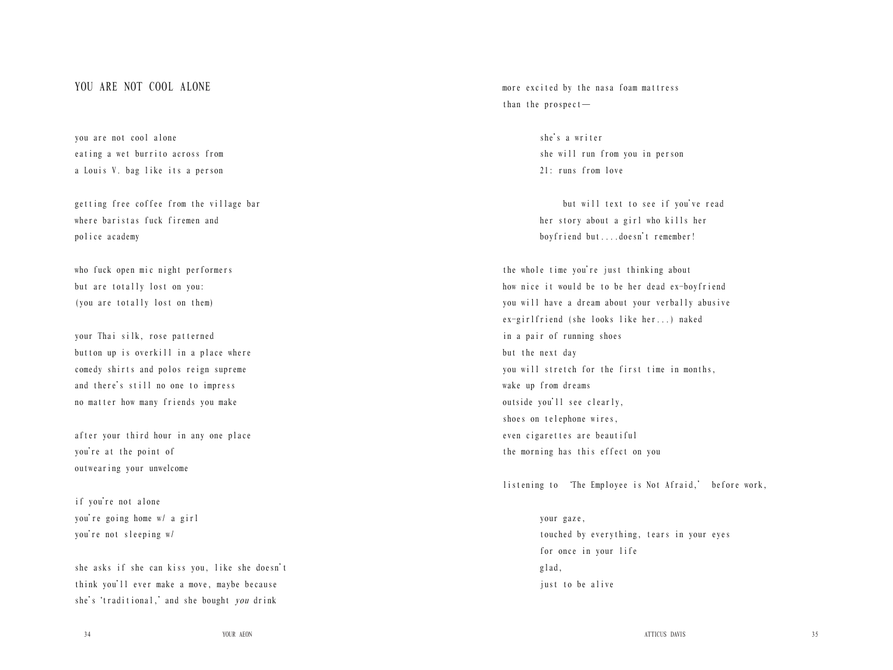## YOU ARE NOT COOL ALONE

you are not cool alone
eating a wet burrito across from
a Louis V. bag like its a person

getting free coffee from the village bar
where baristas fuck firemen and
police academy

who fuck open mic night performers
but are totally lost on you:
(you are totally lost on them)

your Thai silk, rose patterned
button up is overkill in a place where
comedy shirts and polos reign supreme
and there's still no one to impress
no matter how many friends you make

after your third hour in any one place
you're at the point of
outwearing your unwelcome

if you're not alone
you're going home w/ a girl
you're not sleeping w/

she asks if she can kiss you, like she doesn't
think you'll ever make a move, maybe because
she's 'traditional,' and she bought *you* drink

more excited by the nasa foam mattress
than the prospect—

> she's a writer
> she will run from you in person
> 21: runs from love
>
> but will text to see if you've read
> her story about a girl who kills her
> boyfriend but....doesn't remember!

the whole time you're just thinking about
how nice it would be to be her dead ex-boyfriend
you will have a dream about your verbally abusive
ex-girlfriend (she looks like her...) naked
in a pair of running shoes
but the next day
you will stretch for the first time in months,
wake up from dreams
outside you'll see clearly,
shoes on telephone wires,
even cigarettes are beautiful
the morning has this effect on you

listening to 'The Employee is Not Afraid,' before work,

> your gaze,
> touched by everything, tears in your eyes
> for once in your life
> glad,
> just to be alive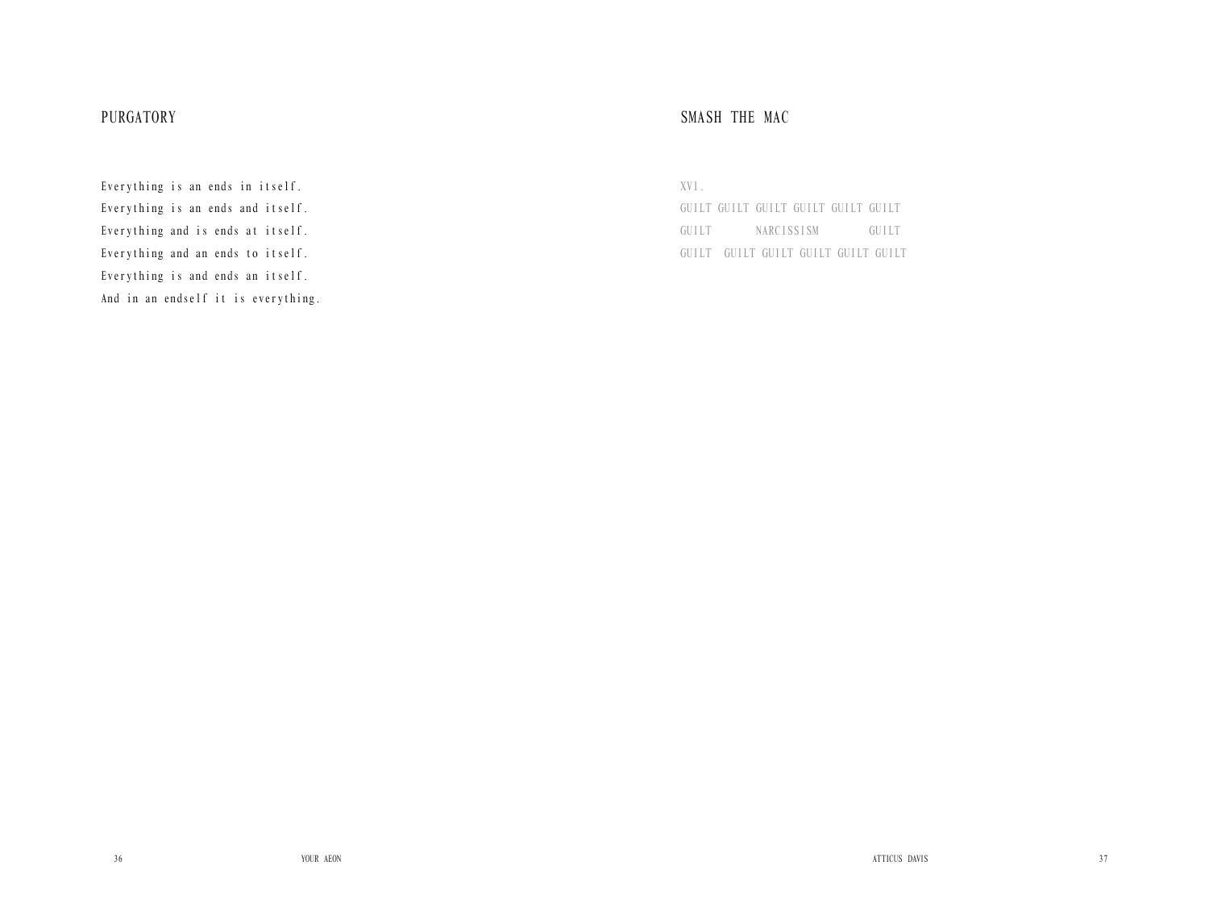## PURGATORY

Everything is an ends in itself.
Everything is an ends and itself.
Everything and is ends at itself.
Everything and an ends to itself.
Everything is and ends an itself.
And in an endself it is everything.

## SMASH THE MAC

XVI.

GUILT GUILT GUILT GUILT GUILT GUILT
GUILT NARCISSISM GUILT
GUILT GUILT GUILT GUILT GUILT GUILT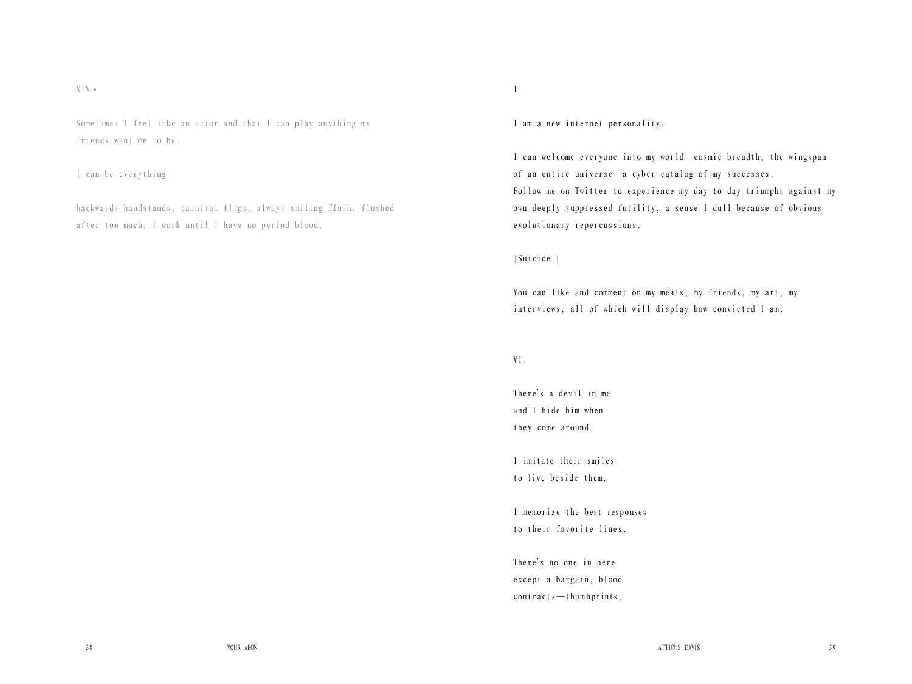XIV •

Sometimes I feel like an actor and that I can play anything my friends want me to be.

I can be everything—

backwards handstands, carnival flips, always smiling flush, flushed after too much, I work until I have no period blood.

I.

I am a new internet personality.

I can welcome everyone into my world—cosmic breadth, the wingspan of an entire universe—a cyber catalog of my successes.
Follow me on Twitter to experience my day to day triumphs against my own deeply suppressed futility, a sense I dull because of obvious evolutionary repercussions.

[Suicide.]

You can like and comment on my meals, my friends, my art, my interviews, all of which will display how convicted I am.

VI.

There's a devil in me
and I hide him when
they come around.

I imitate their smiles
to live beside them.

I memorize the best responses
to their favorite lines.

There's no one in here
except a bargain, blood
contracts—thumbprints.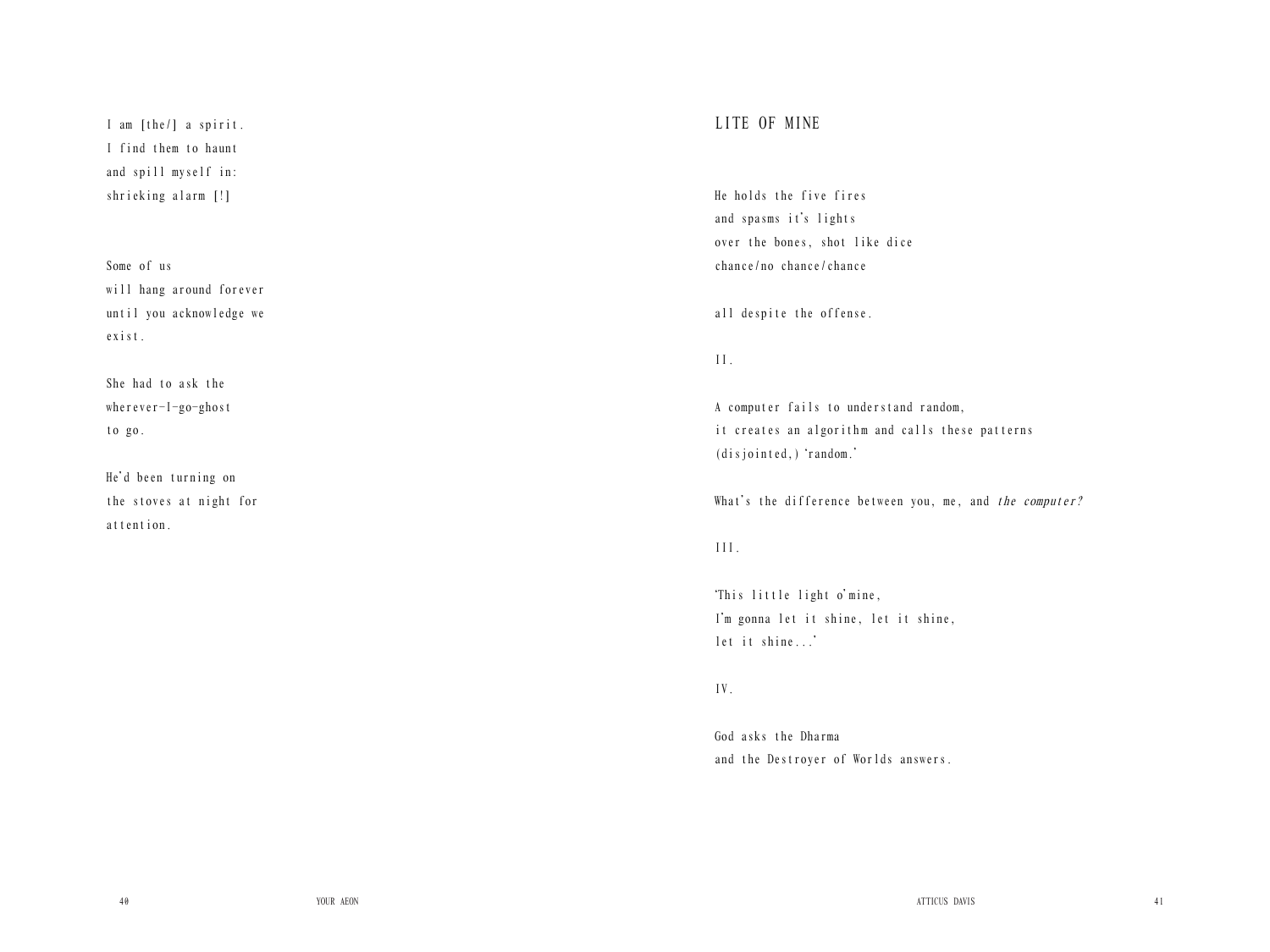I am [the/] a spirit.
I find them to haunt
and spill myself in:
shrieking alarm [!]

Some of us
will hang around forever
until you acknowledge we
exist.

She had to ask the
wherever-I-go-ghost
to go.

He'd been turning on
the stoves at night for
attention.

## LITE OF MINE

He holds the five fires
and spasms it's lights
over the bones, shot like dice
chance/no chance/chance

all despite the offense.

II.

A computer fails to understand random,
it creates an algorithm and calls these patterns
(disjointed,) 'random.'

What's the difference between you, me, and *the computer?*

III.

'This little light o'mine,
I'm gonna let it shine, let it shine,
let it shine...'

IV.

God asks the Dharma
and the Destroyer of Worlds answers.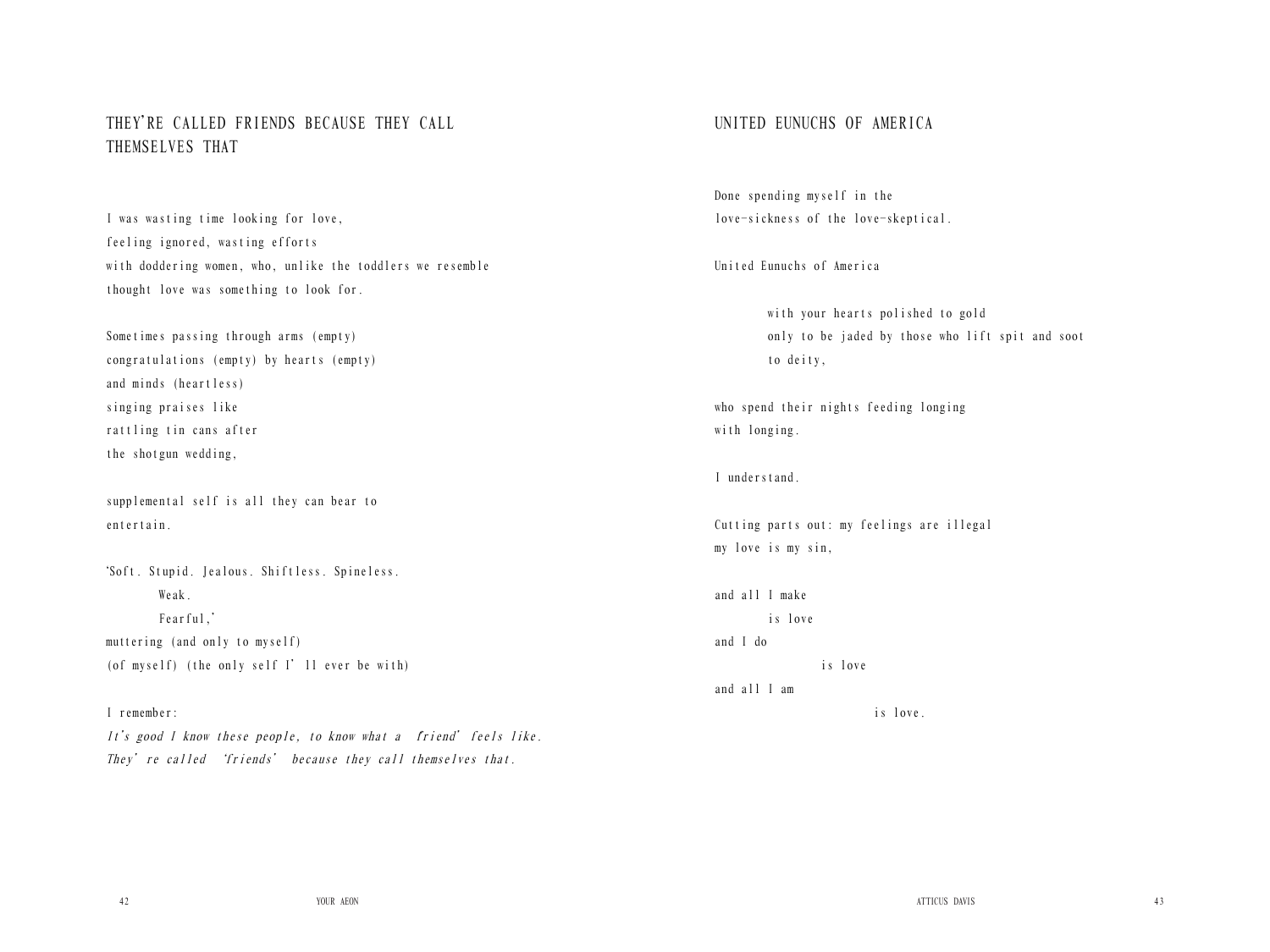## THEY'RE CALLED FRIENDS BECAUSE THEY CALL THEMSELVES THAT

I was wasting time looking for love,  
feeling ignored, wasting efforts  
with doddering women, who, unlike the toddlers we resemble  
thought love was something to look for.

Sometimes passing through arms (empty)  
congratulations (empty) by hearts (empty)  
and minds (heartless)  
singing praises like  
rattling tin cans after  
the shotgun wedding,

supplemental self is all they can bear to  
entertain.

'Soft. Stupid. Jealous. Shiftless. Spineless.  
        Weak.  
        Fearful,'  
muttering (and only to myself)  
(of myself) (the only self I' ll ever be with)

I remember:  
*It's good I know these people, to know what a 'friend' feels like.*  
*They' re called 'friends' because they call themselves that.*

## UNITED EUNUCHS OF AMERICA

Done spending myself in the  
love-sickness of the love-skeptical.

United Eunuchs of America

        with your hearts polished to gold  
        only to be jaded by those who lift spit and soot  
        to deity,

who spend their nights feeding longing  
with longing.

I understand.

Cutting parts out: my feelings are illegal  
my love is my sin,

and all I make  
        is love  
and I do  
                is love  
and all I am  
                        is love.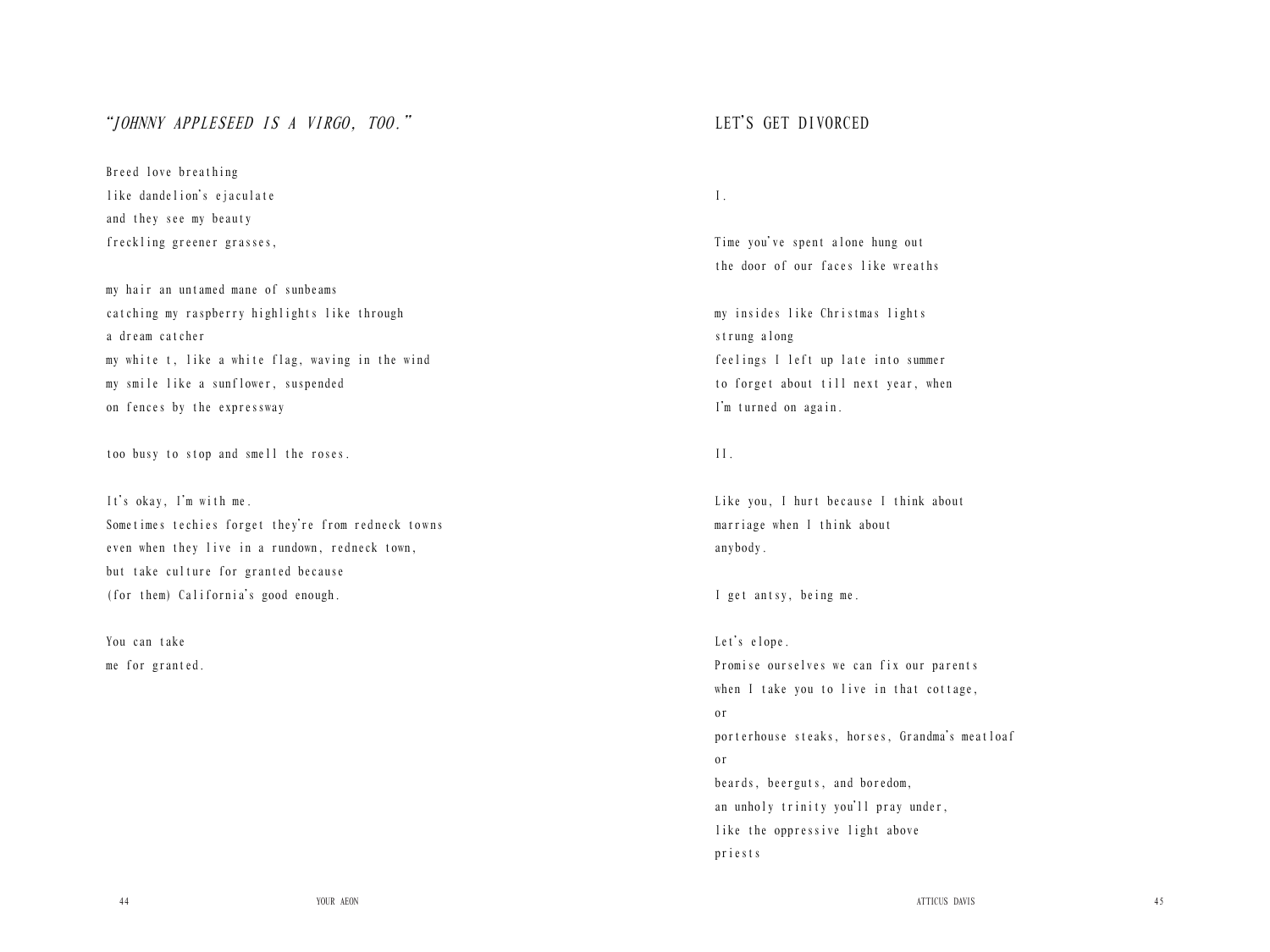## *"JOHNNY APPLESEED IS A VIRGO, TOO."*

Breed love breathing  
like dandelion's ejaculate  
and they see my beauty  
freckling greener grasses,

my hair an untamed mane of sunbeams  
catching my raspberry highlights like through  
a dream catcher  
my white t, like a white flag, waving in the wind  
my smile like a sunflower, suspended  
on fences by the expressway

too busy to stop and smell the roses.

It's okay, I'm with me.  
Sometimes techies forget they're from redneck towns  
even when they live in a rundown, redneck town,  
but take culture for granted because  
(for them) California's good enough.

You can take  
me for granted.

## LET'S GET DIVORCED

I.

Time you've spent alone hung out  
the door of our faces like wreaths

my insides like Christmas lights  
strung along  
feelings I left up late into summer  
to forget about till next year, when  
I'm turned on again.

II.

Like you, I hurt because I think about  
marriage when I think about  
anybody.

I get antsy, being me.

Let's elope.  
Promise ourselves we can fix our parents  
when I take you to live in that cottage,  
or  
porterhouse steaks, horses, Grandma's meatloaf  
or  
beards, beerguts, and boredom,  
an unholy trinity you'll pray under,  
like the oppressive light above  
priests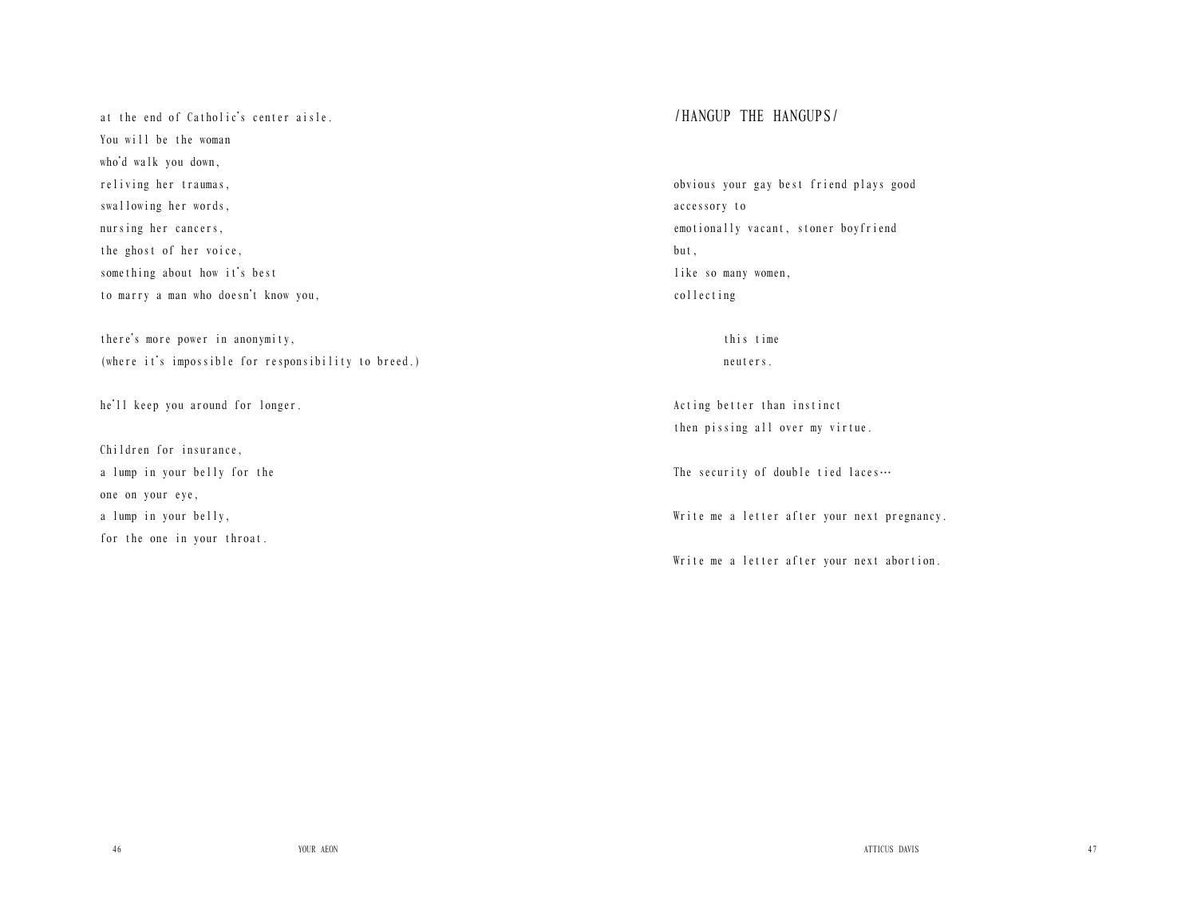at the end of Catholic's center aisle.
You will be the woman
who'd walk you down,
reliving her traumas,
swallowing her words,
nursing her cancers,
the ghost of her voice,
something about how it's best
to marry a man who doesn't know you,

there's more power in anonymity,
(where it's impossible for responsibility to breed.)

he'll keep you around for longer.

Children for insurance,
a lump in your belly for the
one on your eye,
a lump in your belly,
for the one in your throat.

## /HANGUP THE HANGUPS/

obvious your gay best friend plays good
accessory to
emotionally vacant, stoner boyfriend
but,
like so many women,
collecting

 this time
 neuters.

Acting better than instinct
then pissing all over my virtue.

The security of double tied laces…

Write me a letter after your next pregnancy.

Write me a letter after your next abortion.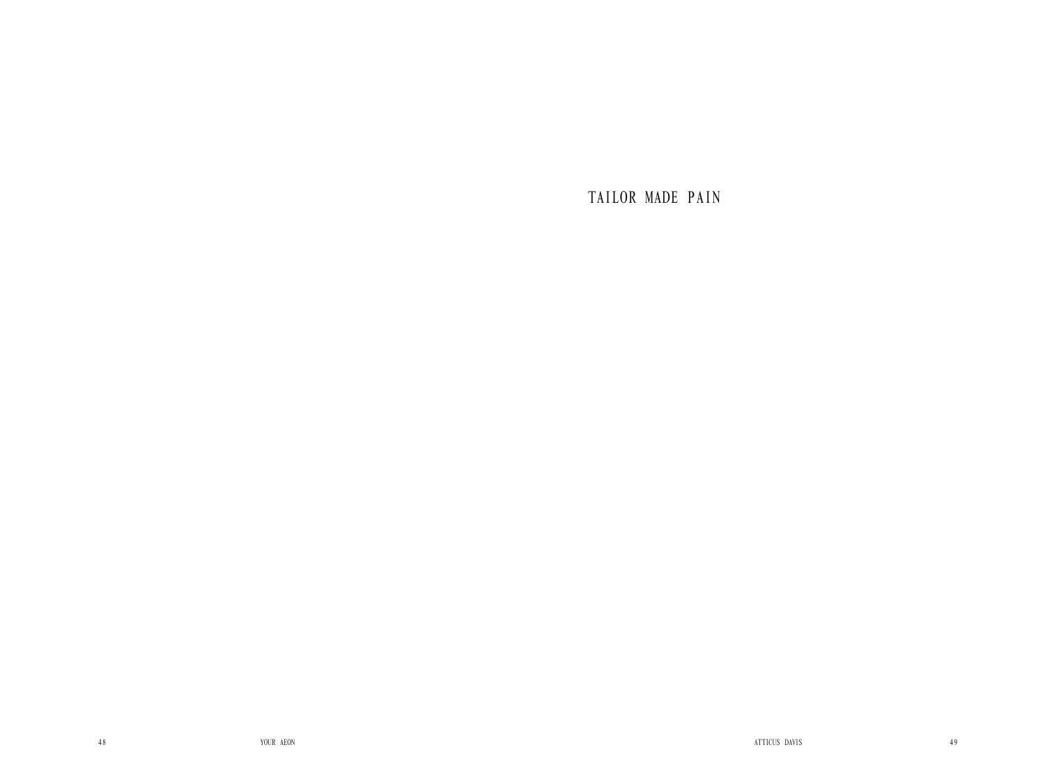# TAILOR MADE PAIN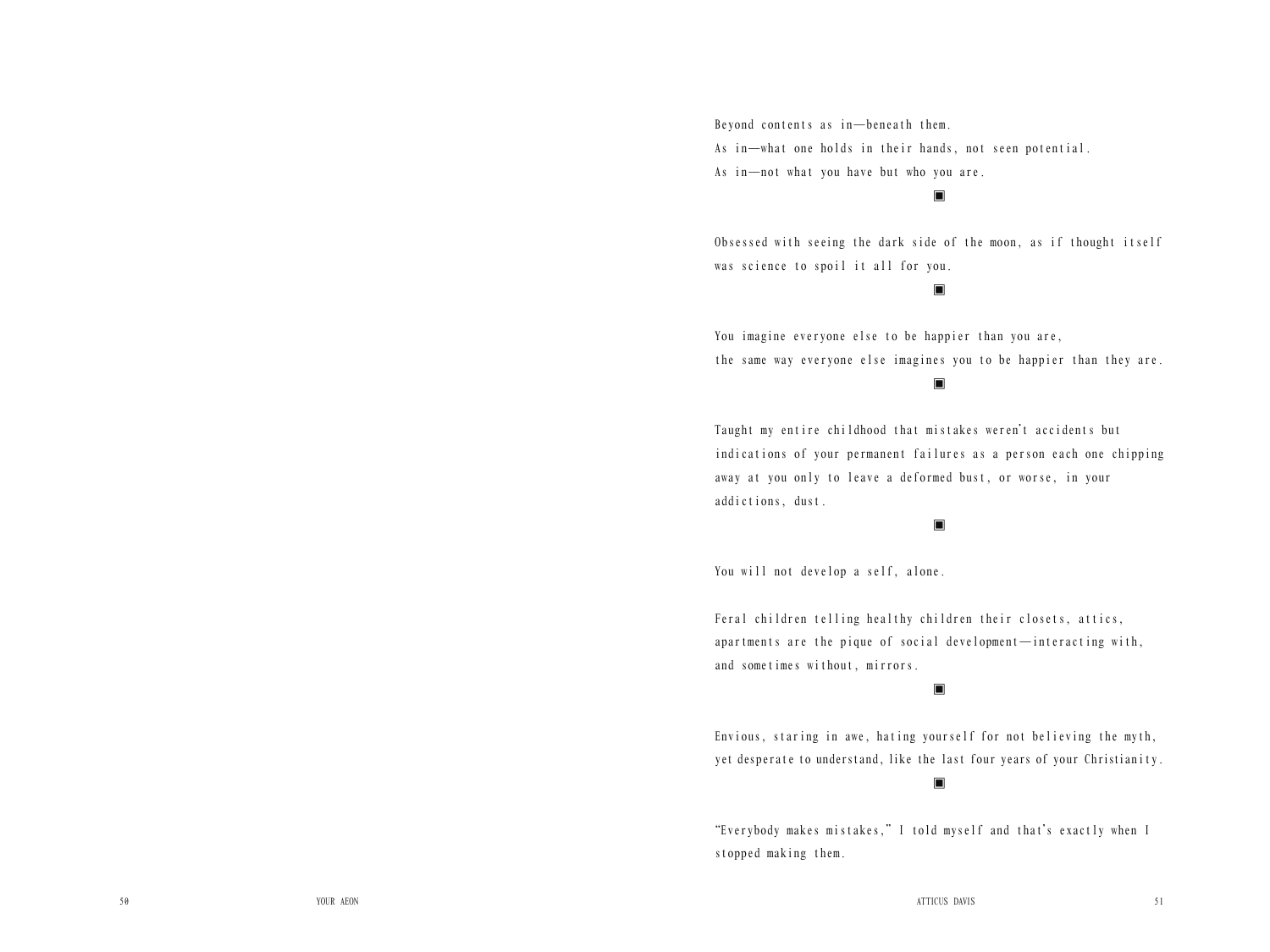Beyond contents as in—beneath them.
As in—what one holds in their hands, not seen potential.
As in—not what you have but who you are.

▣

Obsessed with seeing the dark side of the moon, as if thought itself was science to spoil it all for you.

▣

You imagine everyone else to be happier than you are,
the same way everyone else imagines you to be happier than they are.

▣

Taught my entire childhood that mistakes weren't accidents but indications of your permanent failures as a person each one chipping away at you only to leave a deformed bust, or worse, in your addictions, dust.

▣

You will not develop a self, alone.

Feral children telling healthy children their closets, attics, apartments are the pique of social development—interacting with, and sometimes without, mirrors.

▣

Envious, staring in awe, hating yourself for not believing the myth, yet desperate to understand, like the last four years of your Christianity.

▣

"Everybody makes mistakes," I told myself and that's exactly when I stopped making them.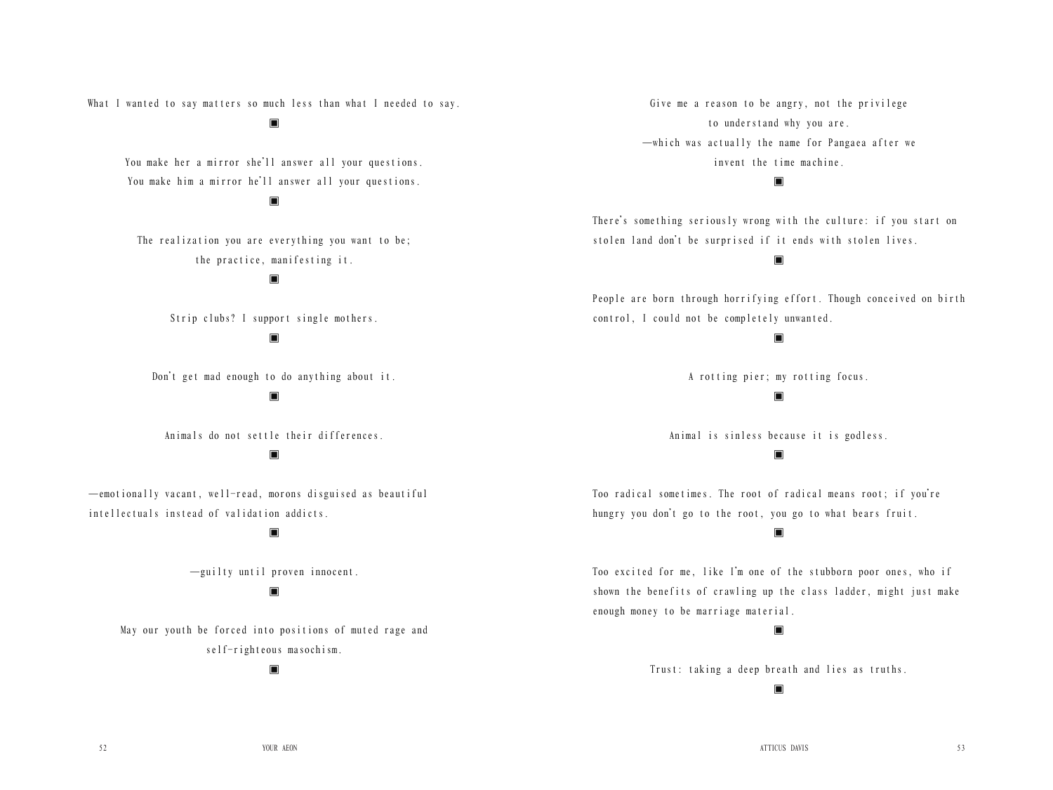What I wanted to say matters so much less than what I needed to say.

▣

You make her a mirror she'll answer all your questions.
You make him a mirror he'll answer all your questions.

▣

The realization you are everything you want to be;
the practice, manifesting it.

▣

Strip clubs? I support single mothers.

▣

Don't get mad enough to do anything about it.

▣

Animals do not settle their differences.

▣

—emotionally vacant, well-read, morons disguised as beautiful intellectuals instead of validation addicts.

▣

—guilty until proven innocent.

▣

May our youth be forced into positions of muted rage and
self-righteous masochism.

▣

Give me a reason to be angry, not the privilege
to understand why you are.
—which was actually the name for Pangaea after we
invent the time machine.

▣

There's something seriously wrong with the culture: if you start on stolen land don't be surprised if it ends with stolen lives.

▣

People are born through horrifying effort. Though conceived on birth control, I could not be completely unwanted.

▣

A rotting pier; my rotting focus.

▣

Animal is sinless because it is godless.

▣

Too radical sometimes. The root of radical means root; if you're hungry you don't go to the root, you go to what bears fruit.

▣

Too excited for me, like I'm one of the stubborn poor ones, who if shown the benefits of crawling up the class ladder, might just make enough money to be marriage material.

▣

Trust: taking a deep breath and lies as truths.

▣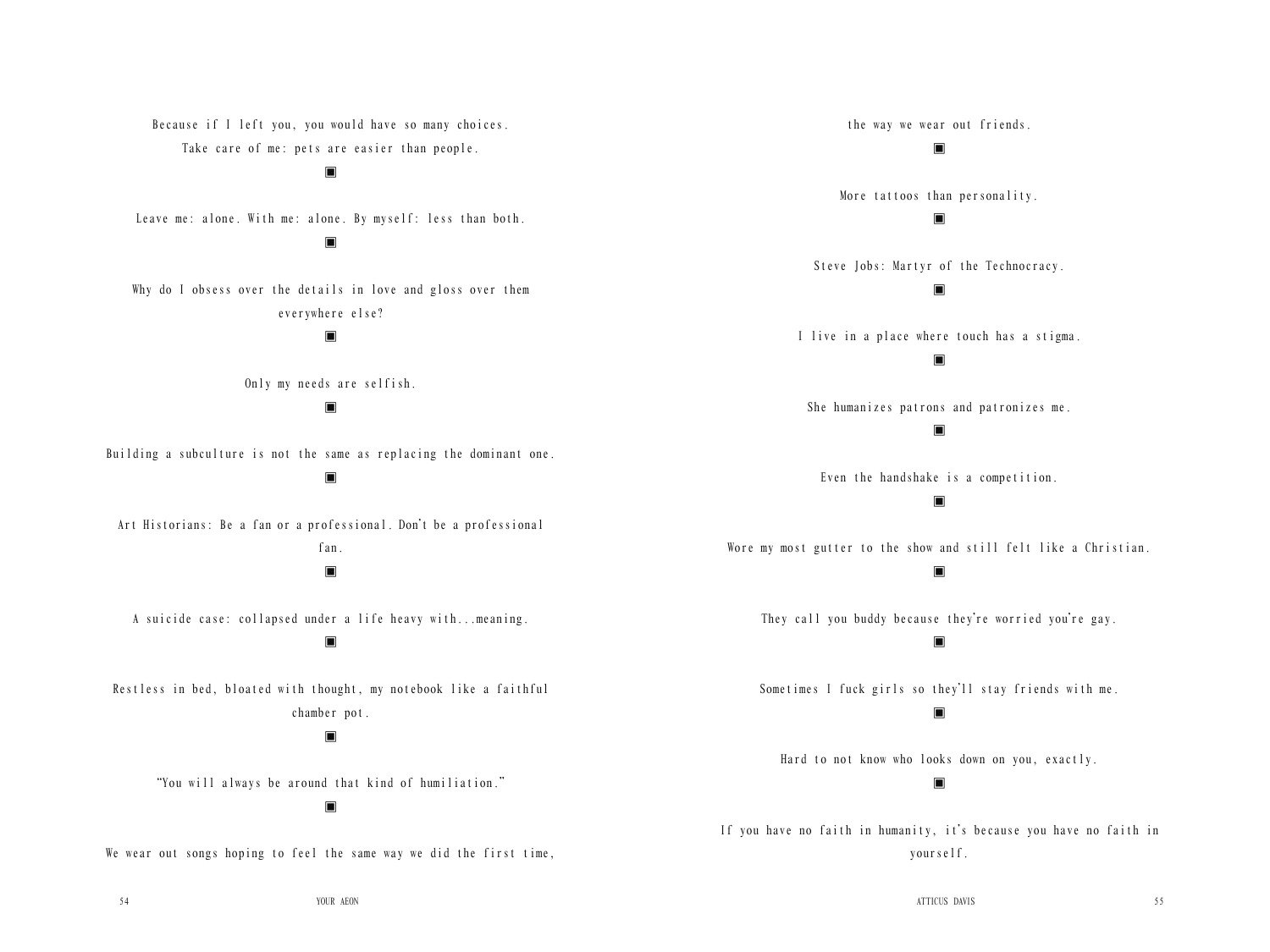Because if I left you, you would have so many choices.
Take care of me: pets are easier than people.

▣

Leave me: alone. With me: alone. By myself: less than both.

▣

Why do I obsess over the details in love and gloss over them everywhere else?

▣

Only my needs are selfish.

▣

Building a subculture is not the same as replacing the dominant one.

▣

Art Historians: Be a fan or a professional. Don't be a professional fan.

▣

A suicide case: collapsed under a life heavy with...meaning.

▣

Restless in bed, bloated with thought, my notebook like a faithful chamber pot.

▣

"You will always be around that kind of humiliation."

▣

We wear out songs hoping to feel the same way we did the first time, the way we wear out friends.

▣

More tattoos than personality.

▣

Steve Jobs: Martyr of the Technocracy.

▣

I live in a place where touch has a stigma.

▣

She humanizes patrons and patronizes me.

▣

Even the handshake is a competition.

▣

Wore my most gutter to the show and still felt like a Christian.

▣

They call you buddy because they're worried you're gay.

▣

Sometimes I fuck girls so they'll stay friends with me.

▣

Hard to not know who looks down on you, exactly.

▣

If you have no faith in humanity, it's because you have no faith in yourself.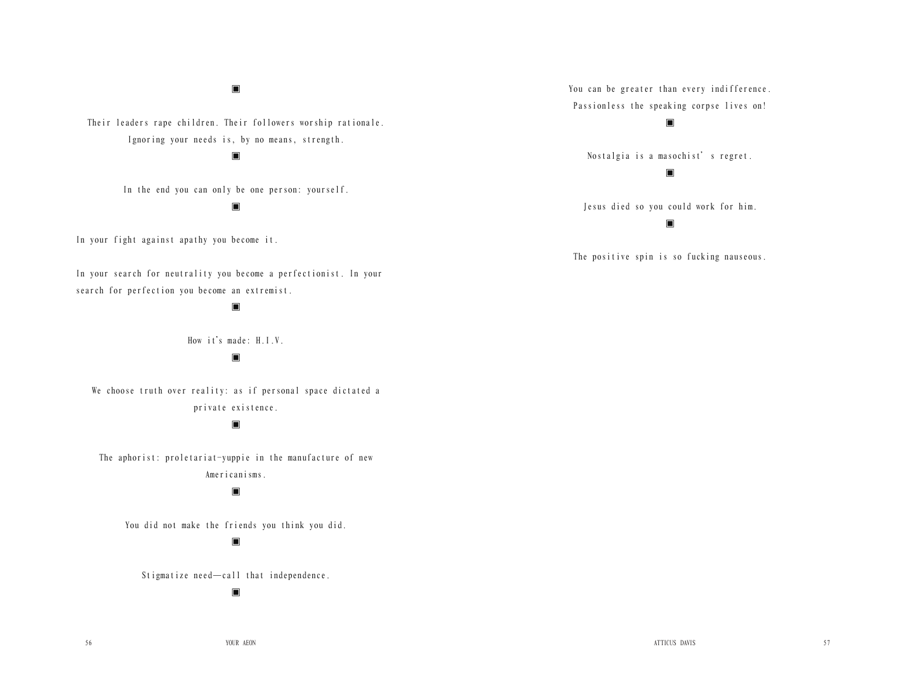▣

Their leaders rape children. Their followers worship rationale.
Ignoring your needs is, by no means, strength.

▣

In the end you can only be one person: yourself.

▣

In your fight against apathy you become it.

In your search for neutrality you become a perfectionist. In your search for perfection you become an extremist.

▣

How it's made: H.I.V.

▣

We choose truth over reality: as if personal space dictated a private existence.

▣

The aphorist: proletariat-yuppie in the manufacture of new Americanisms.

▣

You did not make the friends you think you did.

▣

Stigmatize need—call that independence.

▣

You can be greater than every indifference.
Passionless the speaking corpse lives on!

▣

Nostalgia is a masochist's regret.

▣

Jesus died so you could work for him.

▣

The positive spin is so fucking nauseous.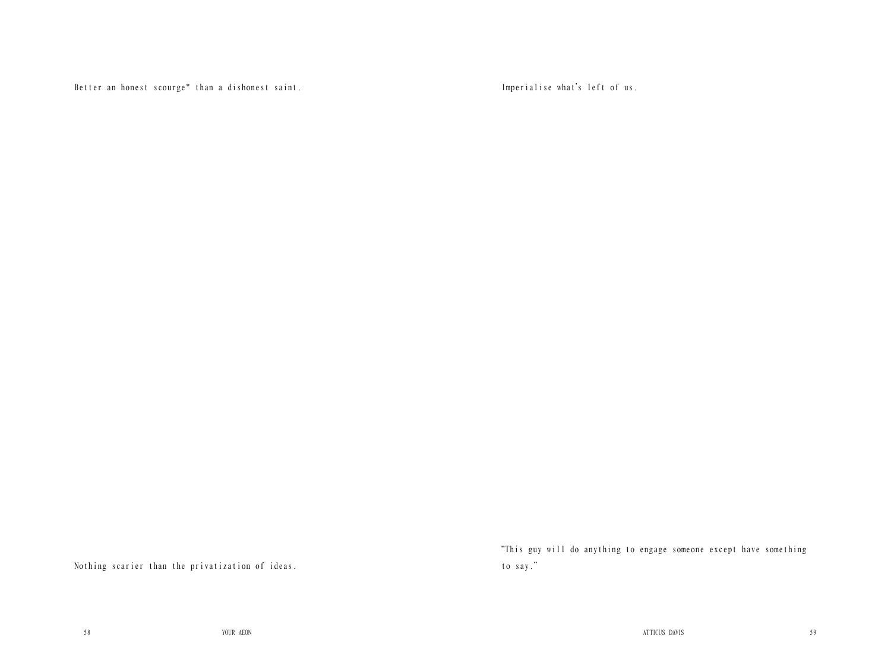Better an honest scourge* than a dishonest saint.

Nothing scarier than the privatization of ideas.

Imperialise what's left of us.

"This guy will do anything to engage someone except have something to say."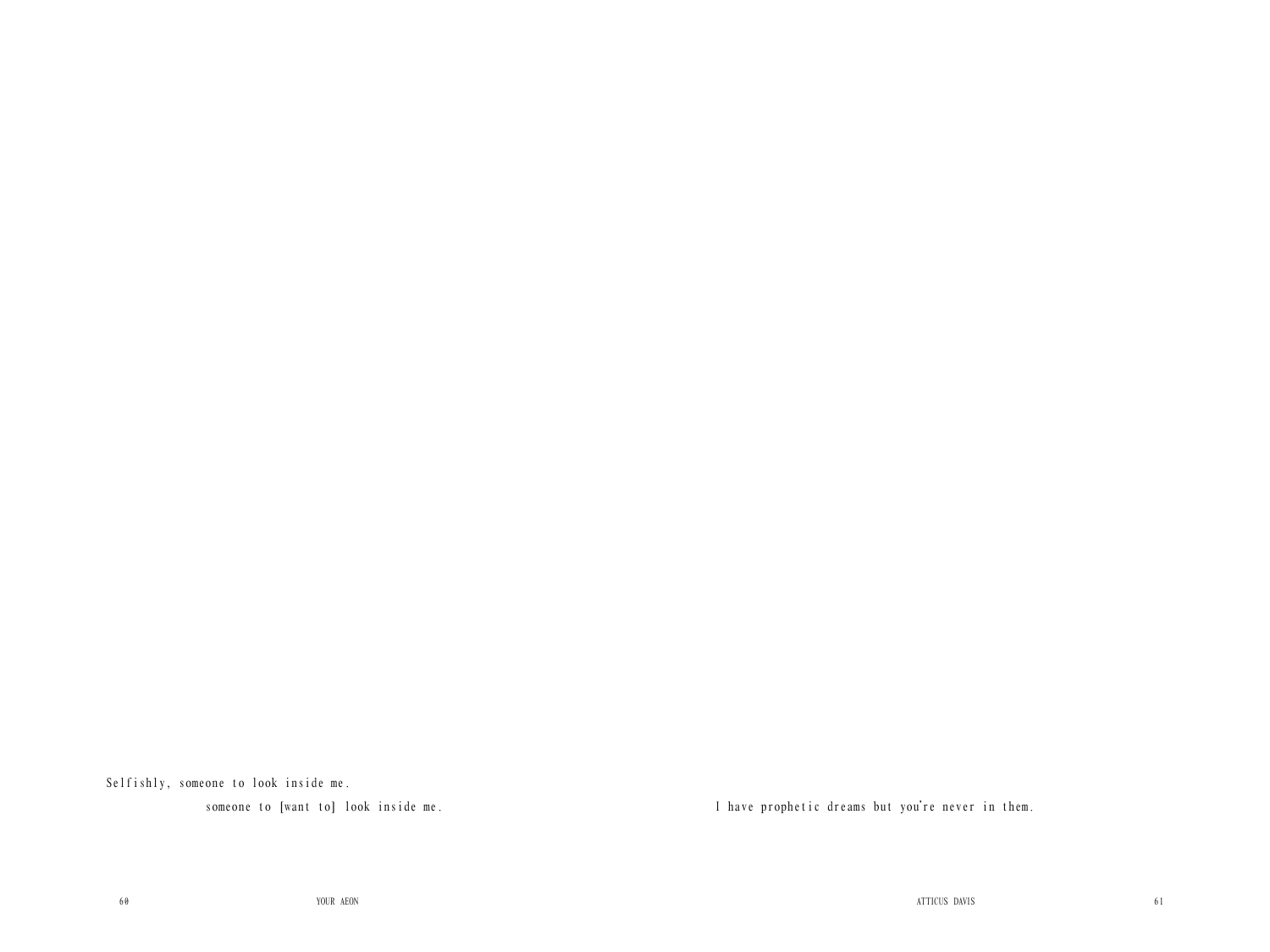Selfishly, someone to look inside me.

someone to [want to] look inside me.

I have prophetic dreams but you're never in them.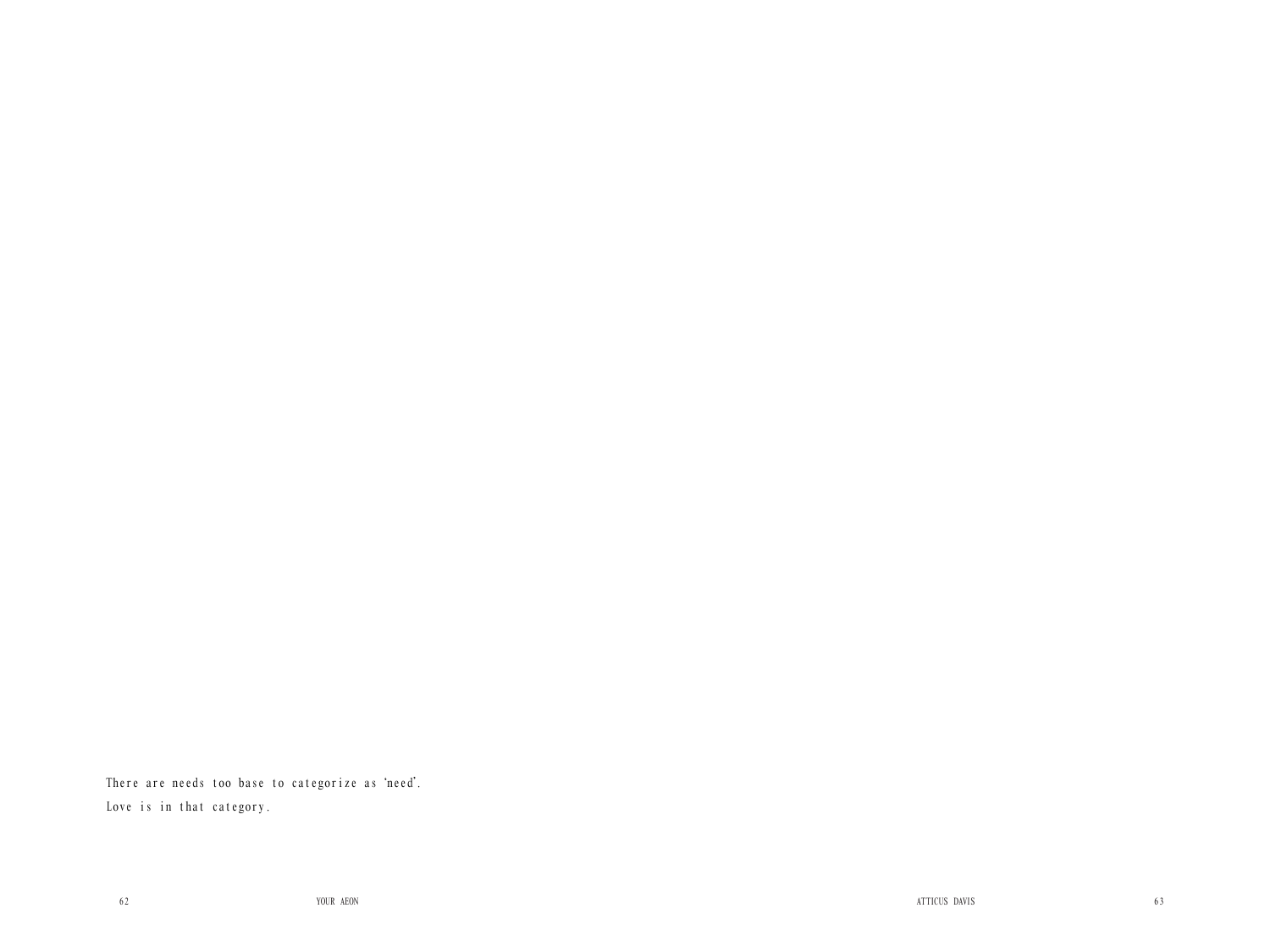There are needs too base to categorize as 'need'.
Love is in that category.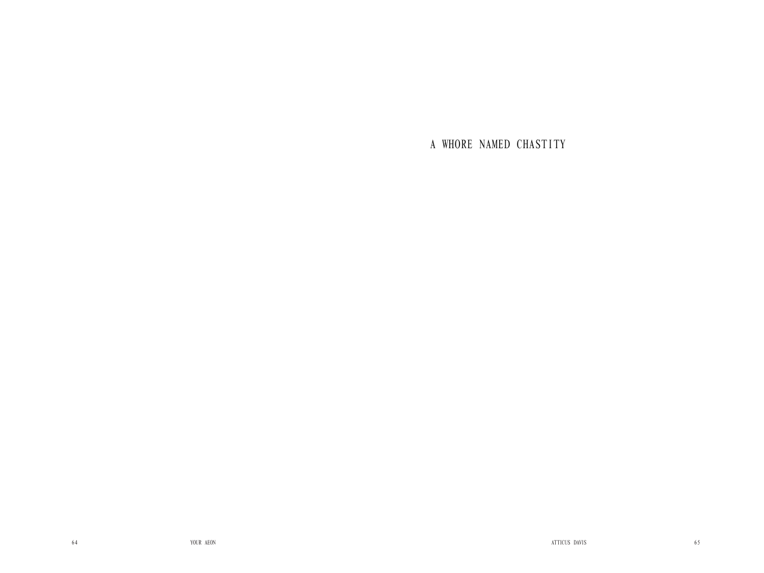# A WHORE NAMED CHASTITY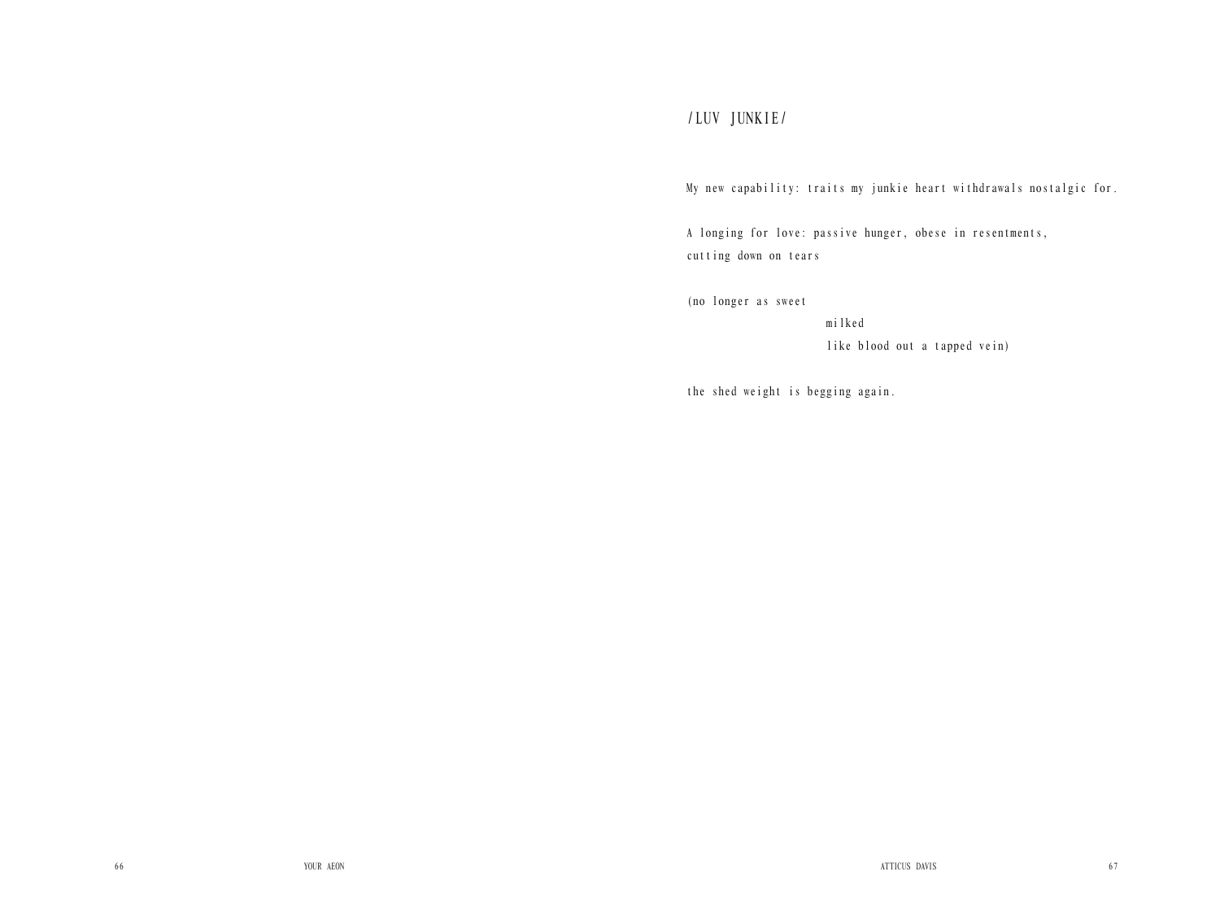## /LUV JUNKIE/

My new capability: traits my junkie heart withdrawals nostalgic for.

A longing for love: passive hunger, obese in resentments,
cutting down on tears

(no longer as sweet
                      milked
                      like blood out a tapped vein)

the shed weight is begging again.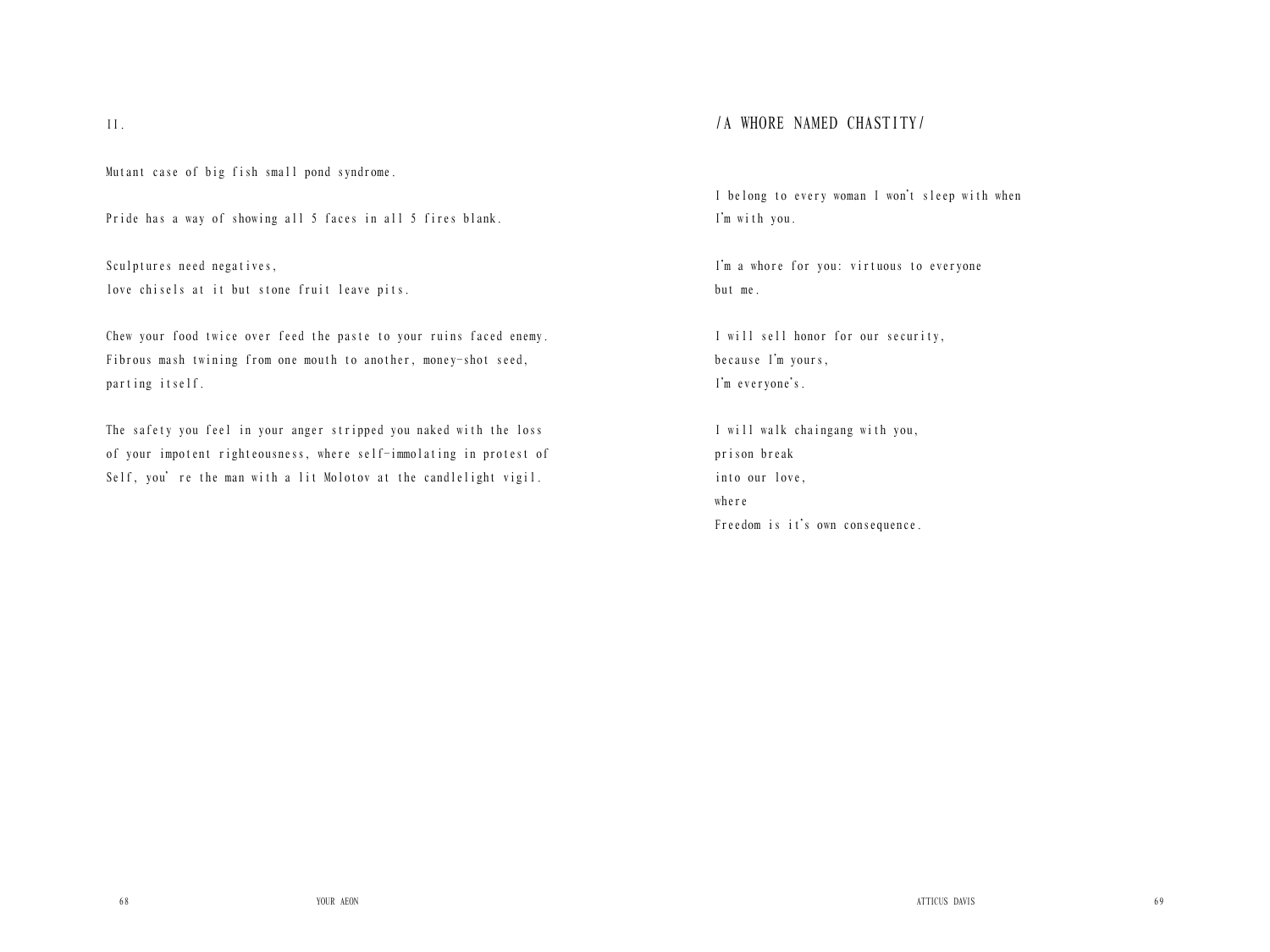II.

Mutant case of big fish small pond syndrome.

Pride has a way of showing all 5 faces in all 5 fires blank.

Sculptures need negatives,
love chisels at it but stone fruit leave pits.

Chew your food twice over feed the paste to your ruins faced enemy.
Fibrous mash twining from one mouth to another, money-shot seed,
parting itself.

The safety you feel in your anger stripped you naked with the loss
of your impotent righteousness, where self-immolating in protest of
Self, you' re the man with a lit Molotov at the candlelight vigil.

## /A WHORE NAMED CHASTITY/

I belong to every woman I won't sleep with when
I'm with you.

I'm a whore for you: virtuous to everyone
but me.

I will sell honor for our security,
because I'm yours,
I'm everyone's.

I will walk chaingang with you,
prison break
into our love,
where
Freedom is it's own consequence.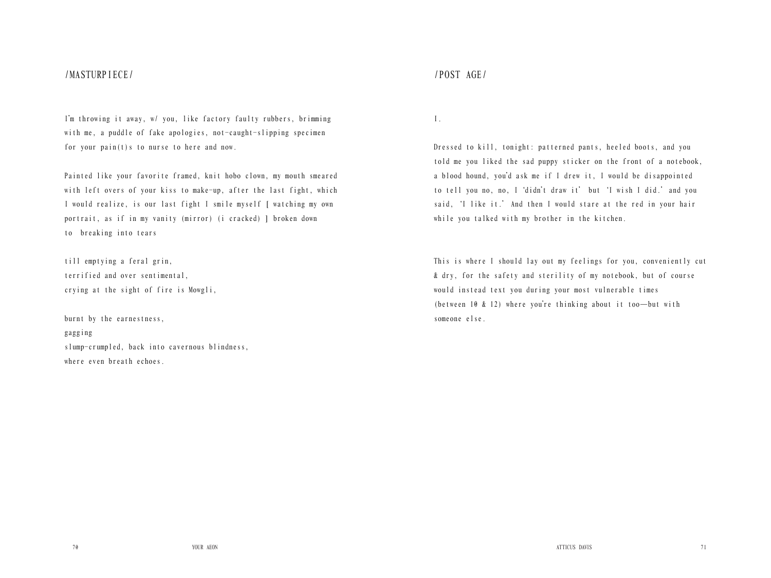## /MASTURPIECE/

I'm throwing it away, w/ you, like factory faulty rubbers, brimming with me, a puddle of fake apologies, not-caught-slipping specimen for your pain(t)s to nurse to here and now.

Painted like your favorite framed, knit hobo clown, my mouth smeared with left overs of your kiss to make-up, after the last fight, which I would realize, is our last fight I smile myself [ watching my own portrait, as if in my vanity (mirror) (i cracked) ] broken down to breaking into tears

till emptying a feral grin,
terrified and over sentimental,
crying at the sight of fire is Mowgli,

burnt by the earnestness,
gagging
slump-crumpled, back into cavernous blindness,
where even breath echoes.

## /POST AGE/

I.

Dressed to kill, tonight: patterned pants, heeled boots, and you told me you liked the sad puppy sticker on the front of a notebook, a blood hound, you'd ask me if I drew it, I would be disappointed to tell you no, no, I 'didn't draw it' but 'I wish I did.' and you said, 'I like it.' And then I would stare at the red in your hair while you talked with my brother in the kitchen.

This is where I should lay out my feelings for you, conveniently cut & dry, for the safety and sterility of my notebook, but of course would instead text you during your most vulnerable times (between 10 & 12) where you're thinking about it too—but with someone else.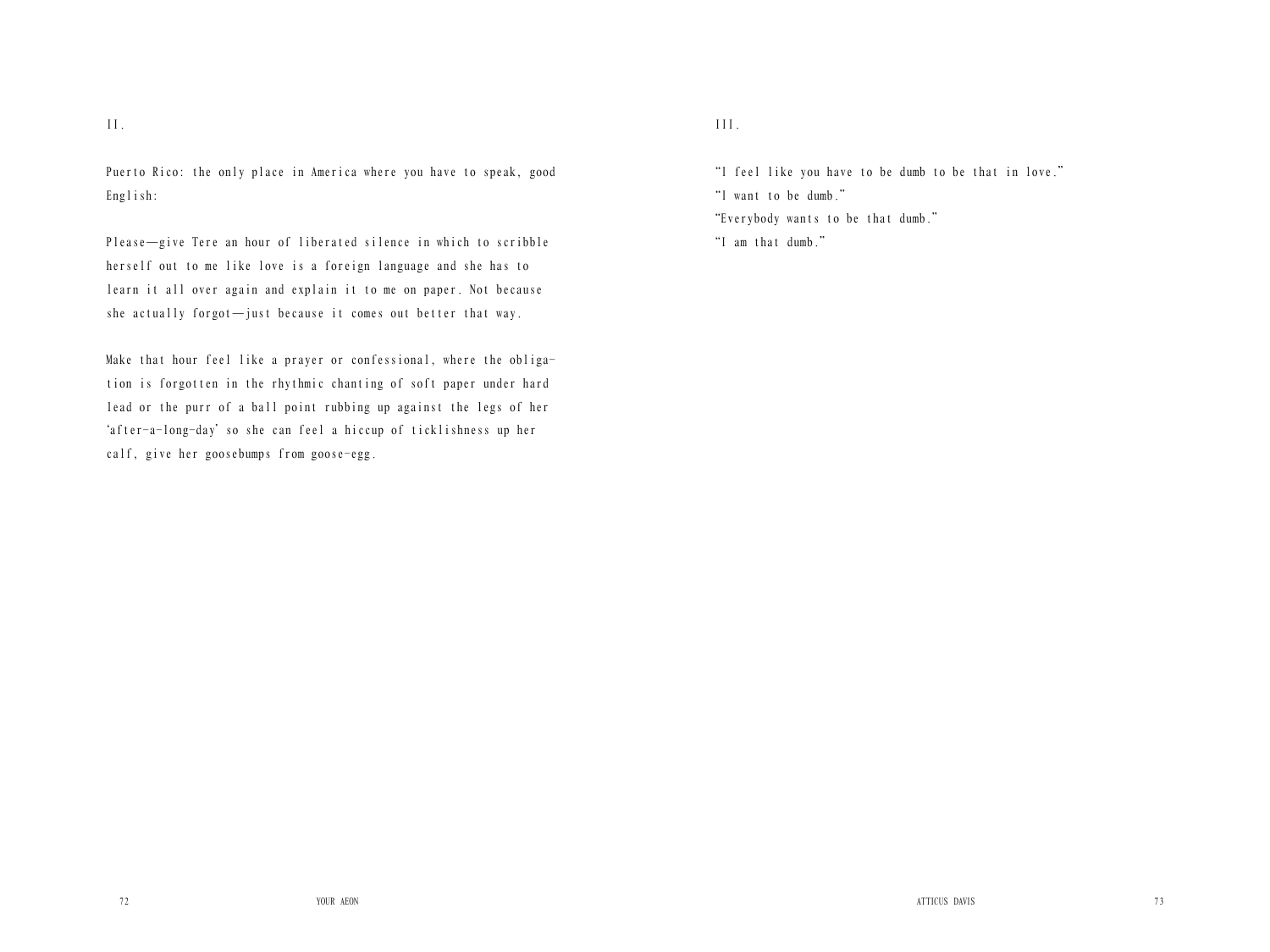II.

Puerto Rico: the only place in America where you have to speak, good English:

Please—give Tere an hour of liberated silence in which to scribble herself out to me like love is a foreign language and she has to learn it all over again and explain it to me on paper. Not because she actually forgot—just because it comes out better that way.

Make that hour feel like a prayer or confessional, where the obligation is forgotten in the rhythmic chanting of soft paper under hard lead or the purr of a ball point rubbing up against the legs of her 'after-a-long-day' so she can feel a hiccup of ticklishness up her calf, give her goosebumps from goose-egg.

III.

"I feel like you have to be dumb to be that in love."  
"I want to be dumb."  
"Everybody wants to be that dumb."  
"I am that dumb."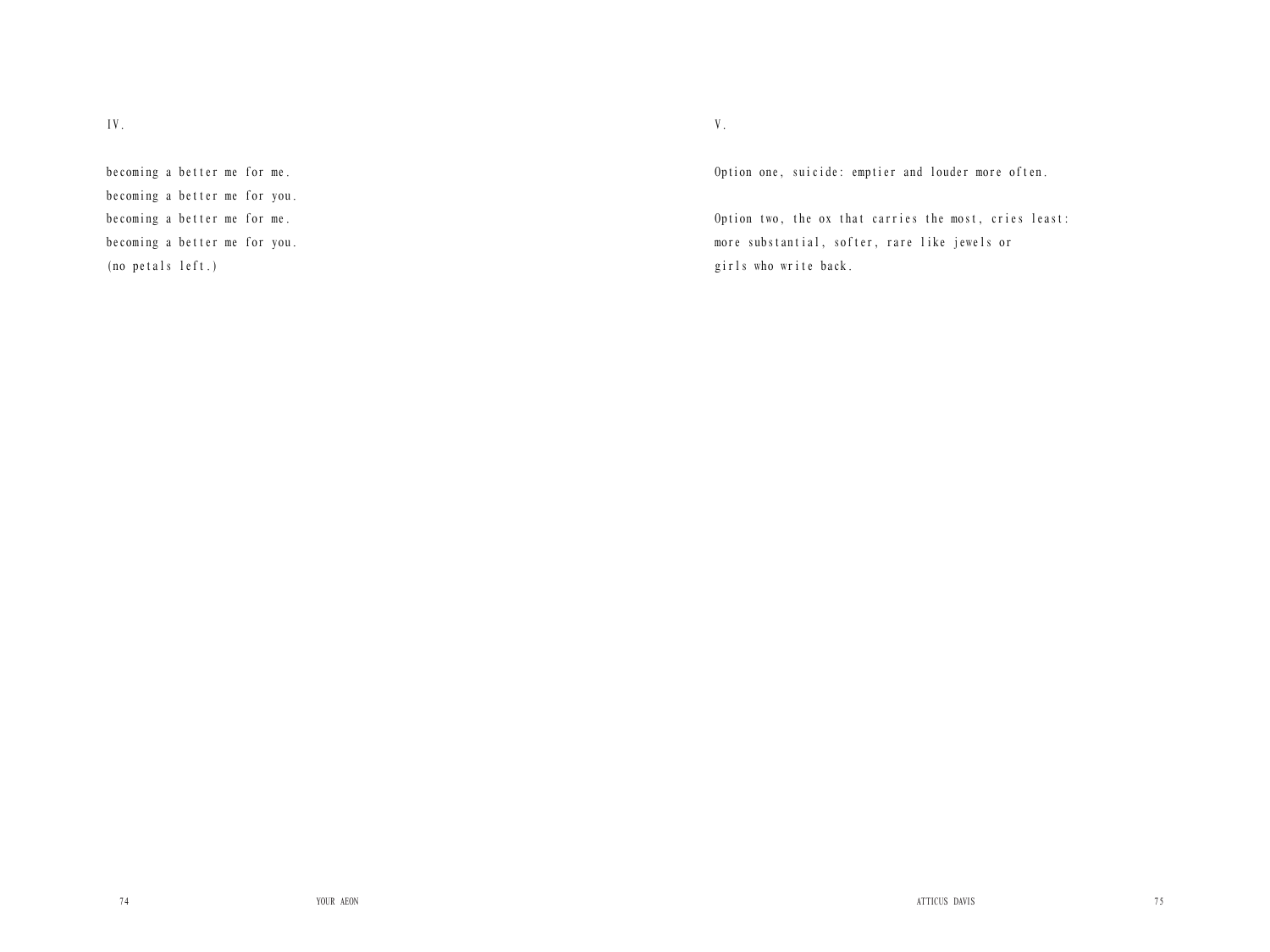IV.

becoming a better me for me.
becoming a better me for you.
becoming a better me for me.
becoming a better me for you.
(no petals left.)

V.

Option one, suicide: emptier and louder more often.

Option two, the ox that carries the most, cries least:
more substantial, softer, rare like jewels or
girls who write back.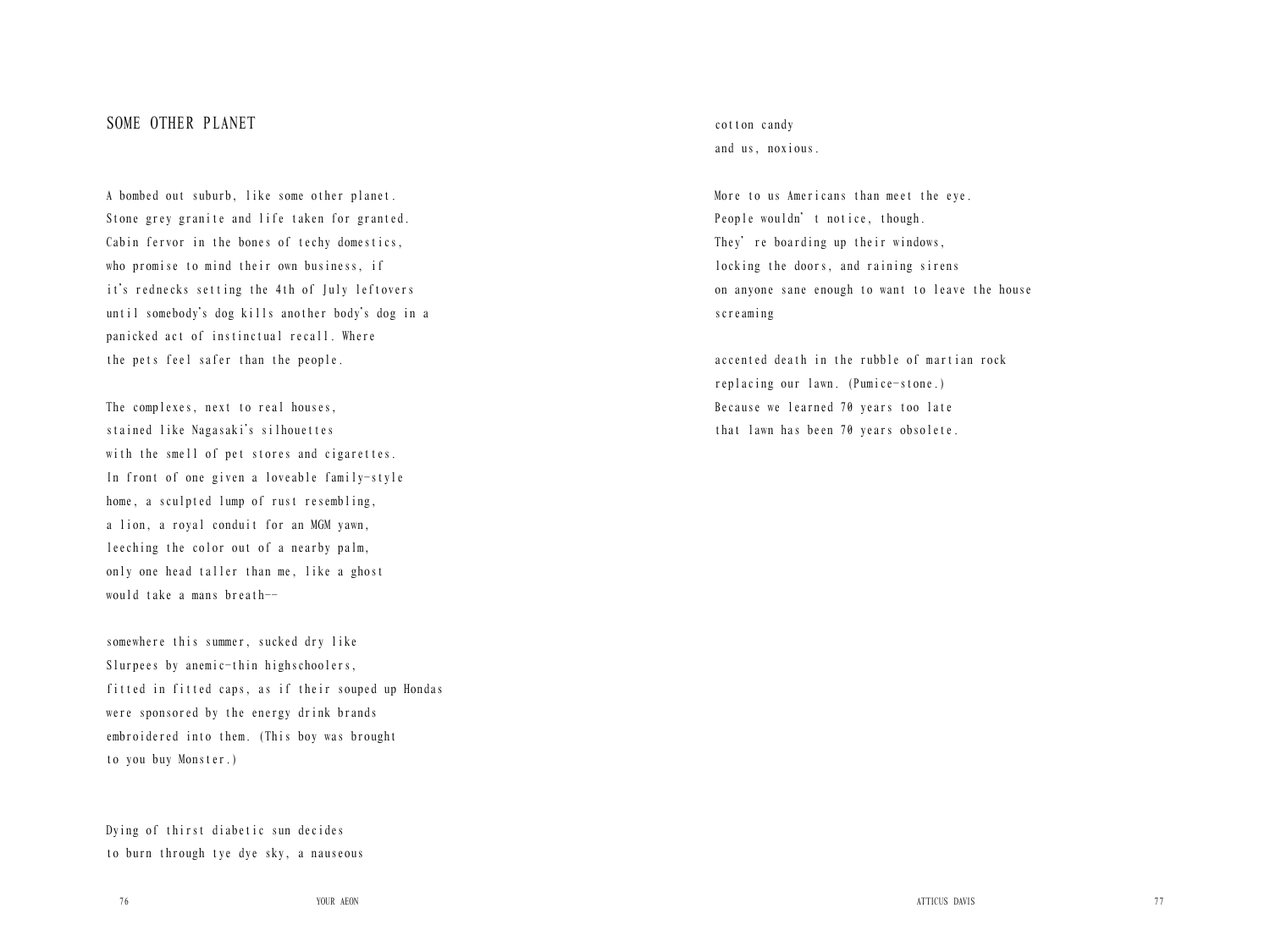## SOME OTHER PLANET

A bombed out suburb, like some other planet.
Stone grey granite and life taken for granted.
Cabin fervor in the bones of techy domestics,
who promise to mind their own business, if
it's rednecks setting the 4th of July leftovers
until somebody's dog kills another body's dog in a
panicked act of instinctual recall. Where
the pets feel safer than the people.

The complexes, next to real houses,
stained like Nagasaki's silhouettes
with the smell of pet stores and cigarettes.
In front of one given a loveable family-style
home, a sculpted lump of rust resembling,
a lion, a royal conduit for an MGM yawn,
leeching the color out of a nearby palm,
only one head taller than me, like a ghost
would take a mans breath--

somewhere this summer, sucked dry like
Slurpees by anemic-thin highschoolers,
fitted in fitted caps, as if their souped up Hondas
were sponsored by the energy drink brands
embroidered into them. (This boy was brought
to you buy Monster.)

Dying of thirst diabetic sun decides
to burn through tye dye sky, a nauseous
cotton candy
and us, noxious.

More to us Americans than meet the eye.
People wouldn' t notice, though.
They' re boarding up their windows,
locking the doors, and raining sirens
on anyone sane enough to want to leave the house
screaming

accented death in the rubble of martian rock
replacing our lawn. (Pumice-stone.)
Because we learned 70 years too late
that lawn has been 70 years obsolete.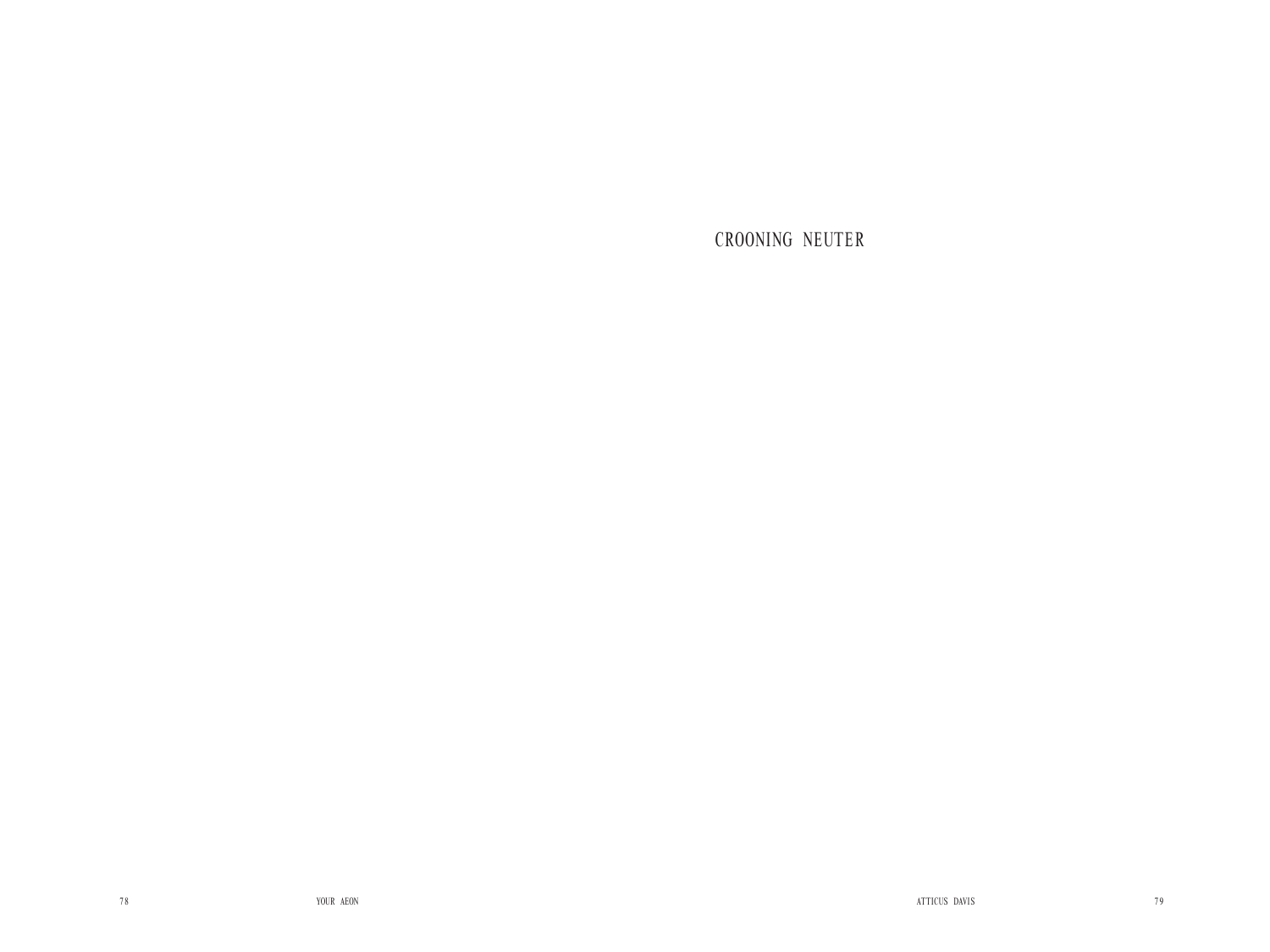# CROONING NEUTER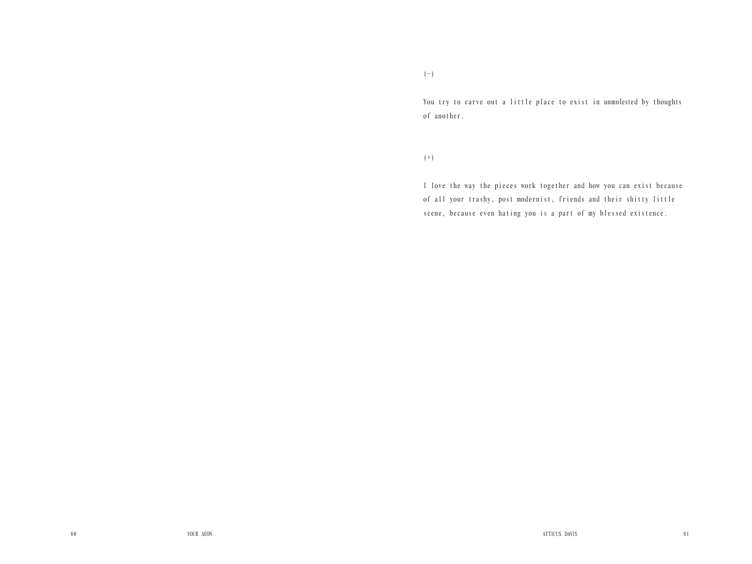(-)

You try to carve out a little place to exist in unmolested by thoughts of another.

(+)

I love the way the pieces work together and how you can exist because of all your trashy, post modernist, friends and their shitty little scene, because even hating you is a part of my blessed existence.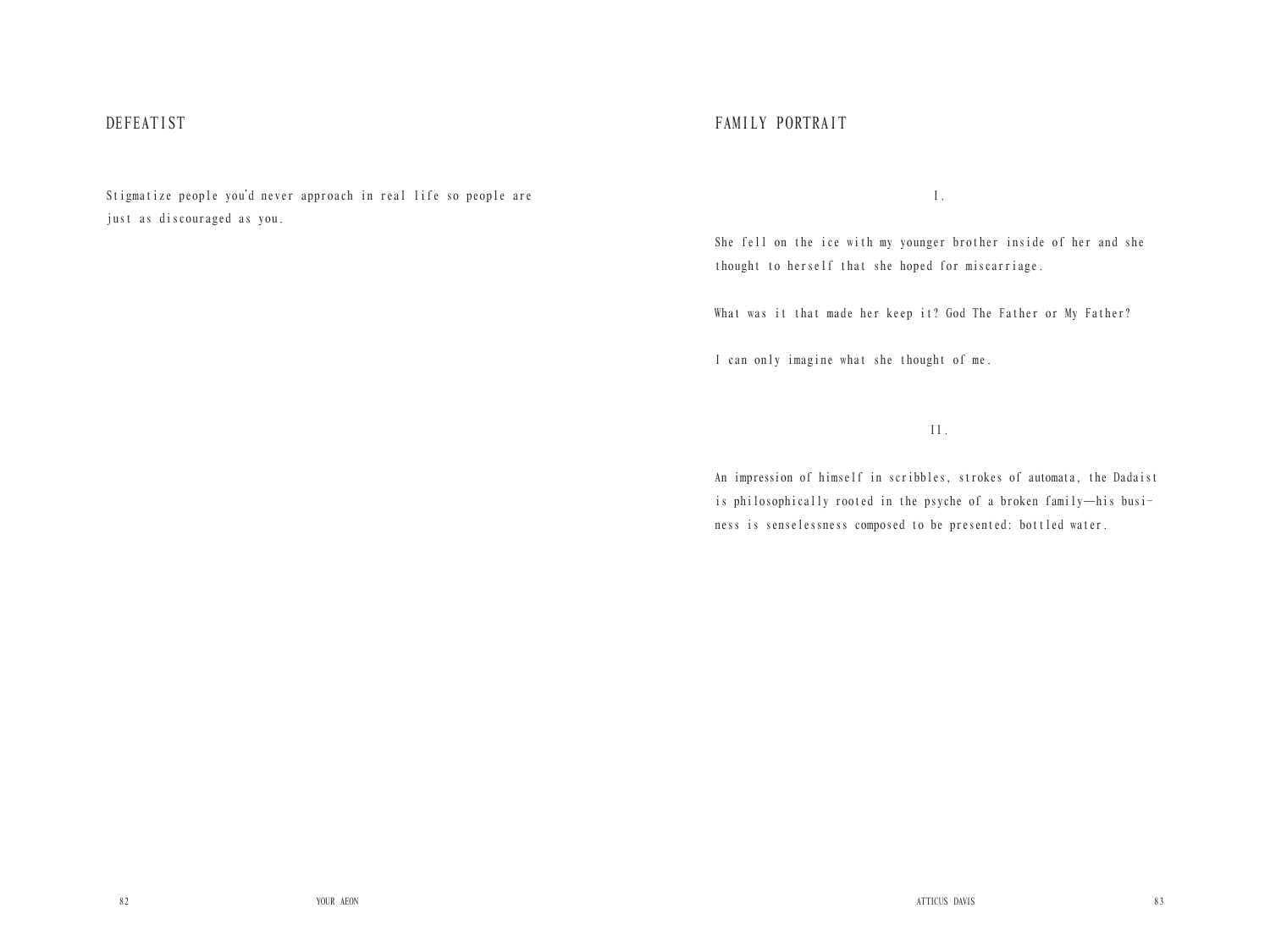## DEFEATIST

Stigmatize people you'd never approach in real life so people are just as discouraged as you.

## FAMILY PORTRAIT

I.

She fell on the ice with my younger brother inside of her and she thought to herself that she hoped for miscarriage.

What was it that made her keep it? God The Father or My Father?

I can only imagine what she thought of me.

II.

An impression of himself in scribbles, strokes of automata, the Dadaist is philosophically rooted in the psyche of a broken family—his business is senselessness composed to be presented: bottled water.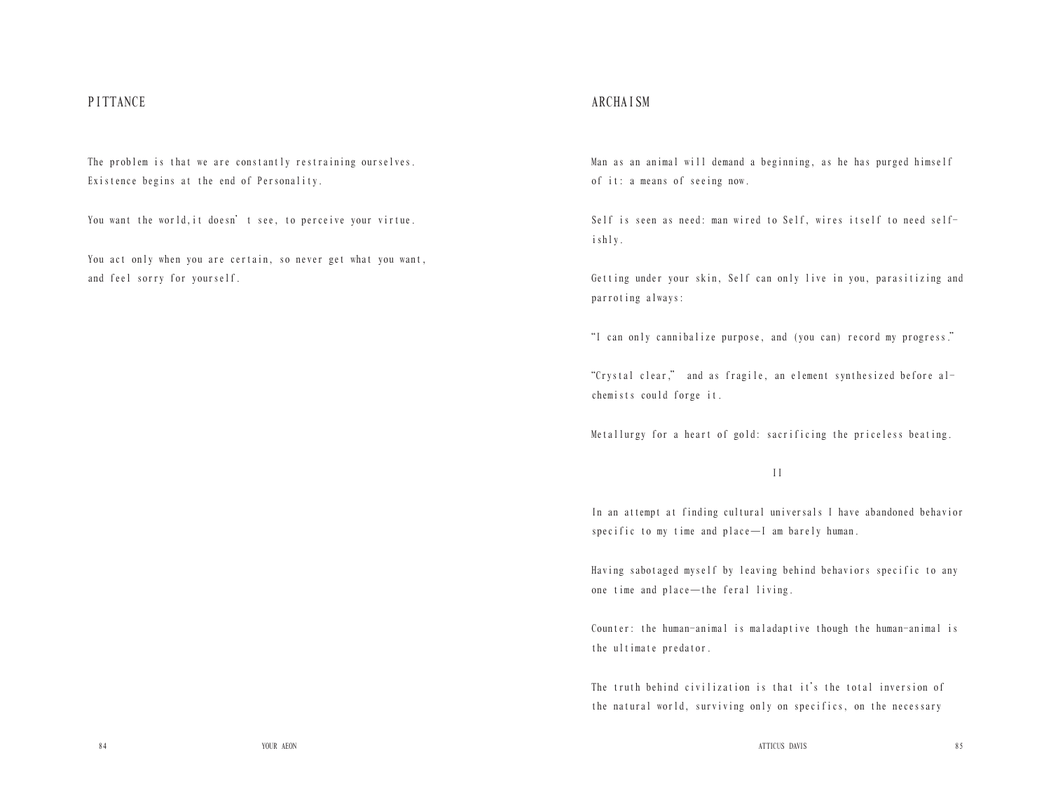## PITTANCE

The problem is that we are constantly restraining ourselves. Existence begins at the end of Personality.

You want the world,it doesn' t see, to perceive your virtue.

You act only when you are certain, so never get what you want, and feel sorry for yourself.

## ARCHAISM

Man as an animal will demand a beginning, as he has purged himself of it: a means of seeing now.

Self is seen as need: man wired to Self, wires itself to need selfishly.

Getting under your skin, Self can only live in you, parasitizing and parroting always:

"I can only cannibalize purpose, and (you can) record my progress."

"Crystal clear," and as fragile, an element synthesized before alchemists could forge it.

Metallurgy for a heart of gold: sacrificing the priceless beating.

II

In an attempt at finding cultural universals I have abandoned behavior specific to my time and place—I am barely human.

Having sabotaged myself by leaving behind behaviors specific to any one time and place—the feral living.

Counter: the human-animal is maladaptive though the human-animal is the ultimate predator.

The truth behind civilization is that it's the total inversion of the natural world, surviving only on specifics, on the necessary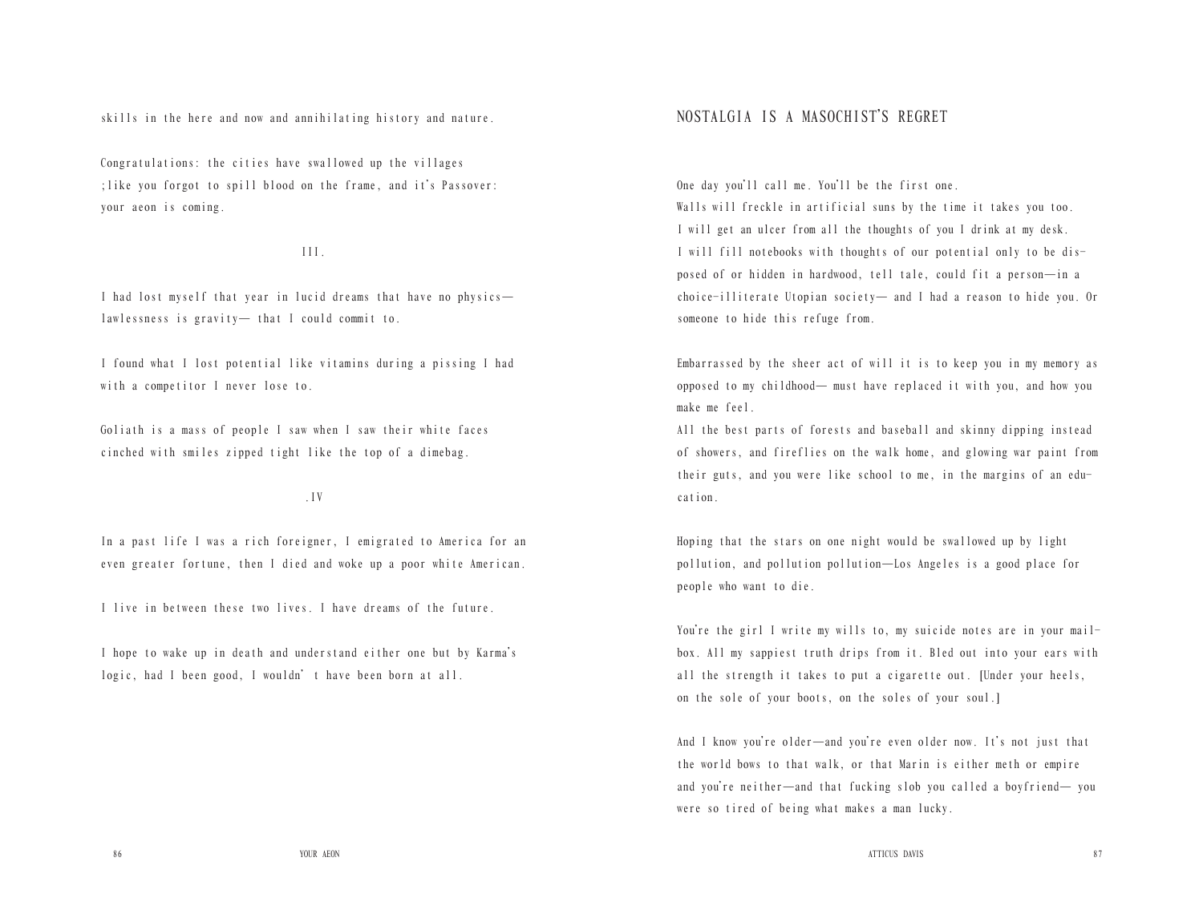skills in the here and now and annihilating history and nature.

Congratulations: the cities have swallowed up the villages
;like you forgot to spill blood on the frame, and it's Passover:
your aeon is coming.

III.

I had lost myself that year in lucid dreams that have no physics—
lawlessness is gravity— that I could commit to.

I found what I lost potential like vitamins during a pissing I had
with a competitor I never lose to.

Goliath is a mass of people I saw when I saw their white faces
cinched with smiles zipped tight like the top of a dimebag.

.IV

In a past life I was a rich foreigner, I emigrated to America for an
even greater fortune, then I died and woke up a poor white American.

I live in between these two lives. I have dreams of the future.

I hope to wake up in death and understand either one but by Karma's
logic, had I been good, I wouldn' t have been born at all.

## NOSTALGIA IS A MASOCHIST'S REGRET

One day you'll call me. You'll be the first one.
Walls will freckle in artificial suns by the time it takes you too.
I will get an ulcer from all the thoughts of you I drink at my desk.
I will fill notebooks with thoughts of our potential only to be disposed of or hidden in hardwood, tell tale, could fit a person—in a choice-illiterate Utopian society— and I had a reason to hide you. Or someone to hide this refuge from.

Embarrassed by the sheer act of will it is to keep you in my memory as opposed to my childhood— must have replaced it with you, and how you make me feel.
All the best parts of forests and baseball and skinny dipping instead of showers, and fireflies on the walk home, and glowing war paint from their guts, and you were like school to me, in the margins of an education.

Hoping that the stars on one night would be swallowed up by light pollution, and pollution pollution—Los Angeles is a good place for people who want to die.

You're the girl I write my wills to, my suicide notes are in your mailbox. All my sappiest truth drips from it. Bled out into your ears with all the strength it takes to put a cigarette out. [Under your heels, on the sole of your boots, on the soles of your soul.]

And I know you're older—and you're even older now. It's not just that the world bows to that walk, or that Marin is either meth or empire and you're neither—and that fucking slob you called a boyfriend— you were so tired of being what makes a man lucky.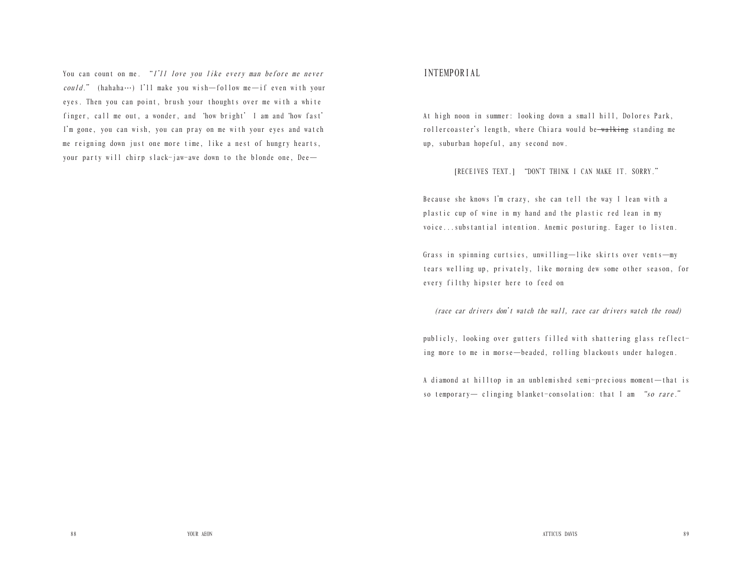You can count on me. "*I'll love you like every man before me never could.*" (hahaha…) I'll make you wish—follow me—if even with your eyes. Then you can point, brush your thoughts over me with a white finger, call me out, a wonder, and 'how bright' I am and 'how fast' I'm gone, you can wish, you can pray on me with your eyes and watch me reigning down just one more time, like a nest of hungry hearts, your party will chirp slack-jaw-awe down to the blonde one, Dee—

## INTEMPORIAL

At high noon in summer: looking down a small hill, Dolores Park, rollercoaster's length, where Chiara would be ~~walking~~ standing me up, suburban hopeful, any second now.

[RECEIVES TEXT.] "DON'T THINK I CAN MAKE IT. SORRY."

Because she knows I'm crazy, she can tell the way I lean with a plastic cup of wine in my hand and the plastic red lean in my voice...substantial intention. Anemic posturing. Eager to listen.

Grass in spinning curtsies, unwilling—like skirts over vents—my tears welling up, privately, like morning dew some other season, for every filthy hipster here to feed on

*(race car drivers don't watch the wall, race car drivers watch the road)*

publicly, looking over gutters filled with shattering glass reflecting more to me in morse—beaded, rolling blackouts under halogen.

A diamond at hilltop in an unblemished semi-precious moment—that is so temporary— clinging blanket-consolation: that I am "*so rare*."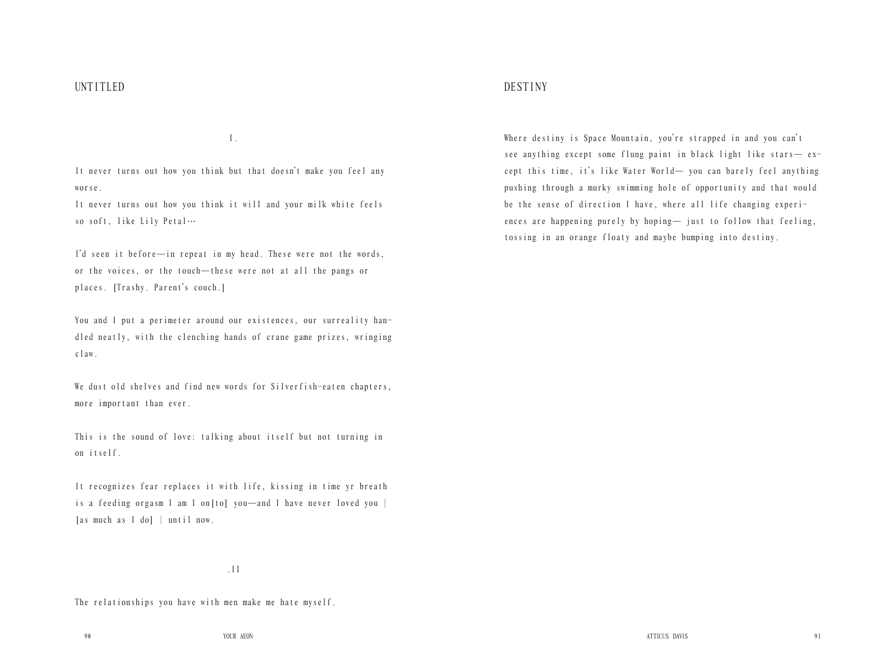## UNTITLED

I.

It never turns out how you think but that doesn't make you feel any worse.
It never turns out how you think it will and your milk white feels so soft, like Lily Petal…

I'd seen it before—in repeat in my head. These were not the words, or the voices, or the touch—these were not at all the pangs or places. [Trashy. Parent's couch.]

You and I put a perimeter around our existences, our surreality handled neatly, with the clenching hands of crane game prizes, wringing claw.

We dust old shelves and find new words for Silverfish-eaten chapters, more important than ever.

This is the sound of love: talking about itself but not turning in on itself.

It recognizes fear replaces it with life, kissing in time yr breath is a feeding orgasm I am I on[to] you—and I have never loved you | [as much as I do] | until now.

.II

The relationships you have with men make me hate myself.

## DESTINY

Where destiny is Space Mountain, you're strapped in and you can't see anything except some flung paint in black light like stars— except this time, it's like Water World— you can barely feel anything pushing through a murky swimming hole of opportunity and that would be the sense of direction I have, where all life changing experiences are happening purely by hoping— just to follow that feeling, tossing in an orange floaty and maybe bumping into destiny.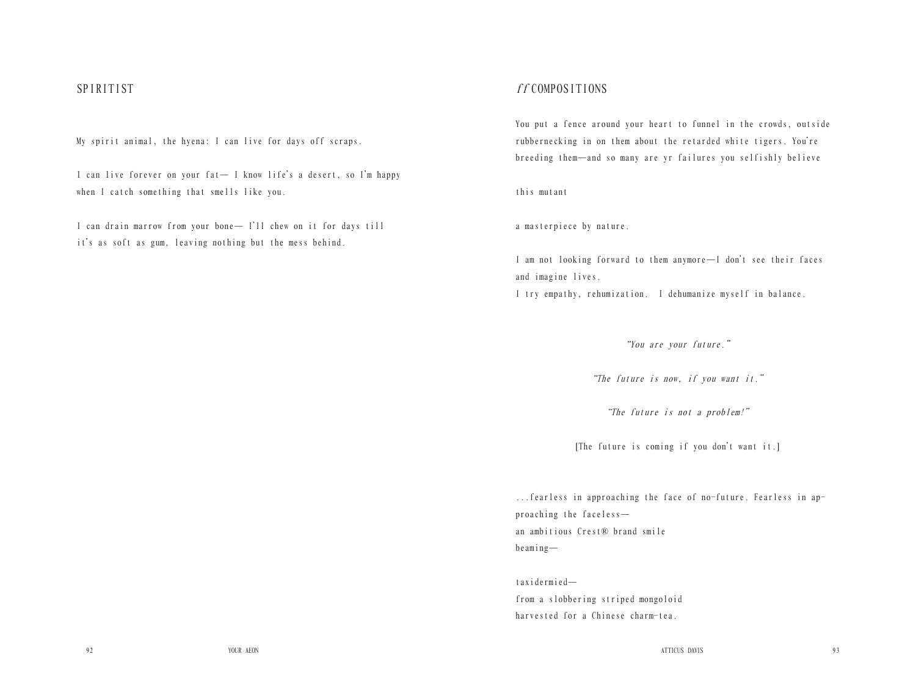## SPIRITIST

My spirit animal, the hyena: I can live for days off scraps.

I can live forever on your fat— I know life's a desert, so I'm happy when I catch something that smells like you.

I can drain marrow from your bone— I'll chew on it for days till it's as soft as gum, leaving nothing but the mess behind.

## *ff* COMPOSITIONS

You put a fence around your heart to funnel in the crowds, outside rubbernecking in on them about the retarded white tigers. You're breeding them—and so many are yr failures you selfishly believe

this mutant

a masterpiece by nature.

I am not looking forward to them anymore—I don't see their faces and imagine lives.
I try empathy, rehumization. I dehumanize myself in balance.

*"You are your future."*

*"The future is now, if you want it."*

*"The future is not a problem!"*

[The future is coming if you don't want it.]

...fearless in approaching the face of no-future. Fearless in approaching the faceless—
an ambitious Crest® brand smile
beaming—

taxidermied—
from a slobbering striped mongoloid
harvested for a Chinese charm-tea.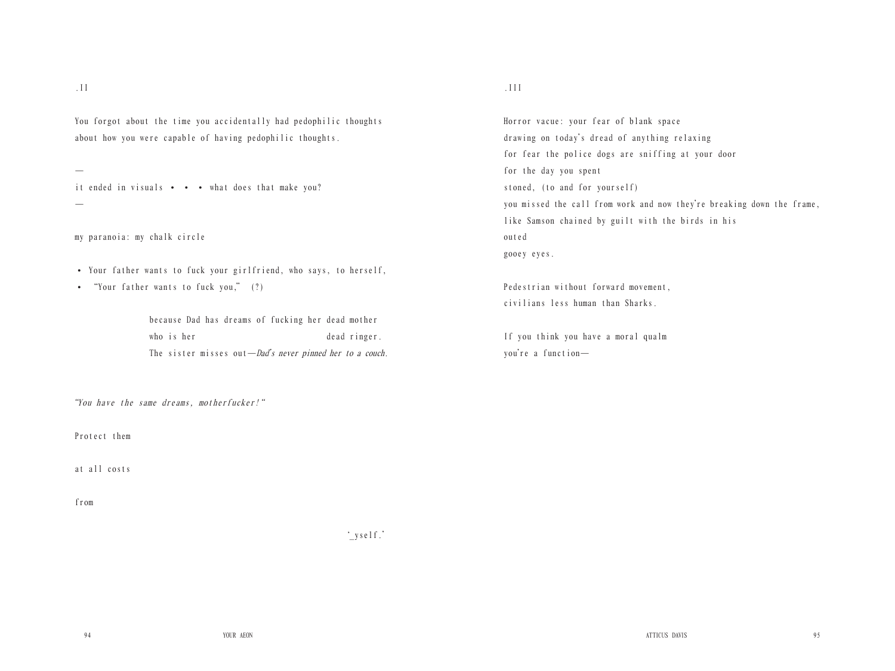.II

You forgot about the time you accidentally had pedophilic thoughts
about how you were capable of having pedophilic thoughts.

—
it ended in visuals • • • what does that make you?
—

my paranoia: my chalk circle

- Your father wants to fuck your girlfriend, who says, to herself,
- "Your father wants to fuck you," (?)

  because Dad has dreams of fucking her dead mother
  who is her                    dead ringer.
  The sister misses out—*Dad's never pinned her to a couch.*

*"You have the same dreams, motherfucker!"*

Protect them

at all costs

from

'_yself.'

.III

Horror vacue: your fear of blank space
drawing on today's dread of anything relaxing
for fear the police dogs are sniffing at your door
for the day you spent
stoned, (to and for yourself)
you missed the call from work and now they're breaking down the frame,
like Samson chained by guilt with the birds in his
outed
gooey eyes.

Pedestrian without forward movement,
civilians less human than Sharks.

If you think you have a moral qualm
you're a function—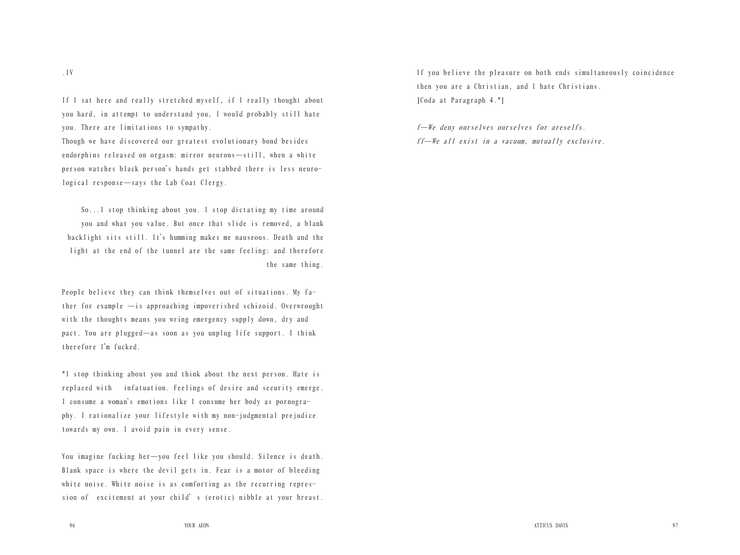.IV

If I sat here and really stretched myself, if I really thought about you hard, in attempt to understand you, I would probably still hate you. There are limitations to sympathy.
Though we have discovered our greatest evolutionary bond besides endorphins released on orgasm: mirror neurons—still, when a white person watches black person's hands get stabbed there is less neurological response—says the Lab Coat Clergy.

> So...I stop thinking about you. I stop dictating my time around you and what you value. But once that slide is removed, a blank backlight sits still. It's humming makes me nauseous. Death and the light at the end of the tunnel are the same feeling: and therefore the same thing.

People believe they can think themselves out of situations. My father for example —is approaching impoverished schizoid. Overwrought with the thoughts means you wring emergency supply down, dry and pact. You are plugged—as soon as you unplug life support. I think therefore I'm fucked.

*I stop thinking about you and think about the next person. Hate is replaced with infatuation. Feelings of desire and security emerge. I consume a woman's emotions like I consume her body as pornography. I rationalize your lifestyle with my non-judgmental prejudice towards my own. I avoid pain in every sense.

You imagine fucking her—you feel like you should. Silence is death. Blank space is where the devil gets in. Fear is a motor of bleeding white noise. White noise is as comforting as the recurring repression of excitement at your child's (erotic) nibble at your breast.

If you believe the pleasure on both ends simultaneously coincidence then you are a Christian, and I hate Christians.
[Coda at Paragraph 4.*]

*f—We deny ourselves ourselves for areselfs.*
*ff—We all exist in a vacuum, mutually exclusive.*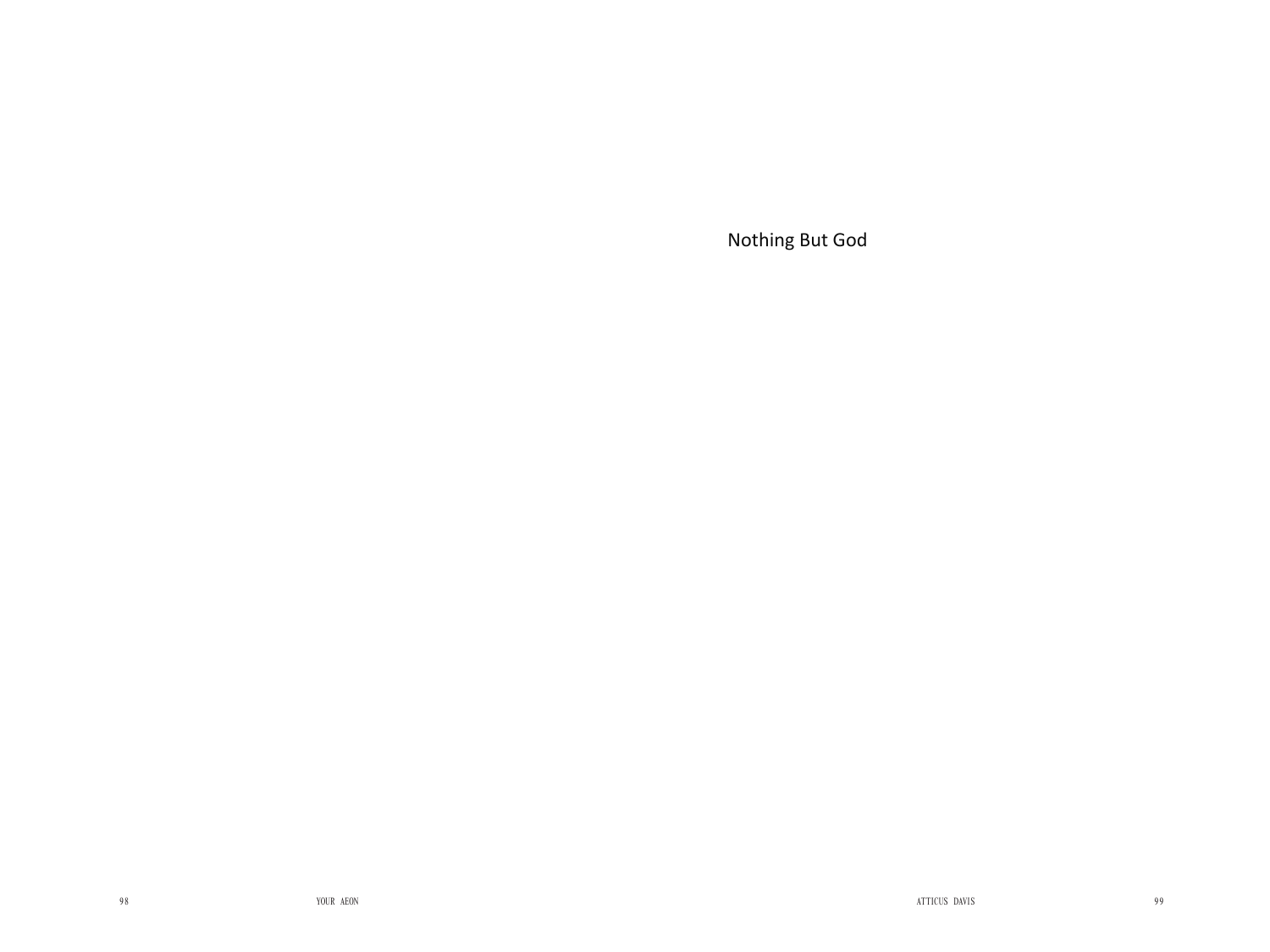# Nothing But God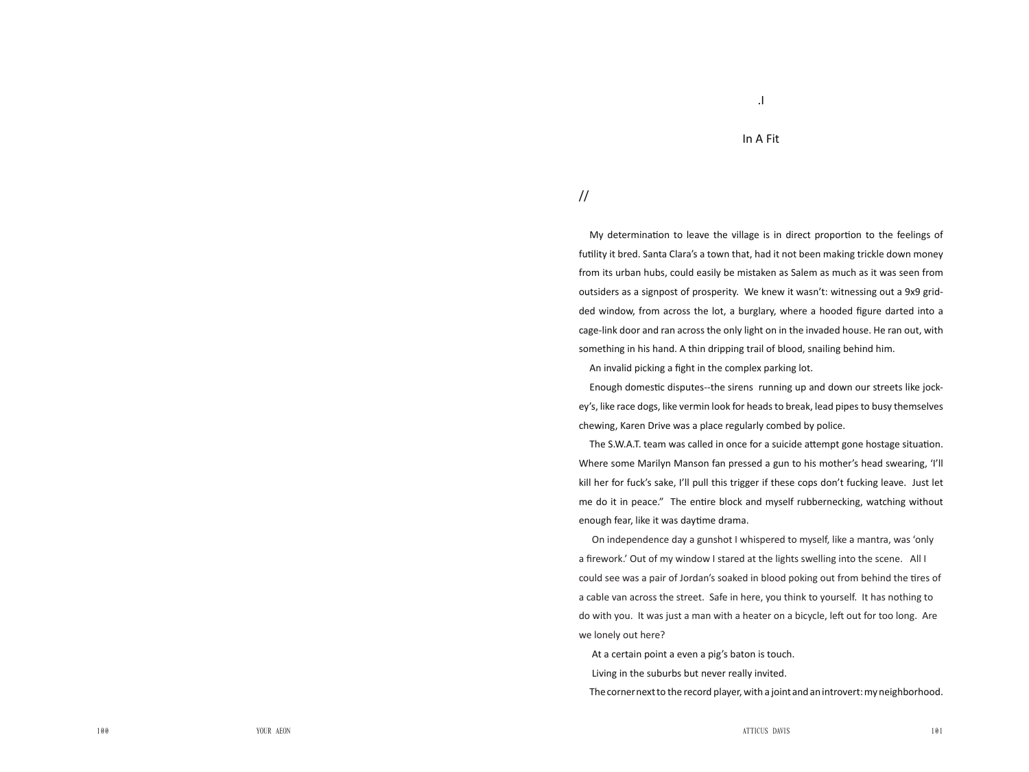.I

## In A Fit

//

My determination to leave the village is in direct proportion to the feelings of futility it bred. Santa Clara's a town that, had it not been making trickle down money from its urban hubs, could easily be mistaken as Salem as much as it was seen from outsiders as a signpost of prosperity. We knew it wasn't: witnessing out a 9x9 gridded window, from across the lot, a burglary, where a hooded figure darted into a cage-link door and ran across the only light on in the invaded house. He ran out, with something in his hand. A thin dripping trail of blood, snailing behind him.

An invalid picking a fight in the complex parking lot.

Enough domestic disputes--the sirens running up and down our streets like jockey's, like race dogs, like vermin look for heads to break, lead pipes to busy themselves chewing, Karen Drive was a place regularly combed by police.

The S.W.A.T. team was called in once for a suicide attempt gone hostage situation. Where some Marilyn Manson fan pressed a gun to his mother's head swearing, 'I'll kill her for fuck's sake, I'll pull this trigger if these cops don't fucking leave. Just let me do it in peace." The entire block and myself rubbernecking, watching without enough fear, like it was daytime drama.

On independence day a gunshot I whispered to myself, like a mantra, was 'only a firework.' Out of my window I stared at the lights swelling into the scene. All I could see was a pair of Jordan's soaked in blood poking out from behind the tires of a cable van across the street. Safe in here, you think to yourself. It has nothing to do with you. It was just a man with a heater on a bicycle, left out for too long. Are we lonely out here?

At a certain point a even a pig's baton is touch.

Living in the suburbs but never really invited.

The corner next to the record player, with a joint and an introvert: my neighborhood.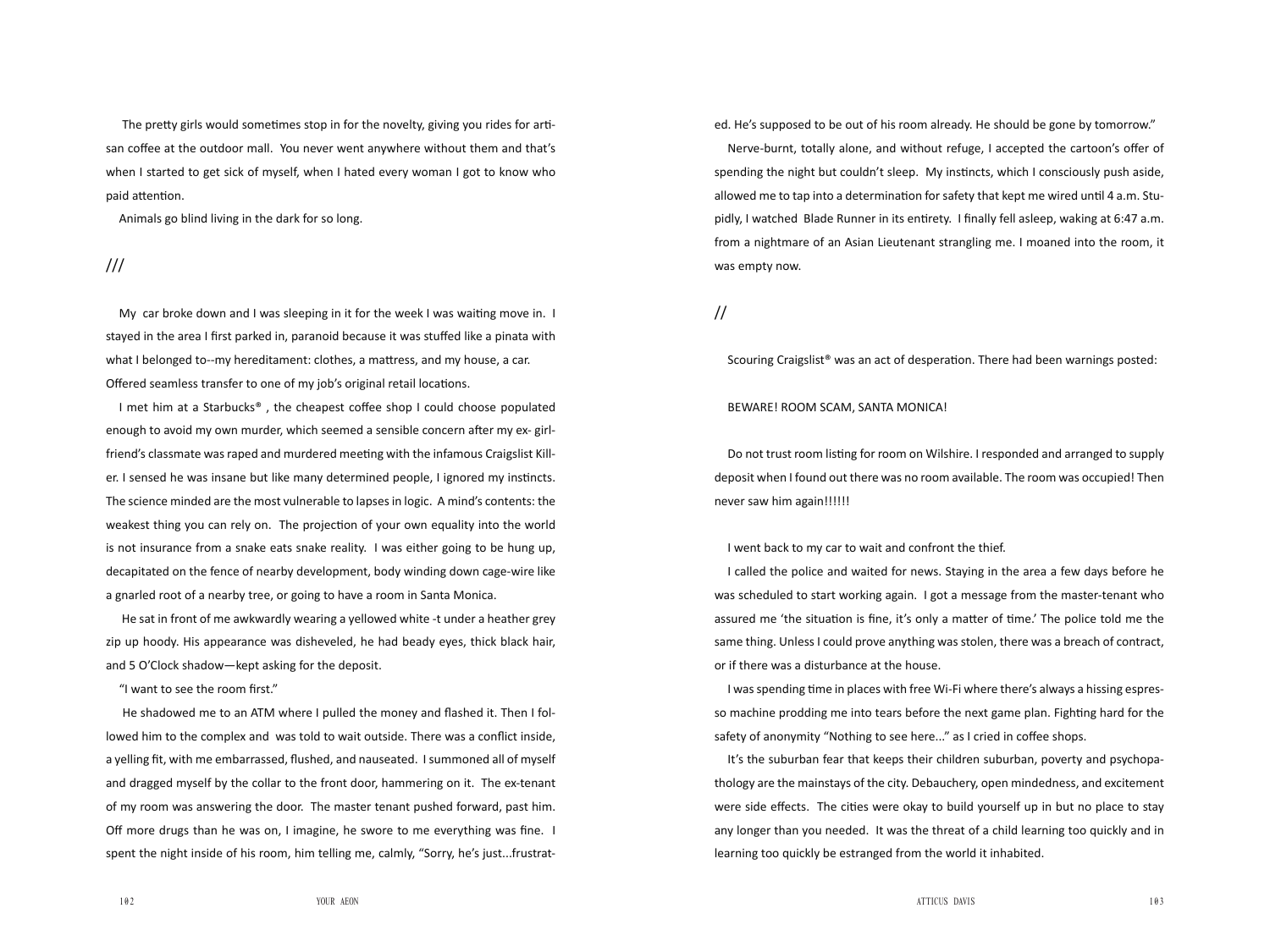The pretty girls would sometimes stop in for the novelty, giving you rides for artisan coffee at the outdoor mall. You never went anywhere without them and that's when I started to get sick of myself, when I hated every woman I got to know who paid attention.

Animals go blind living in the dark for so long.

///

My car broke down and I was sleeping in it for the week I was waiting move in. I stayed in the area I first parked in, paranoid because it was stuffed like a pinata with what I belonged to--my hereditament: clothes, a mattress, and my house, a car. Offered seamless transfer to one of my job's original retail locations.

I met him at a Starbucks®, the cheapest coffee shop I could choose populated enough to avoid my own murder, which seemed a sensible concern after my ex- girlfriend's classmate was raped and murdered meeting with the infamous Craigslist Killer. I sensed he was insane but like many determined people, I ignored my instincts. The science minded are the most vulnerable to lapses in logic. A mind's contents: the weakest thing you can rely on. The projection of your own equality into the world is not insurance from a snake eats snake reality. I was either going to be hung up, decapitated on the fence of nearby development, body winding down cage-wire like a gnarled root of a nearby tree, or going to have a room in Santa Monica.

He sat in front of me awkwardly wearing a yellowed white -t under a heather grey zip up hoody. His appearance was disheveled, he had beady eyes, thick black hair, and 5 O'Clock shadow—kept asking for the deposit.

"I want to see the room first."

He shadowed me to an ATM where I pulled the money and flashed it. Then I followed him to the complex and was told to wait outside. There was a conflict inside, a yelling fit, with me embarrassed, flushed, and nauseated. I summoned all of myself and dragged myself by the collar to the front door, hammering on it. The ex-tenant of my room was answering the door. The master tenant pushed forward, past him. Off more drugs than he was on, I imagine, he swore to me everything was fine. I spent the night inside of his room, him telling me, calmly, "Sorry, he's just...frustrated. He's supposed to be out of his room already. He should be gone by tomorrow."

Nerve-burnt, totally alone, and without refuge, I accepted the cartoon's offer of spending the night but couldn't sleep. My instincts, which I consciously push aside, allowed me to tap into a determination for safety that kept me wired until 4 a.m. Stupidly, I watched Blade Runner in its entirety. I finally fell asleep, waking at 6:47 a.m. from a nightmare of an Asian Lieutenant strangling me. I moaned into the room, it was empty now.

//

Scouring Craigslist® was an act of desperation. There had been warnings posted:

BEWARE! ROOM SCAM, SANTA MONICA!

Do not trust room listing for room on Wilshire. I responded and arranged to supply deposit when I found out there was no room available. The room was occupied! Then never saw him again!!!!!!

I went back to my car to wait and confront the thief.

I called the police and waited for news. Staying in the area a few days before he was scheduled to start working again. I got a message from the master-tenant who assured me 'the situation is fine, it's only a matter of time.' The police told me the same thing. Unless I could prove anything was stolen, there was a breach of contract, or if there was a disturbance at the house.

I was spending time in places with free Wi-Fi where there's always a hissing espresso machine prodding me into tears before the next game plan. Fighting hard for the safety of anonymity "Nothing to see here..." as I cried in coffee shops.

It's the suburban fear that keeps their children suburban, poverty and psychopathology are the mainstays of the city. Debauchery, open mindedness, and excitement were side effects. The cities were okay to build yourself up in but no place to stay any longer than you needed. It was the threat of a child learning too quickly and in learning too quickly be estranged from the world it inhabited.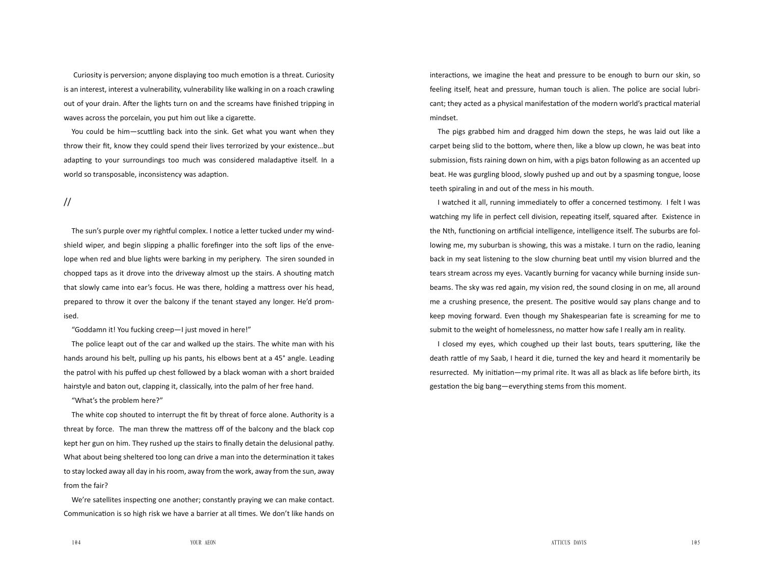Curiosity is perversion; anyone displaying too much emotion is a threat. Curiosity is an interest, interest a vulnerability, vulnerability like walking in on a roach crawling out of your drain. After the lights turn on and the screams have finished tripping in waves across the porcelain, you put him out like a cigarette.

You could be him—scuttling back into the sink. Get what you want when they throw their fit, know they could spend their lives terrorized by your existence…but adapting to your surroundings too much was considered maladaptive itself. In a world so transposable, inconsistency was adaption.

//

The sun's purple over my rightful complex. I notice a letter tucked under my windshield wiper, and begin slipping a phallic forefinger into the soft lips of the envelope when red and blue lights were barking in my periphery. The siren sounded in chopped taps as it drove into the driveway almost up the stairs. A shouting match that slowly came into ear's focus. He was there, holding a mattress over his head, prepared to throw it over the balcony if the tenant stayed any longer. He'd promised.

"Goddamn it! You fucking creep—I just moved in here!"

The police leapt out of the car and walked up the stairs. The white man with his hands around his belt, pulling up his pants, his elbows bent at a 45° angle. Leading the patrol with his puffed up chest followed by a black woman with a short braided hairstyle and baton out, clapping it, classically, into the palm of her free hand.

"What's the problem here?"

The white cop shouted to interrupt the fit by threat of force alone. Authority is a threat by force. The man threw the mattress off of the balcony and the black cop kept her gun on him. They rushed up the stairs to finally detain the delusional pathy. What about being sheltered too long can drive a man into the determination it takes to stay locked away all day in his room, away from the work, away from the sun, away from the fair?

We're satellites inspecting one another; constantly praying we can make contact. Communication is so high risk we have a barrier at all times. We don't like hands on interactions, we imagine the heat and pressure to be enough to burn our skin, so feeling itself, heat and pressure, human touch is alien. The police are social lubricant; they acted as a physical manifestation of the modern world's practical material mindset.

The pigs grabbed him and dragged him down the steps, he was laid out like a carpet being slid to the bottom, where then, like a blow up clown, he was beat into submission, fists raining down on him, with a pigs baton following as an accented up beat. He was gurgling blood, slowly pushed up and out by a spasming tongue, loose teeth spiraling in and out of the mess in his mouth.

I watched it all, running immediately to offer a concerned testimony. I felt I was watching my life in perfect cell division, repeating itself, squared after. Existence in the Nth, functioning on artificial intelligence, intelligence itself. The suburbs are following me, my suburban is showing, this was a mistake. I turn on the radio, leaning back in my seat listening to the slow churning beat until my vision blurred and the tears stream across my eyes. Vacantly burning for vacancy while burning inside sunbeams. The sky was red again, my vision red, the sound closing in on me, all around me a crushing presence, the present. The positive would say plans change and to keep moving forward. Even though my Shakespearian fate is screaming for me to submit to the weight of homelessness, no matter how safe I really am in reality.

I closed my eyes, which coughed up their last bouts, tears sputtering, like the death rattle of my Saab, I heard it die, turned the key and heard it momentarily be resurrected. My initiation—my primal rite. It was all as black as life before birth, its gestation the big bang—everything stems from this moment.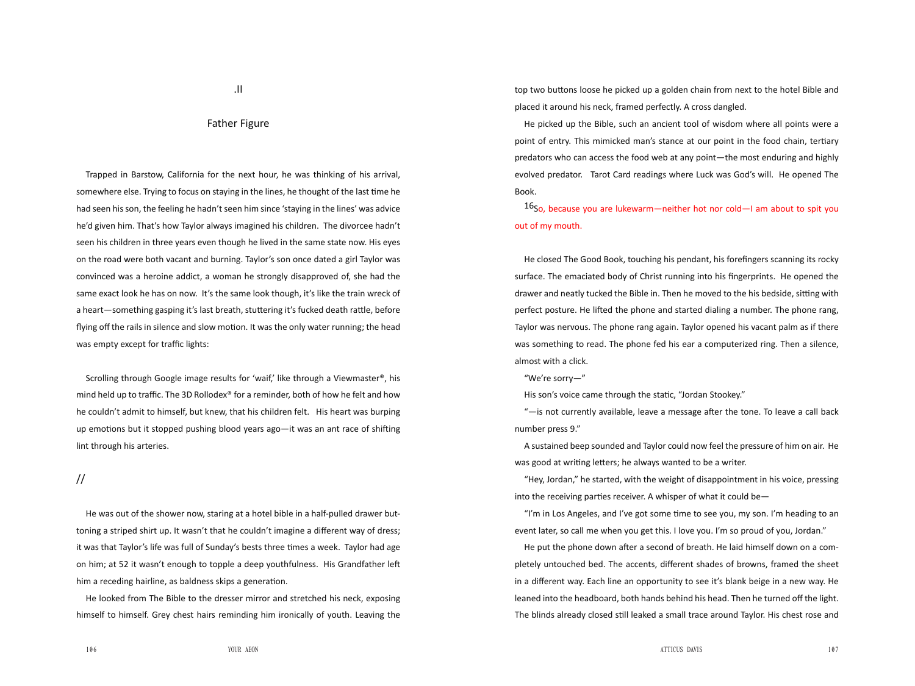.II

## Father Figure

Trapped in Barstow, California for the next hour, he was thinking of his arrival, somewhere else. Trying to focus on staying in the lines, he thought of the last time he had seen his son, the feeling he hadn't seen him since 'staying in the lines' was advice he'd given him. That's how Taylor always imagined his children. The divorcee hadn't seen his children in three years even though he lived in the same state now. His eyes on the road were both vacant and burning. Taylor's son once dated a girl Taylor was convinced was a heroine addict, a woman he strongly disapproved of, she had the same exact look he has on now. It's the same look though, it's like the train wreck of a heart—something gasping it's last breath, stuttering it's fucked death rattle, before flying off the rails in silence and slow motion. It was the only water running; the head was empty except for traffic lights:

Scrolling through Google image results for 'waif,' like through a Viewmaster®, his mind held up to traffic. The 3D Rollodex® for a reminder, both of how he felt and how he couldn't admit to himself, but knew, that his children felt. His heart was burping up emotions but it stopped pushing blood years ago—it was an ant race of shifting lint through his arteries.

//

He was out of the shower now, staring at a hotel bible in a half-pulled drawer buttoning a striped shirt up. It wasn't that he couldn't imagine a different way of dress; it was that Taylor's life was full of Sunday's bests three times a week. Taylor had age on him; at 52 it wasn't enough to topple a deep youthfulness. His Grandfather left him a receding hairline, as baldness skips a generation.

He looked from The Bible to the dresser mirror and stretched his neck, exposing himself to himself. Grey chest hairs reminding him ironically of youth. Leaving the top two buttons loose he picked up a golden chain from next to the hotel Bible and placed it around his neck, framed perfectly. A cross dangled.

He picked up the Bible, such an ancient tool of wisdom where all points were a point of entry. This mimicked man's stance at our point in the food chain, tertiary predators who can access the food web at any point—the most enduring and highly evolved predator. Tarot Card readings where Luck was God's will. He opened The Book.

[16]So, because you are lukewarm—neither hot nor cold—I am about to spit you out of my mouth.

He closed The Good Book, touching his pendant, his forefingers scanning its rocky surface. The emaciated body of Christ running into his fingerprints. He opened the drawer and neatly tucked the Bible in. Then he moved to the his bedside, sitting with perfect posture. He lifted the phone and started dialing a number. The phone rang, Taylor was nervous. The phone rang again. Taylor opened his vacant palm as if there was something to read. The phone fed his ear a computerized ring. Then a silence, almost with a click.

"We're sorry—"

His son's voice came through the static, "Jordan Stookey."

"—is not currently available, leave a message after the tone. To leave a call back number press 9."

A sustained beep sounded and Taylor could now feel the pressure of him on air. He was good at writing letters; he always wanted to be a writer.

"Hey, Jordan," he started, with the weight of disappointment in his voice, pressing into the receiving parties receiver. A whisper of what it could be—

"I'm in Los Angeles, and I've got some time to see you, my son. I'm heading to an event later, so call me when you get this. I love you. I'm so proud of you, Jordan."

He put the phone down after a second of breath. He laid himself down on a completely untouched bed. The accents, different shades of browns, framed the sheet in a different way. Each line an opportunity to see it's blank beige in a new way. He leaned into the headboard, both hands behind his head. Then he turned off the light. The blinds already closed still leaked a small trace around Taylor. His chest rose and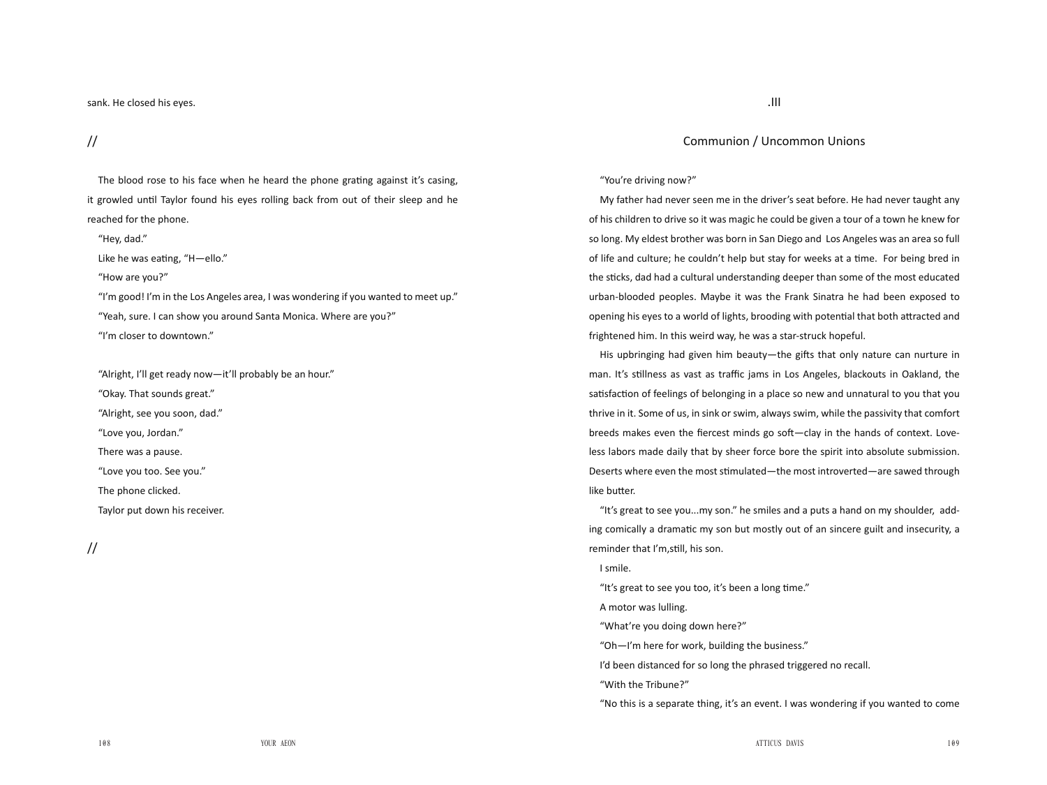sank. He closed his eyes.

//

The blood rose to his face when he heard the phone grating against it's casing, it growled until Taylor found his eyes rolling back from out of their sleep and he reached for the phone.

"Hey, dad."

Like he was eating, "H—ello."

"How are you?"

"I'm good! I'm in the Los Angeles area, I was wondering if you wanted to meet up."

"Yeah, sure. I can show you around Santa Monica. Where are you?"

"I'm closer to downtown."

"Alright, I'll get ready now—it'll probably be an hour."

"Okay. That sounds great."

"Alright, see you soon, dad."

"Love you, Jordan."

There was a pause.

"Love you too. See you."

The phone clicked.

Taylor put down his receiver.

//

.III

## Communion / Uncommon Unions

"You're driving now?"

My father had never seen me in the driver's seat before. He had never taught any of his children to drive so it was magic he could be given a tour of a town he knew for so long. My eldest brother was born in San Diego and Los Angeles was an area so full of life and culture; he couldn't help but stay for weeks at a time. For being bred in the sticks, dad had a cultural understanding deeper than some of the most educated urban-blooded peoples. Maybe it was the Frank Sinatra he had been exposed to opening his eyes to a world of lights, brooding with potential that both attracted and frightened him. In this weird way, he was a star-struck hopeful.

His upbringing had given him beauty—the gifts that only nature can nurture in man. It's stillness as vast as traffic jams in Los Angeles, blackouts in Oakland, the satisfaction of feelings of belonging in a place so new and unnatural to you that you thrive in it. Some of us, in sink or swim, always swim, while the passivity that comfort breeds makes even the fiercest minds go soft—clay in the hands of context. Loveless labors made daily that by sheer force bore the spirit into absolute submission. Deserts where even the most stimulated—the most introverted—are sawed through like butter.

"It's great to see you...my son." he smiles and a puts a hand on my shoulder, adding comically a dramatic my son but mostly out of an sincere guilt and insecurity, a reminder that I'm,still, his son.

I smile.

"It's great to see you too, it's been a long time."

A motor was lulling.

"What're you doing down here?"

"Oh—I'm here for work, building the business."

I'd been distanced for so long the phrased triggered no recall.

"With the Tribune?"

"No this is a separate thing, it's an event. I was wondering if you wanted to come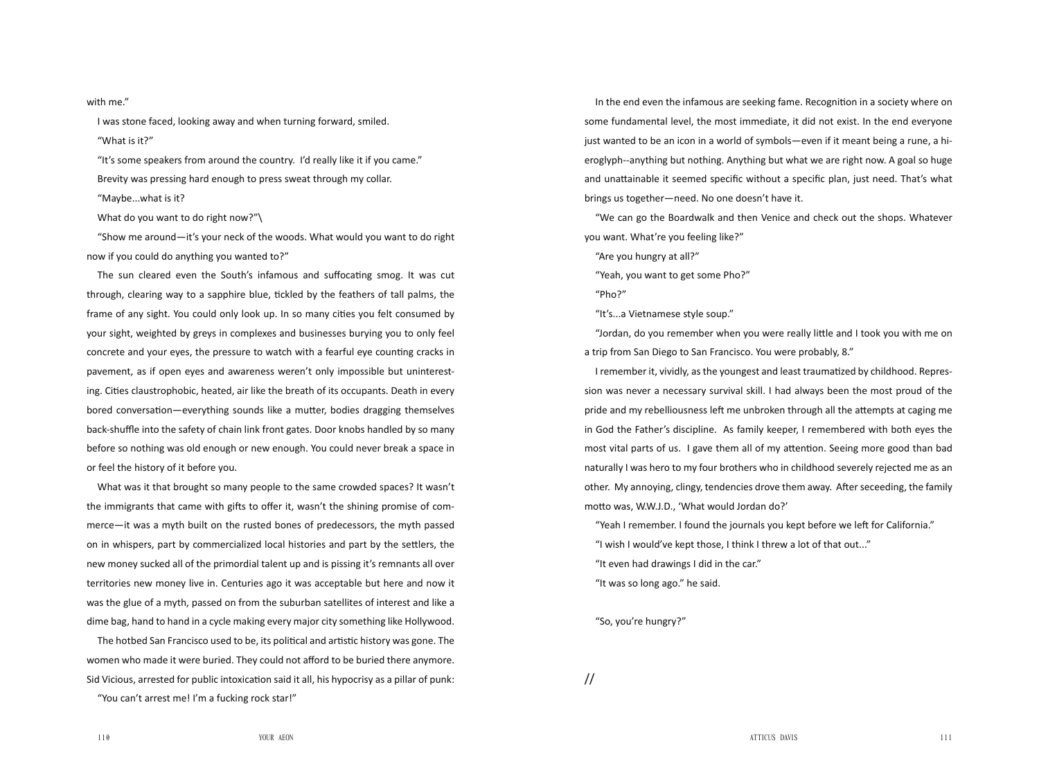with me."

I was stone faced, looking away and when turning forward, smiled.

"What is it?"

"It's some speakers from around the country. I'd really like it if you came."

Brevity was pressing hard enough to press sweat through my collar.

"Maybe...what is it?

What do you want to do right now?"\

"Show me around—it's your neck of the woods. What would you want to do right now if you could do anything you wanted to?"

The sun cleared even the South's infamous and suffocating smog. It was cut through, clearing way to a sapphire blue, tickled by the feathers of tall palms, the frame of any sight. You could only look up. In so many cities you felt consumed by your sight, weighted by greys in complexes and businesses burying you to only feel concrete and your eyes, the pressure to watch with a fearful eye counting cracks in pavement, as if open eyes and awareness weren't only impossible but uninteresting. Cities claustrophobic, heated, air like the breath of its occupants. Death in every bored conversation—everything sounds like a mutter, bodies dragging themselves back-shuffle into the safety of chain link front gates. Door knobs handled by so many before so nothing was old enough or new enough. You could never break a space in or feel the history of it before you.

What was it that brought so many people to the same crowded spaces? It wasn't the immigrants that came with gifts to offer it, wasn't the shining promise of commerce—it was a myth built on the rusted bones of predecessors, the myth passed on in whispers, part by commercialized local histories and part by the settlers, the new money sucked all of the primordial talent up and is pissing it's remnants all over territories new money live in. Centuries ago it was acceptable but here and now it was the glue of a myth, passed on from the suburban satellites of interest and like a dime bag, hand to hand in a cycle making every major city something like Hollywood.

The hotbed San Francisco used to be, its political and artistic history was gone. The women who made it were buried. They could not afford to be buried there anymore. Sid Vicious, arrested for public intoxication said it all, his hypocrisy as a pillar of punk:

"You can't arrest me! I'm a fucking rock star!"

In the end even the infamous are seeking fame. Recognition in a society where on some fundamental level, the most immediate, it did not exist. In the end everyone just wanted to be an icon in a world of symbols—even if it meant being a rune, a hieroglyph--anything but nothing. Anything but what we are right now. A goal so huge and unattainable it seemed specific without a specific plan, just need. That's what brings us together—need. No one doesn't have it.

"We can go the Boardwalk and then Venice and check out the shops. Whatever you want. What're you feeling like?"

"Are you hungry at all?"

"Yeah, you want to get some Pho?"

"Pho?"

"It's...a Vietnamese style soup."

"Jordan, do you remember when you were really little and I took you with me on a trip from San Diego to San Francisco. You were probably, 8."

I remember it, vividly, as the youngest and least traumatized by childhood. Repression was never a necessary survival skill. I had always been the most proud of the pride and my rebelliousness left me unbroken through all the attempts at caging me in God the Father's discipline. As family keeper, I remembered with both eyes the most vital parts of us. I gave them all of my attention. Seeing more good than bad naturally I was hero to my four brothers who in childhood severely rejected me as an other. My annoying, clingy, tendencies drove them away. After seceeding, the family motto was, W.W.J.D., 'What would Jordan do?'

"Yeah I remember. I found the journals you kept before we left for California."

"I wish I would've kept those, I think I threw a lot of that out..."

"It even had drawings I did in the car."

"It was so long ago." he said.

"So, you're hungry?"

//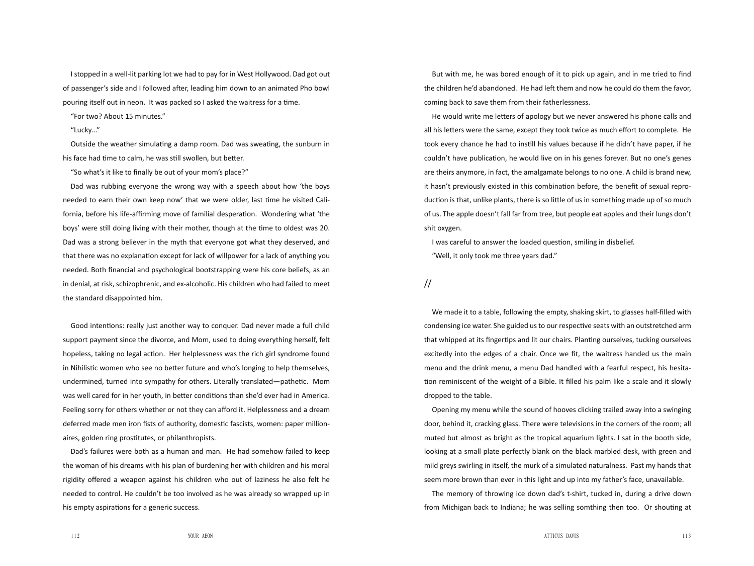I stopped in a well-lit parking lot we had to pay for in West Hollywood. Dad got out of passenger's side and I followed after, leading him down to an animated Pho bowl pouring itself out in neon. It was packed so I asked the waitress for a time.

"For two? About 15 minutes."

"Lucky..."

Outside the weather simulating a damp room. Dad was sweating, the sunburn in his face had time to calm, he was still swollen, but better.

"So what's it like to finally be out of your mom's place?"

Dad was rubbing everyone the wrong way with a speech about how 'the boys needed to earn their own keep now' that we were older, last time he visited California, before his life-affirming move of familial desperation. Wondering what 'the boys' were still doing living with their mother, though at the time to oldest was 20. Dad was a strong believer in the myth that everyone got what they deserved, and that there was no explanation except for lack of willpower for a lack of anything you needed. Both financial and psychological bootstrapping were his core beliefs, as an in denial, at risk, schizophrenic, and ex-alcoholic. His children who had failed to meet the standard disappointed him.

Good intentions: really just another way to conquer. Dad never made a full child support payment since the divorce, and Mom, used to doing everything herself, felt hopeless, taking no legal action. Her helplessness was the rich girl syndrome found in Nihilistic women who see no better future and who's longing to help themselves, undermined, turned into sympathy for others. Literally translated—pathetic. Mom was well cared for in her youth, in better conditions than she'd ever had in America. Feeling sorry for others whether or not they can afford it. Helplessness and a dream deferred made men iron fists of authority, domestic fascists, women: paper millionaires, golden ring prostitutes, or philanthropists.

Dad's failures were both as a human and man. He had somehow failed to keep the woman of his dreams with his plan of burdening her with children and his moral rigidity offered a weapon against his children who out of laziness he also felt he needed to control. He couldn't be too involved as he was already so wrapped up in his empty aspirations for a generic success.

But with me, he was bored enough of it to pick up again, and in me tried to find the children he'd abandoned. He had left them and now he could do them the favor, coming back to save them from their fatherlessness.

He would write me letters of apology but we never answered his phone calls and all his letters were the same, except they took twice as much effort to complete. He took every chance he had to instill his values because if he didn't have paper, if he couldn't have publication, he would live on in his genes forever. But no one's genes are theirs anymore, in fact, the amalgamate belongs to no one. A child is brand new, it hasn't previously existed in this combination before, the benefit of sexual reproduction is that, unlike plants, there is so little of us in something made up of so much of us. The apple doesn't fall far from tree, but people eat apples and their lungs don't shit oxygen.

I was careful to answer the loaded question, smiling in disbelief.

"Well, it only took me three years dad."

//

We made it to a table, following the empty, shaking skirt, to glasses half-filled with condensing ice water. She guided us to our respective seats with an outstretched arm that whipped at its fingertips and lit our chairs. Planting ourselves, tucking ourselves excitedly into the edges of a chair. Once we fit, the waitress handed us the main menu and the drink menu, a menu Dad handled with a fearful respect, his hesitation reminiscent of the weight of a Bible. It filled his palm like a scale and it slowly dropped to the table.

Opening my menu while the sound of hooves clicking trailed away into a swinging door, behind it, cracking glass. There were televisions in the corners of the room; all muted but almost as bright as the tropical aquarium lights. I sat in the booth side, looking at a small plate perfectly blank on the black marbled desk, with green and mild greys swirling in itself, the murk of a simulated naturalness. Past my hands that seem more brown than ever in this light and up into my father's face, unavailable.

The memory of throwing ice down dad's t-shirt, tucked in, during a drive down from Michigan back to Indiana; he was selling somthing then too. Or shouting at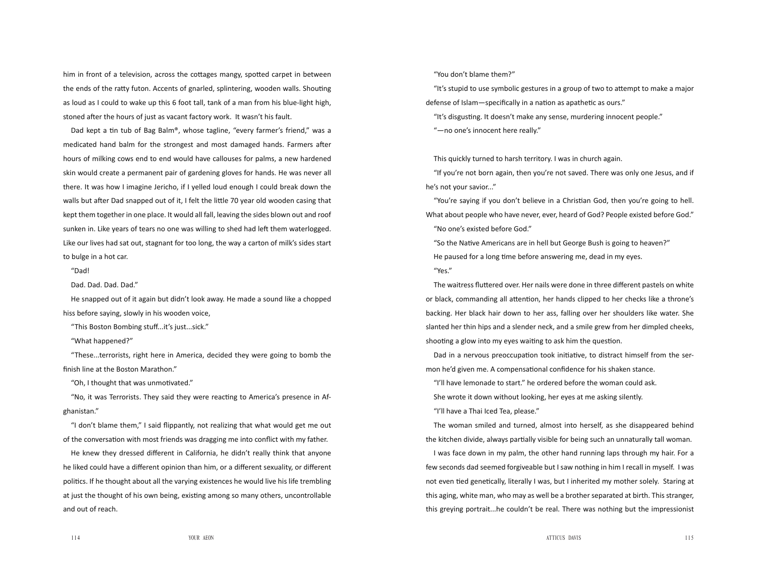him in front of a television, across the cottages mangy, spotted carpet in between the ends of the ratty futon. Accents of gnarled, splintering, wooden walls. Shouting as loud as I could to wake up this 6 foot tall, tank of a man from his blue-light high, stoned after the hours of just as vacant factory work. It wasn't his fault.

Dad kept a tin tub of Bag Balm®, whose tagline, "every farmer's friend," was a medicated hand balm for the strongest and most damaged hands. Farmers after hours of milking cows end to end would have callouses for palms, a new hardened skin would create a permanent pair of gardening gloves for hands. He was never all there. It was how I imagine Jericho, if I yelled loud enough I could break down the walls but after Dad snapped out of it, I felt the little 70 year old wooden casing that kept them together in one place. It would all fall, leaving the sides blown out and roof sunken in. Like years of tears no one was willing to shed had left them waterlogged. Like our lives had sat out, stagnant for too long, the way a carton of milk's sides start to bulge in a hot car.

"Dad!

Dad. Dad. Dad. Dad."

He snapped out of it again but didn't look away. He made a sound like a chopped hiss before saying, slowly in his wooden voice,

"This Boston Bombing stuff...it's just...sick."

"What happened?"

"These...terrorists, right here in America, decided they were going to bomb the finish line at the Boston Marathon."

"Oh, I thought that was unmotivated."

"No, it was Terrorists. They said they were reacting to America's presence in Afghanistan."

"I don't blame them," I said flippantly, not realizing that what would get me out of the conversation with most friends was dragging me into conflict with my father.

He knew they dressed different in California, he didn't really think that anyone he liked could have a different opinion than him, or a different sexuality, or different politics. If he thought about all the varying existences he would live his life trembling at just the thought of his own being, existing among so many others, uncontrollable and out of reach.

"You don't blame them?"

"It's stupid to use symbolic gestures in a group of two to attempt to make a major defense of Islam—specifically in a nation as apathetic as ours."

"It's disgusting. It doesn't make any sense, murdering innocent people."

"—no one's innocent here really."

This quickly turned to harsh territory. I was in church again.

"If you're not born again, then you're not saved. There was only one Jesus, and if he's not your savior..."

"You're saying if you don't believe in a Christian God, then you're going to hell. What about people who have never, ever, heard of God? People existed before God."

"No one's existed before God."

"So the Native Americans are in hell but George Bush is going to heaven?"

He paused for a long time before answering me, dead in my eyes.

"Yes."

The waitress fluttered over. Her nails were done in three different pastels on white or black, commanding all attention, her hands clipped to her checks like a throne's backing. Her black hair down to her ass, falling over her shoulders like water. She slanted her thin hips and a slender neck, and a smile grew from her dimpled cheeks, shooting a glow into my eyes waiting to ask him the question.

Dad in a nervous preoccupation took initiative, to distract himself from the sermon he'd given me. A compensational confidence for his shaken stance.

"I'll have lemonade to start." he ordered before the woman could ask.

She wrote it down without looking, her eyes at me asking silently.

"I'll have a Thai Iced Tea, please."

The woman smiled and turned, almost into herself, as she disappeared behind the kitchen divide, always partially visible for being such an unnaturally tall woman.

I was face down in my palm, the other hand running laps through my hair. For a few seconds dad seemed forgiveable but I saw nothing in him I recall in myself. I was not even tied genetically, literally I was, but I inherited my mother solely. Staring at this aging, white man, who may as well be a brother separated at birth. This stranger, this greying portrait...he couldn't be real. There was nothing but the impressionist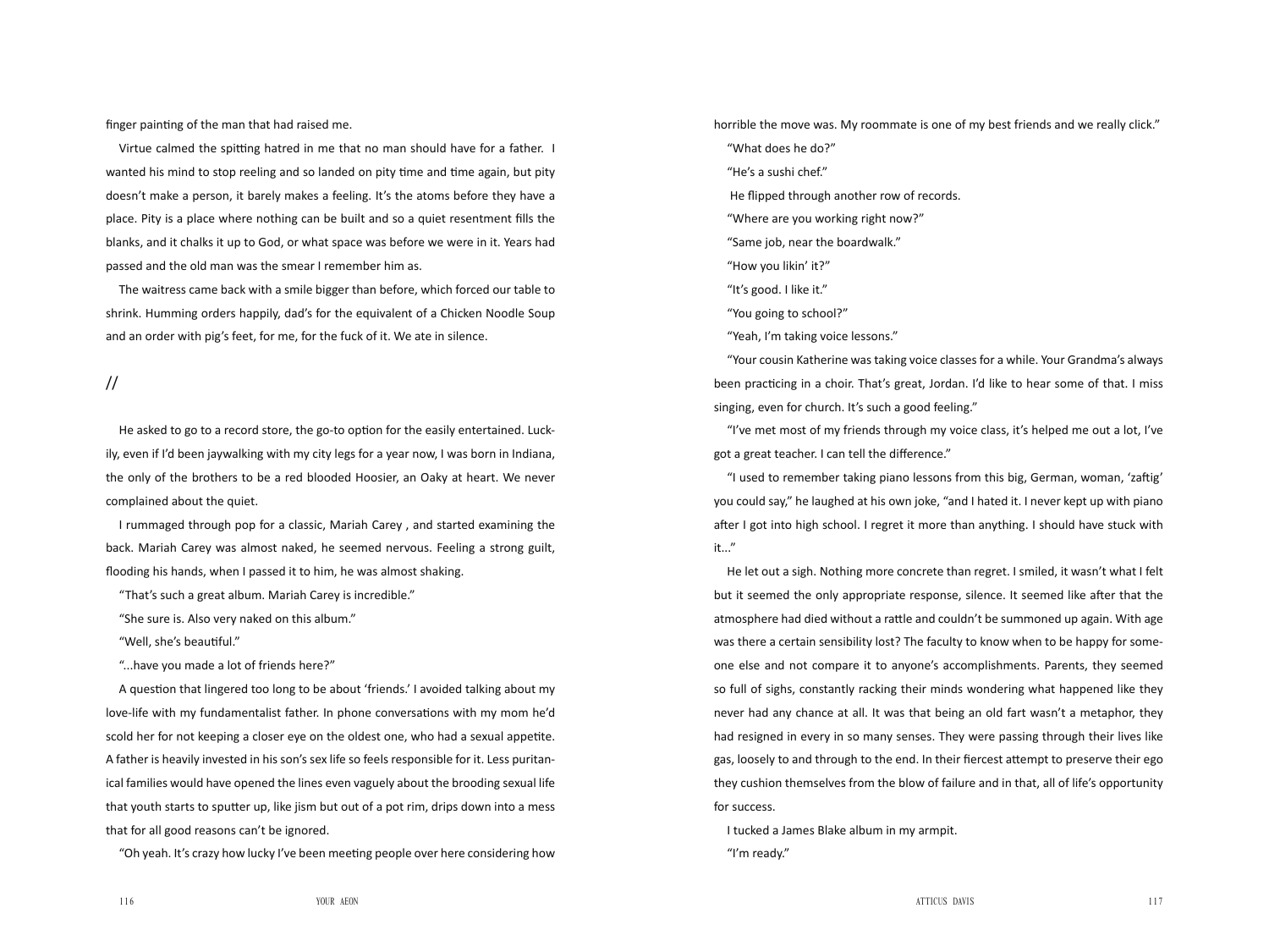finger painting of the man that had raised me.

Virtue calmed the spitting hatred in me that no man should have for a father. I wanted his mind to stop reeling and so landed on pity time and time again, but pity doesn't make a person, it barely makes a feeling. It's the atoms before they have a place. Pity is a place where nothing can be built and so a quiet resentment fills the blanks, and it chalks it up to God, or what space was before we were in it. Years had passed and the old man was the smear I remember him as.

The waitress came back with a smile bigger than before, which forced our table to shrink. Humming orders happily, dad's for the equivalent of a Chicken Noodle Soup and an order with pig's feet, for me, for the fuck of it. We ate in silence.

//

He asked to go to a record store, the go-to option for the easily entertained. Luckily, even if I'd been jaywalking with my city legs for a year now, I was born in Indiana, the only of the brothers to be a red blooded Hoosier, an Oaky at heart. We never complained about the quiet.

I rummaged through pop for a classic, Mariah Carey , and started examining the back. Mariah Carey was almost naked, he seemed nervous. Feeling a strong guilt, flooding his hands, when I passed it to him, he was almost shaking.

"That's such a great album. Mariah Carey is incredible."

"She sure is. Also very naked on this album."

"Well, she's beautiful."

"...have you made a lot of friends here?"

A question that lingered too long to be about 'friends.' I avoided talking about my love-life with my fundamentalist father. In phone conversations with my mom he'd scold her for not keeping a closer eye on the oldest one, who had a sexual appetite. A father is heavily invested in his son's sex life so feels responsible for it. Less puritanical families would have opened the lines even vaguely about the brooding sexual life that youth starts to sputter up, like jism but out of a pot rim, drips down into a mess that for all good reasons can't be ignored.

"Oh yeah. It's crazy how lucky I've been meeting people over here considering how horrible the move was. My roommate is one of my best friends and we really click."

"What does he do?"

"He's a sushi chef."

He flipped through another row of records.

"Where are you working right now?"

"Same job, near the boardwalk."

"How you likin' it?"

"It's good. I like it."

"You going to school?"

"Yeah, I'm taking voice lessons."

"Your cousin Katherine was taking voice classes for a while. Your Grandma's always been practicing in a choir. That's great, Jordan. I'd like to hear some of that. I miss singing, even for church. It's such a good feeling."

"I've met most of my friends through my voice class, it's helped me out a lot, I've got a great teacher. I can tell the difference."

"I used to remember taking piano lessons from this big, German, woman, 'zaftig' you could say," he laughed at his own joke, "and I hated it. I never kept up with piano after I got into high school. I regret it more than anything. I should have stuck with it..."

He let out a sigh. Nothing more concrete than regret. I smiled, it wasn't what I felt but it seemed the only appropriate response, silence. It seemed like after that the atmosphere had died without a rattle and couldn't be summoned up again. With age was there a certain sensibility lost? The faculty to know when to be happy for someone else and not compare it to anyone's accomplishments. Parents, they seemed so full of sighs, constantly racking their minds wondering what happened like they never had any chance at all. It was that being an old fart wasn't a metaphor, they had resigned in every in so many senses. They were passing through their lives like gas, loosely to and through to the end. In their fiercest attempt to preserve their ego they cushion themselves from the blow of failure and in that, all of life's opportunity for success.

I tucked a James Blake album in my armpit.

"I'm ready."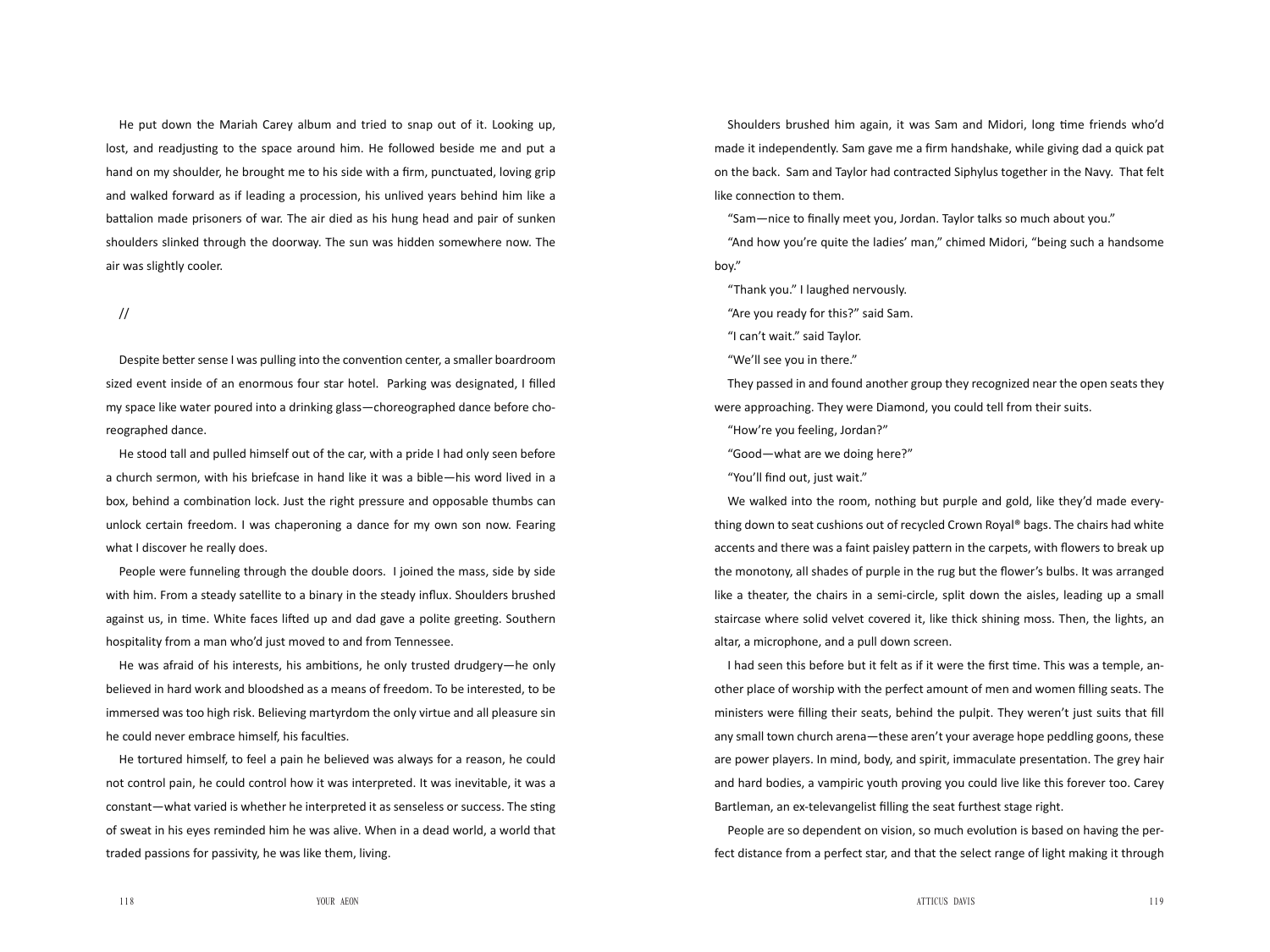He put down the Mariah Carey album and tried to snap out of it. Looking up, lost, and readjusting to the space around him. He followed beside me and put a hand on my shoulder, he brought me to his side with a firm, punctuated, loving grip and walked forward as if leading a procession, his unlived years behind him like a battalion made prisoners of war. The air died as his hung head and pair of sunken shoulders slinked through the doorway. The sun was hidden somewhere now. The air was slightly cooler.

//

Despite better sense I was pulling into the convention center, a smaller boardroom sized event inside of an enormous four star hotel. Parking was designated, I filled my space like water poured into a drinking glass—choreographed dance before choreographed dance.

He stood tall and pulled himself out of the car, with a pride I had only seen before a church sermon, with his briefcase in hand like it was a bible—his word lived in a box, behind a combination lock. Just the right pressure and opposable thumbs can unlock certain freedom. I was chaperoning a dance for my own son now. Fearing what I discover he really does.

People were funneling through the double doors. I joined the mass, side by side with him. From a steady satellite to a binary in the steady influx. Shoulders brushed against us, in time. White faces lifted up and dad gave a polite greeting. Southern hospitality from a man who'd just moved to and from Tennessee.

He was afraid of his interests, his ambitions, he only trusted drudgery—he only believed in hard work and bloodshed as a means of freedom. To be interested, to be immersed was too high risk. Believing martyrdom the only virtue and all pleasure sin he could never embrace himself, his faculties.

He tortured himself, to feel a pain he believed was always for a reason, he could not control pain, he could control how it was interpreted. It was inevitable, it was a constant—what varied is whether he interpreted it as senseless or success. The sting of sweat in his eyes reminded him he was alive. When in a dead world, a world that traded passions for passivity, he was like them, living.

Shoulders brushed him again, it was Sam and Midori, long time friends who'd made it independently. Sam gave me a firm handshake, while giving dad a quick pat on the back. Sam and Taylor had contracted Siphylus together in the Navy. That felt like connection to them.

"Sam—nice to finally meet you, Jordan. Taylor talks so much about you."

"And how you're quite the ladies' man," chimed Midori, "being such a handsome boy."

"Thank you." I laughed nervously.

"Are you ready for this?" said Sam.

"I can't wait." said Taylor.

"We'll see you in there."

They passed in and found another group they recognized near the open seats they were approaching. They were Diamond, you could tell from their suits.

"How're you feeling, Jordan?"

"Good—what are we doing here?"

"You'll find out, just wait."

We walked into the room, nothing but purple and gold, like they'd made everything down to seat cushions out of recycled Crown Royal® bags. The chairs had white accents and there was a faint paisley pattern in the carpets, with flowers to break up the monotony, all shades of purple in the rug but the flower's bulbs. It was arranged like a theater, the chairs in a semi-circle, split down the aisles, leading up a small staircase where solid velvet covered it, like thick shining moss. Then, the lights, an altar, a microphone, and a pull down screen.

I had seen this before but it felt as if it were the first time. This was a temple, another place of worship with the perfect amount of men and women filling seats. The ministers were filling their seats, behind the pulpit. They weren't just suits that fill any small town church arena—these aren't your average hope peddling goons, these are power players. In mind, body, and spirit, immaculate presentation. The grey hair and hard bodies, a vampiric youth proving you could live like this forever too. Carey Bartleman, an ex-televangelist filling the seat furthest stage right.

People are so dependent on vision, so much evolution is based on having the perfect distance from a perfect star, and that the select range of light making it through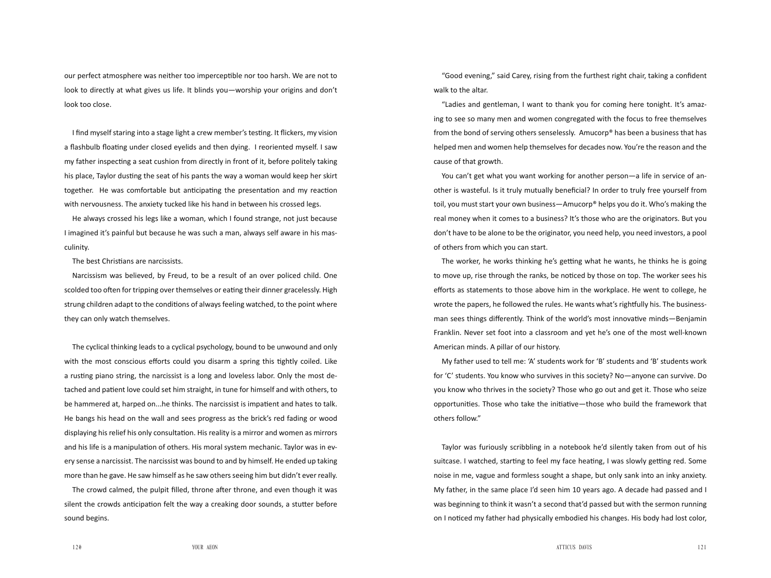our perfect atmosphere was neither too imperceptible nor too harsh. We are not to look to directly at what gives us life. It blinds you—worship your origins and don't look too close.

I find myself staring into a stage light a crew member's testing. It flickers, my vision a flashbulb floating under closed eyelids and then dying. I reoriented myself. I saw my father inspecting a seat cushion from directly in front of it, before politely taking his place, Taylor dusting the seat of his pants the way a woman would keep her skirt together. He was comfortable but anticipating the presentation and my reaction with nervousness. The anxiety tucked like his hand in between his crossed legs.

He always crossed his legs like a woman, which I found strange, not just because I imagined it's painful but because he was such a man, always self aware in his masculinity.

The best Christians are narcissists.

Narcissism was believed, by Freud, to be a result of an over policed child. One scolded too often for tripping over themselves or eating their dinner gracelessly. High strung children adapt to the conditions of always feeling watched, to the point where they can only watch themselves.

The cyclical thinking leads to a cyclical psychology, bound to be unwound and only with the most conscious efforts could you disarm a spring this tightly coiled. Like a rusting piano string, the narcissist is a long and loveless labor. Only the most detached and patient love could set him straight, in tune for himself and with others, to be hammered at, harped on...he thinks. The narcissist is impatient and hates to talk. He bangs his head on the wall and sees progress as the brick's red fading or wood displaying his relief his only consultation. His reality is a mirror and women as mirrors and his life is a manipulation of others. His moral system mechanic. Taylor was in every sense a narcissist. The narcissist was bound to and by himself. He ended up taking more than he gave. He saw himself as he saw others seeing him but didn't ever really.

The crowd calmed, the pulpit filled, throne after throne, and even though it was silent the crowds anticipation felt the way a creaking door sounds, a stutter before sound begins.

"Good evening," said Carey, rising from the furthest right chair, taking a confident walk to the altar.

"Ladies and gentleman, I want to thank you for coming here tonight. It's amazing to see so many men and women congregated with the focus to free themselves from the bond of serving others senselessly. Amucorp® has been a business that has helped men and women help themselves for decades now. You're the reason and the cause of that growth.

You can't get what you want working for another person—a life in service of another is wasteful. Is it truly mutually beneficial? In order to truly free yourself from toil, you must start your own business—Amucorp® helps you do it. Who's making the real money when it comes to a business? It's those who are the originators. But you don't have to be alone to be the originator, you need help, you need investors, a pool of others from which you can start.

The worker, he works thinking he's getting what he wants, he thinks he is going to move up, rise through the ranks, be noticed by those on top. The worker sees his efforts as statements to those above him in the workplace. He went to college, he wrote the papers, he followed the rules. He wants what's rightfully his. The businessman sees things differently. Think of the world's most innovative minds—Benjamin Franklin. Never set foot into a classroom and yet he's one of the most well-known American minds. A pillar of our history.

My father used to tell me: 'A' students work for 'B' students and 'B' students work for 'C' students. You know who survives in this society? No—anyone can survive. Do you know who thrives in the society? Those who go out and get it. Those who seize opportunities. Those who take the initiative—those who build the framework that others follow."

Taylor was furiously scribbling in a notebook he'd silently taken from out of his suitcase. I watched, starting to feel my face heating, I was slowly getting red. Some noise in me, vague and formless sought a shape, but only sank into an inky anxiety. My father, in the same place I'd seen him 10 years ago. A decade had passed and I was beginning to think it wasn't a second that'd passed but with the sermon running on I noticed my father had physically embodied his changes. His body had lost color,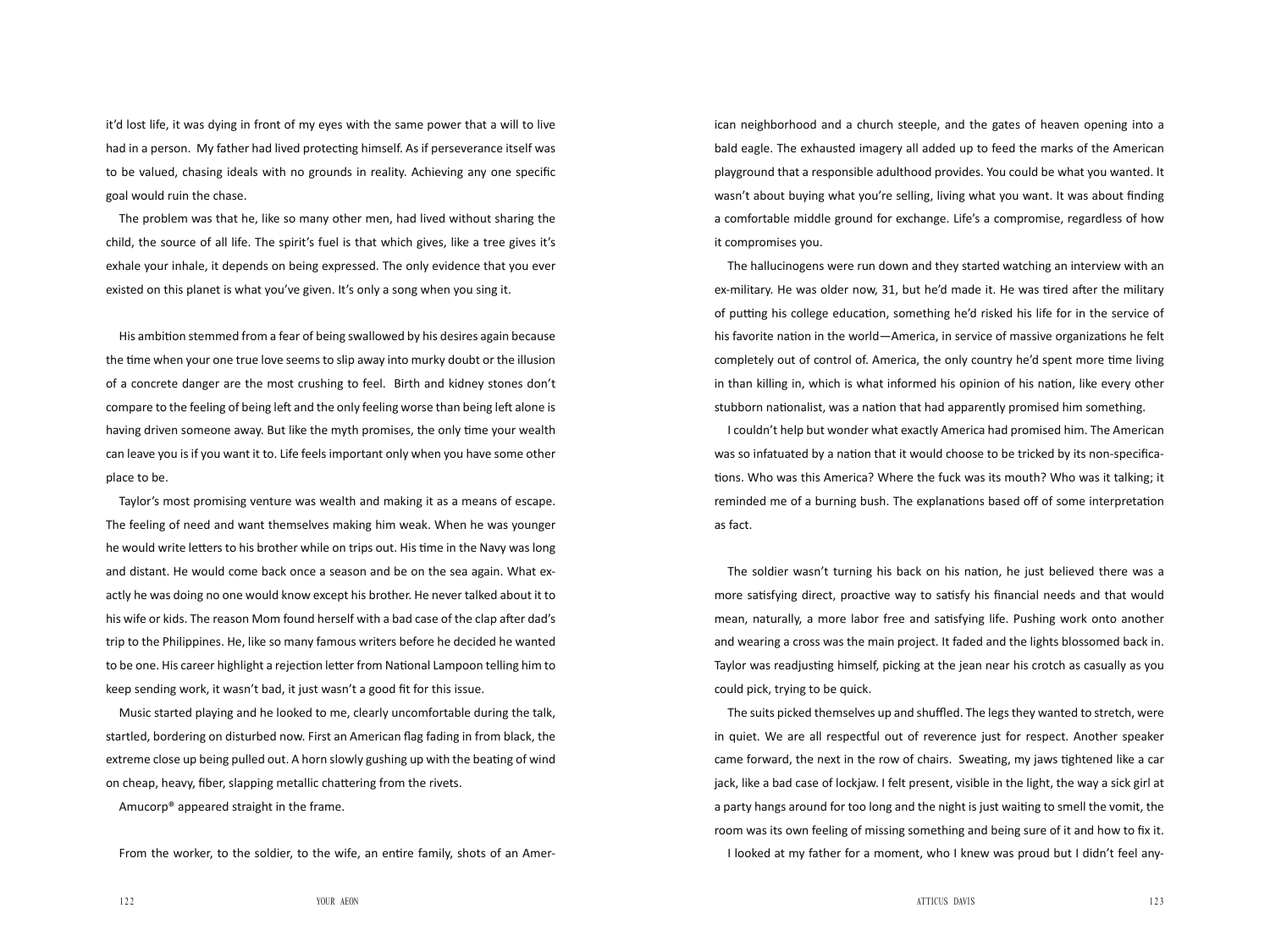it'd lost life, it was dying in front of my eyes with the same power that a will to live had in a person. My father had lived protecting himself. As if perseverance itself was to be valued, chasing ideals with no grounds in reality. Achieving any one specific goal would ruin the chase.

The problem was that he, like so many other men, had lived without sharing the child, the source of all life. The spirit's fuel is that which gives, like a tree gives it's exhale your inhale, it depends on being expressed. The only evidence that you ever existed on this planet is what you've given. It's only a song when you sing it.

His ambition stemmed from a fear of being swallowed by his desires again because the time when your one true love seems to slip away into murky doubt or the illusion of a concrete danger are the most crushing to feel. Birth and kidney stones don't compare to the feeling of being left and the only feeling worse than being left alone is having driven someone away. But like the myth promises, the only time your wealth can leave you is if you want it to. Life feels important only when you have some other place to be.

Taylor's most promising venture was wealth and making it as a means of escape. The feeling of need and want themselves making him weak. When he was younger he would write letters to his brother while on trips out. His time in the Navy was long and distant. He would come back once a season and be on the sea again. What exactly he was doing no one would know except his brother. He never talked about it to his wife or kids. The reason Mom found herself with a bad case of the clap after dad's trip to the Philippines. He, like so many famous writers before he decided he wanted to be one. His career highlight a rejection letter from National Lampoon telling him to keep sending work, it wasn't bad, it just wasn't a good fit for this issue.

Music started playing and he looked to me, clearly uncomfortable during the talk, startled, bordering on disturbed now. First an American flag fading in from black, the extreme close up being pulled out. A horn slowly gushing up with the beating of wind on cheap, heavy, fiber, slapping metallic chattering from the rivets.

Amucorp® appeared straight in the frame.

From the worker, to the soldier, to the wife, an entire family, shots of an American neighborhood and a church steeple, and the gates of heaven opening into a bald eagle. The exhausted imagery all added up to feed the marks of the American playground that a responsible adulthood provides. You could be what you wanted. It wasn't about buying what you're selling, living what you want. It was about finding a comfortable middle ground for exchange. Life's a compromise, regardless of how it compromises you.

The hallucinogens were run down and they started watching an interview with an ex-military. He was older now, 31, but he'd made it. He was tired after the military of putting his college education, something he'd risked his life for in the service of his favorite nation in the world—America, in service of massive organizations he felt completely out of control of. America, the only country he'd spent more time living in than killing in, which is what informed his opinion of his nation, like every other stubborn nationalist, was a nation that had apparently promised him something.

I couldn't help but wonder what exactly America had promised him. The American was so infatuated by a nation that it would choose to be tricked by its non-specifications. Who was this America? Where the fuck was its mouth? Who was it talking; it reminded me of a burning bush. The explanations based off of some interpretation as fact.

The soldier wasn't turning his back on his nation, he just believed there was a more satisfying direct, proactive way to satisfy his financial needs and that would mean, naturally, a more labor free and satisfying life. Pushing work onto another and wearing a cross was the main project. It faded and the lights blossomed back in. Taylor was readjusting himself, picking at the jean near his crotch as casually as you could pick, trying to be quick.

The suits picked themselves up and shuffled. The legs they wanted to stretch, were in quiet. We are all respectful out of reverence just for respect. Another speaker came forward, the next in the row of chairs. Sweating, my jaws tightened like a car jack, like a bad case of lockjaw. I felt present, visible in the light, the way a sick girl at a party hangs around for too long and the night is just waiting to smell the vomit, the room was its own feeling of missing something and being sure of it and how to fix it.

I looked at my father for a moment, who I knew was proud but I didn't feel any-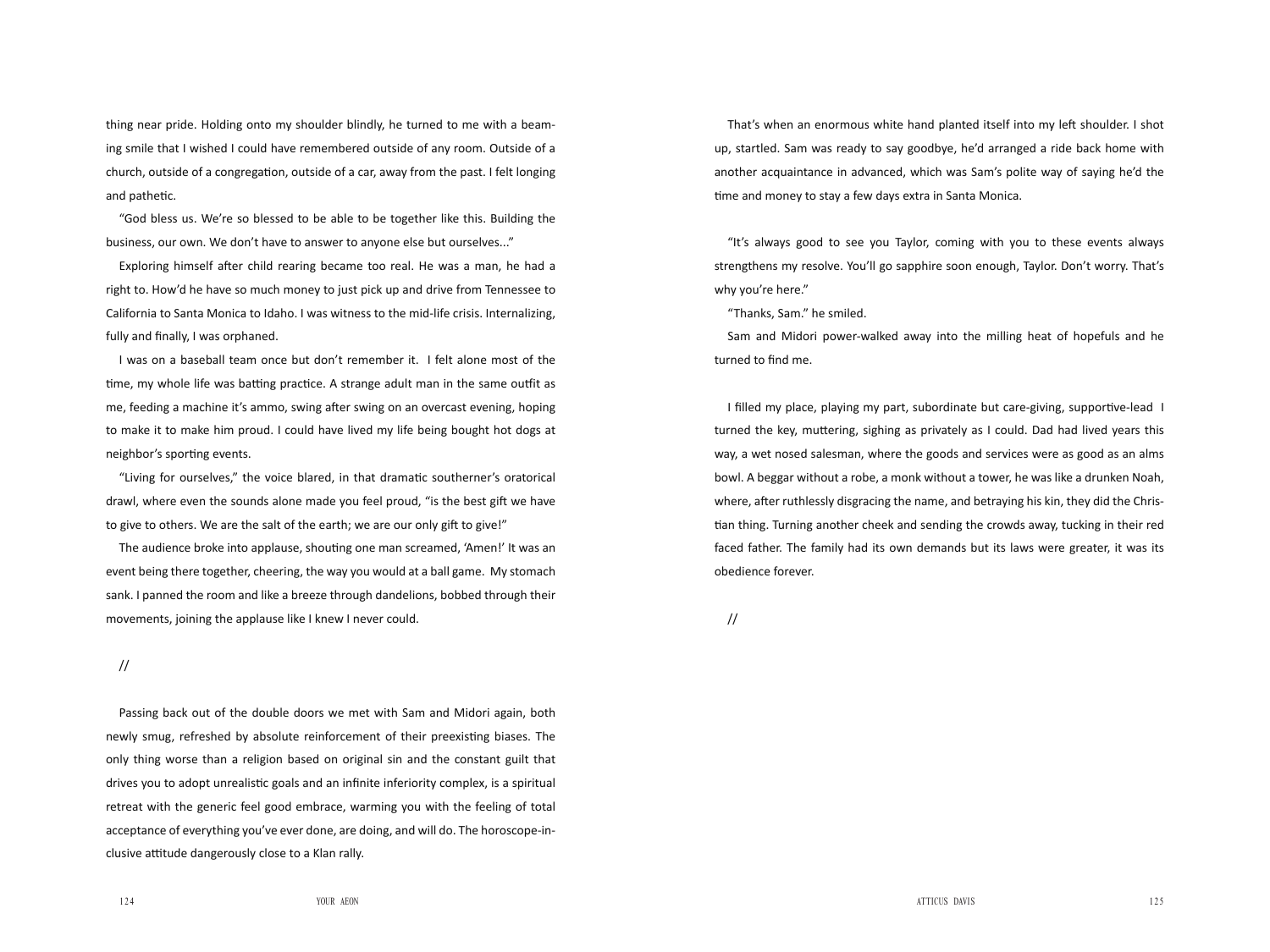thing near pride. Holding onto my shoulder blindly, he turned to me with a beaming smile that I wished I could have remembered outside of any room. Outside of a church, outside of a congregation, outside of a car, away from the past. I felt longing and pathetic.

"God bless us. We're so blessed to be able to be together like this. Building the business, our own. We don't have to answer to anyone else but ourselves..."

Exploring himself after child rearing became too real. He was a man, he had a right to. How'd he have so much money to just pick up and drive from Tennessee to California to Santa Monica to Idaho. I was witness to the mid-life crisis. Internalizing, fully and finally, I was orphaned.

I was on a baseball team once but don't remember it. I felt alone most of the time, my whole life was batting practice. A strange adult man in the same outfit as me, feeding a machine it's ammo, swing after swing on an overcast evening, hoping to make it to make him proud. I could have lived my life being bought hot dogs at neighbor's sporting events.

"Living for ourselves," the voice blared, in that dramatic southerner's oratorical drawl, where even the sounds alone made you feel proud, "is the best gift we have to give to others. We are the salt of the earth; we are our only gift to give!"

The audience broke into applause, shouting one man screamed, 'Amen!' It was an event being there together, cheering, the way you would at a ball game. My stomach sank. I panned the room and like a breeze through dandelions, bobbed through their movements, joining the applause like I knew I never could.

//

Passing back out of the double doors we met with Sam and Midori again, both newly smug, refreshed by absolute reinforcement of their preexisting biases. The only thing worse than a religion based on original sin and the constant guilt that drives you to adopt unrealistic goals and an infinite inferiority complex, is a spiritual retreat with the generic feel good embrace, warming you with the feeling of total acceptance of everything you've ever done, are doing, and will do. The horoscope-inclusive attitude dangerously close to a Klan rally.

That's when an enormous white hand planted itself into my left shoulder. I shot up, startled. Sam was ready to say goodbye, he'd arranged a ride back home with another acquaintance in advanced, which was Sam's polite way of saying he'd the time and money to stay a few days extra in Santa Monica.

"It's always good to see you Taylor, coming with you to these events always strengthens my resolve. You'll go sapphire soon enough, Taylor. Don't worry. That's why you're here."

"Thanks, Sam." he smiled.

Sam and Midori power-walked away into the milling heat of hopefuls and he turned to find me.

I filled my place, playing my part, subordinate but care-giving, supportive-lead I turned the key, muttering, sighing as privately as I could. Dad had lived years this way, a wet nosed salesman, where the goods and services were as good as an alms bowl. A beggar without a robe, a monk without a tower, he was like a drunken Noah, where, after ruthlessly disgracing the name, and betraying his kin, they did the Christian thing. Turning another cheek and sending the crowds away, tucking in their red faced father. The family had its own demands but its laws were greater, it was its obedience forever.

//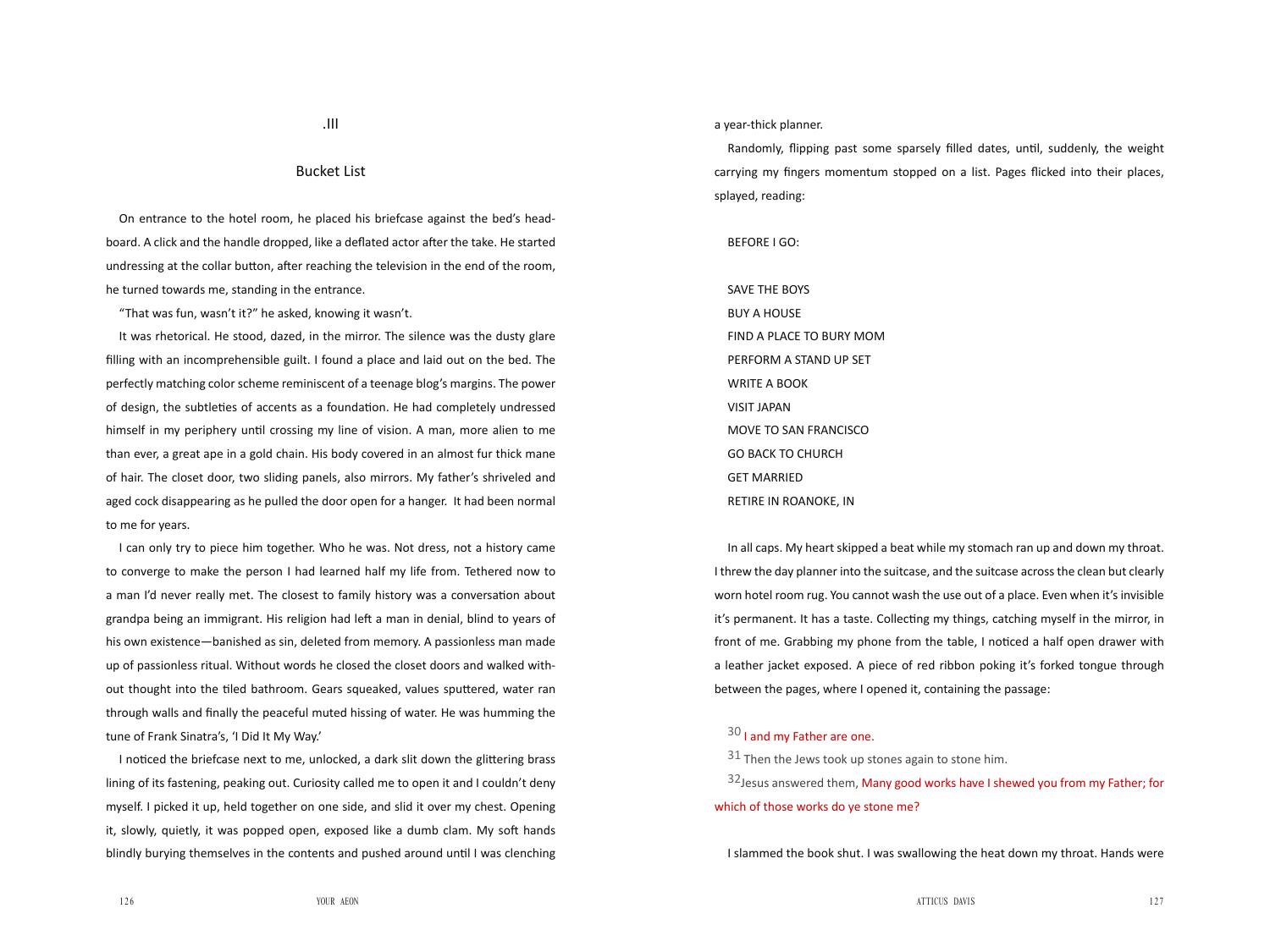## .III

## Bucket List

On entrance to the hotel room, he placed his briefcase against the bed's headboard. A click and the handle dropped, like a deflated actor after the take. He started undressing at the collar button, after reaching the television in the end of the room, he turned towards me, standing in the entrance.

"That was fun, wasn't it?" he asked, knowing it wasn't.

It was rhetorical. He stood, dazed, in the mirror. The silence was the dusty glare filling with an incomprehensible guilt. I found a place and laid out on the bed. The perfectly matching color scheme reminiscent of a teenage blog's margins. The power of design, the subtleties of accents as a foundation. He had completely undressed himself in my periphery until crossing my line of vision. A man, more alien to me than ever, a great ape in a gold chain. His body covered in an almost fur thick mane of hair. The closet door, two sliding panels, also mirrors. My father's shriveled and aged cock disappearing as he pulled the door open for a hanger. It had been normal to me for years.

I can only try to piece him together. Who he was. Not dress, not a history came to converge to make the person I had learned half my life from. Tethered now to a man I'd never really met. The closest to family history was a conversation about grandpa being an immigrant. His religion had left a man in denial, blind to years of his own existence—banished as sin, deleted from memory. A passionless man made up of passionless ritual. Without words he closed the closet doors and walked without thought into the tiled bathroom. Gears squeaked, values sputtered, water ran through walls and finally the peaceful muted hissing of water. He was humming the tune of Frank Sinatra's, 'I Did It My Way.'

I noticed the briefcase next to me, unlocked, a dark slit down the glittering brass lining of its fastening, peaking out. Curiosity called me to open it and I couldn't deny myself. I picked it up, held together on one side, and slid it over my chest. Opening it, slowly, quietly, it was popped open, exposed like a dumb clam. My soft hands blindly burying themselves in the contents and pushed around until I was clenching a year-thick planner.

Randomly, flipping past some sparsely filled dates, until, suddenly, the weight carrying my fingers momentum stopped on a list. Pages flicked into their places, splayed, reading:

BEFORE I GO:

SAVE THE BOYS  
BUY A HOUSE  
FIND A PLACE TO BURY MOM  
PERFORM A STAND UP SET  
WRITE A BOOK  
VISIT JAPAN  
MOVE TO SAN FRANCISCO  
GO BACK TO CHURCH  
GET MARRIED  
RETIRE IN ROANOKE, IN

In all caps. My heart skipped a beat while my stomach ran up and down my throat. I threw the day planner into the suitcase, and the suitcase across the clean but clearly worn hotel room rug. You cannot wash the use out of a place. Even when it's invisible it's permanent. It has a taste. Collecting my things, catching myself in the mirror, in front of me. Grabbing my phone from the table, I noticed a half open drawer with a leather jacket exposed. A piece of red ribbon poking it's forked tongue through between the pages, where I opened it, containing the passage:

30 I and my Father are one.

31 Then the Jews took up stones again to stone him.

32 Jesus answered them, Many good works have I shewed you from my Father; for which of those works do ye stone me?

I slammed the book shut. I was swallowing the heat down my throat. Hands were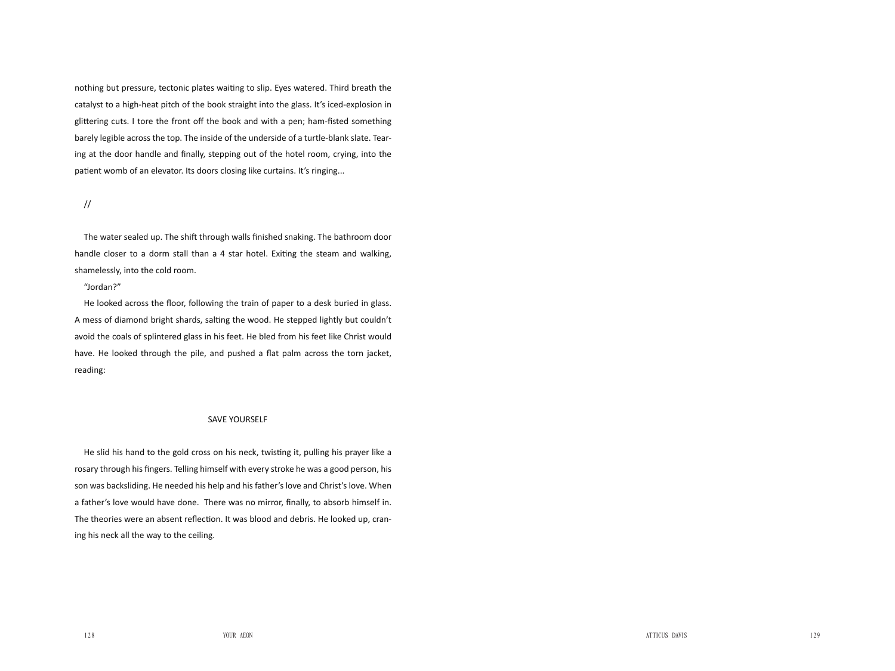nothing but pressure, tectonic plates waiting to slip. Eyes watered. Third breath the catalyst to a high-heat pitch of the book straight into the glass. It's iced-explosion in glittering cuts. I tore the front off the book and with a pen; ham-fisted something barely legible across the top. The inside of the underside of a turtle-blank slate. Tearing at the door handle and finally, stepping out of the hotel room, crying, into the patient womb of an elevator. Its doors closing like curtains. It's ringing...

//

The water sealed up. The shift through walls finished snaking. The bathroom door handle closer to a dorm stall than a 4 star hotel. Exiting the steam and walking, shamelessly, into the cold room.

"Jordan?"

He looked across the floor, following the train of paper to a desk buried in glass. A mess of diamond bright shards, salting the wood. He stepped lightly but couldn't avoid the coals of splintered glass in his feet. He bled from his feet like Christ would have. He looked through the pile, and pushed a flat palm across the torn jacket, reading:

SAVE YOURSELF

He slid his hand to the gold cross on his neck, twisting it, pulling his prayer like a rosary through his fingers. Telling himself with every stroke he was a good person, his son was backsliding. He needed his help and his father's love and Christ's love. When a father's love would have done. There was no mirror, finally, to absorb himself in. The theories were an absent reflection. It was blood and debris. He looked up, craning his neck all the way to the ceiling.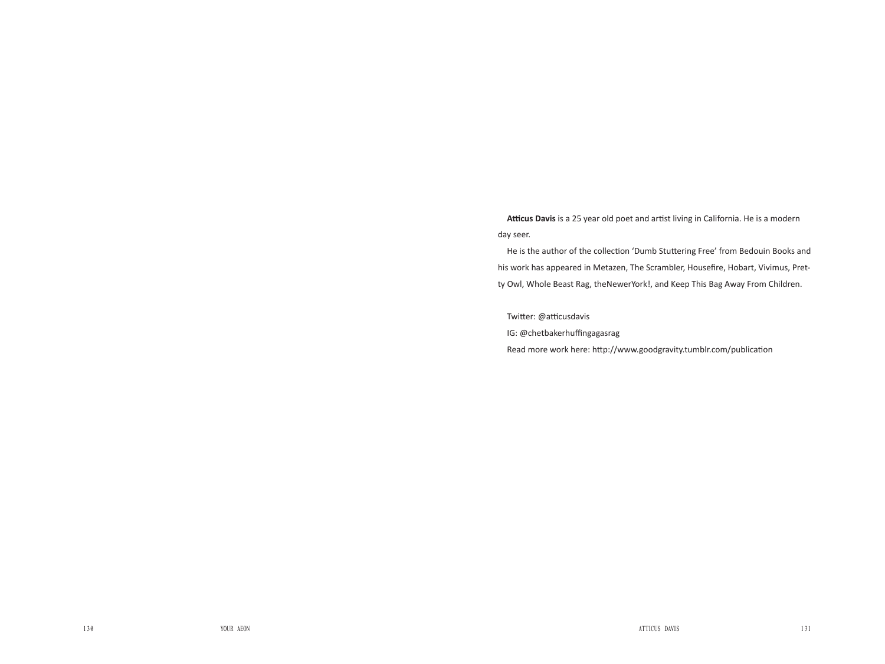**Atticus Davis** is a 25 year old poet and artist living in California. He is a modern day seer.

He is the author of the collection 'Dumb Stuttering Free' from Bedouin Books and his work has appeared in Metazen, The Scrambler, Housefire, Hobart, Vivimus, Pretty Owl, Whole Beast Rag, theNewerYork!, and Keep This Bag Away From Children.

Twitter: @atticusdavis

IG: @chetbakerhuffingagasrag

Read more work here: http://www.goodgravity.tumblr.com/publication